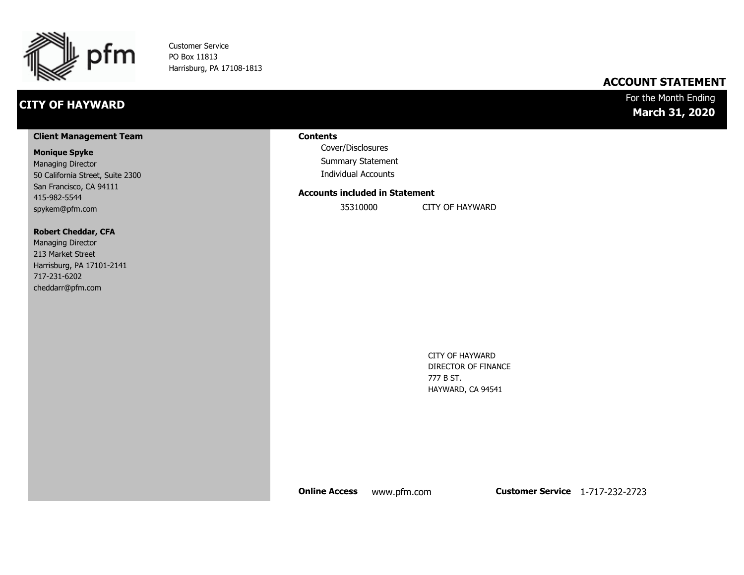pfm

Customer Service
PO Box 11813
Harrisburg, PA 17108-1813

## ACCOUNT STATEMENT

# CITY OF HAYWARD

For the Month Ending
**March 31, 2020**

**Client Management Team**

**Monique Spyke**
Managing Director
50 California Street, Suite 2300
San Francisco, CA 94111
415-982-5544
spykem@pfm.com

**Robert Cheddar, CFA**
Managing Director
213 Market Street
Harrisburg, PA 17101-2141
717-231-6202
cheddarr@pfm.com

**Contents**

- Cover/Disclosures
- Summary Statement
- Individual Accounts

**Accounts included in Statement**

35310000 CITY OF HAYWARD

CITY OF HAYWARD
DIRECTOR OF FINANCE
777 B ST.
HAYWARD, CA 94541

**Online Access** www.pfm.com **Customer Service** 1-717-232-2723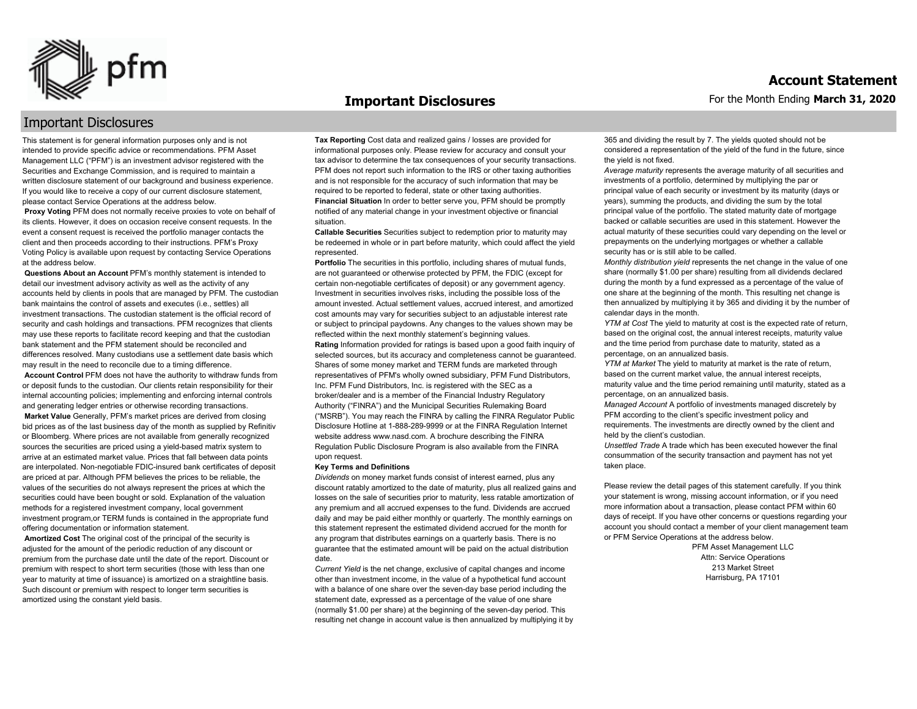## Important Disclosures

This statement is for general information purposes only and is not intended to provide specific advice or recommendations. PFM Asset Management LLC ("PFM") is an investment advisor registered with the Securities and Exchange Commission, and is required to maintain a written disclosure statement of our background and business experience. If you would like to receive a copy of our current disclosure statement, please contact Service Operations at the address below.

**Proxy Voting** PFM does not normally receive proxies to vote on behalf of its clients. However, it does on occasion receive consent requests. In the event a consent request is received the portfolio manager contacts the client and then proceeds according to their instructions. PFM's Proxy Voting Policy is available upon request by contacting Service Operations at the address below.

**Questions About an Account** PFM's monthly statement is intended to detail our investment advisory activity as well as the activity of any accounts held by clients in pools that are managed by PFM. The custodian bank maintains the control of assets and executes (i.e., settles) all investment transactions. The custodian statement is the official record of security and cash holdings and transactions. PFM recognizes that clients may use these reports to facilitate record keeping and that the custodian bank statement and the PFM statement should be reconciled and differences resolved. Many custodians use a settlement date basis which may result in the need to reconcile due to a timing difference.

**Account Control** PFM does not have the authority to withdraw funds from or deposit funds to the custodian. Our clients retain responsibility for their internal accounting policies; implementing and enforcing internal controls and generating ledger entries or otherwise recording transactions.

**Market Value** Generally, PFM's market prices are derived from closing bid prices as of the last business day of the month as supplied by Refinitiv or Bloomberg. Where prices are not available from generally recognized sources the securities are priced using a yield-based matrix system to arrive at an estimated market value. Prices that fall between data points are interpolated. Non-negotiable FDIC-insured bank certificates of deposit are priced at par. Although PFM believes the prices to be reliable, the values of the securities do not always represent the prices at which the securities could have been bought or sold. Explanation of the valuation methods for a registered investment company, local government investment program,or TERM funds is contained in the appropriate fund offering documentation or information statement.

**Amortized Cost** The original cost of the principal of the security is adjusted for the amount of the periodic reduction of any discount or premium from the purchase date until the date of the report. Discount or premium with respect to short term securities (those with less than one year to maturity at time of issuance) is amortized on a straightline basis. Such discount or premium with respect to longer term securities is amortized using the constant yield basis.

**Tax Reporting** Cost data and realized gains / losses are provided for informational purposes only. Please review for accuracy and consult your tax advisor to determine the tax consequences of your security transactions. PFM does not report such information to the IRS or other taxing authorities and is not responsible for the accuracy of such information that may be required to be reported to federal, state or other taxing authorities.

**Financial Situation** In order to better serve you, PFM should be promptly notified of any material change in your investment objective or financial situation.

**Callable Securities** Securities subject to redemption prior to maturity may be redeemed in whole or in part before maturity, which could affect the yield represented.

**Portfolio** The securities in this portfolio, including shares of mutual funds, are not guaranteed or otherwise protected by PFM, the FDIC (except for certain non-negotiable certificates of deposit) or any government agency. Investment in securities involves risks, including the possible loss of the amount invested. Actual settlement values, accrued interest, and amortized cost amounts may vary for securities subject to an adjustable interest rate or subject to principal paydowns. Any changes to the values shown may be reflected within the next monthly statement's beginning values.

**Rating** Information provided for ratings is based upon a good faith inquiry of selected sources, but its accuracy and completeness cannot be guaranteed. Shares of some money market and TERM funds are marketed through representatives of PFM's wholly owned subsidiary, PFM Fund Distributors, Inc. PFM Fund Distributors, Inc. is registered with the SEC as a broker/dealer and is a member of the Financial Industry Regulatory Authority ("FINRA") and the Municipal Securities Rulemaking Board ("MSRB"). You may reach the FINRA by calling the FINRA Regulator Public Disclosure Hotline at 1-888-289-9999 or at the FINRA Regulation Internet website address www.nasd.com. A brochure describing the FINRA Regulation Public Disclosure Program is also available from the FINRA upon request.

**Key Terms and Definitions**

*Dividends* on money market funds consist of interest earned, plus any discount ratably amortized to the date of maturity, plus all realized gains and losses on the sale of securities prior to maturity, less ratable amortization of any premium and all accrued expenses to the fund. Dividends are accrued daily and may be paid either monthly or quarterly. The monthly earnings on this statement represent the estimated dividend accrued for the month for any program that distributes earnings on a quarterly basis. There is no guarantee that the estimated amount will be paid on the actual distribution date.

*Current Yield* is the net change, exclusive of capital changes and income other than investment income, in the value of a hypothetical fund account with a balance of one share over the seven-day base period including the statement date, expressed as a percentage of the value of one share (normally $1.00 per share) at the beginning of the seven-day period. This resulting net change in account value is then annualized by multiplying it by 365 and dividing the result by 7. The yields quoted should not be considered a representation of the yield of the fund in the future, since the yield is not fixed.

*Average maturity* represents the average maturity of all securities and investments of a portfolio, determined by multiplying the par or principal value of each security or investment by its maturity (days or years), summing the products, and dividing the sum by the total principal value of the portfolio. The stated maturity date of mortgage backed or callable securities are used in this statement. However the actual maturity of these securities could vary depending on the level or prepayments on the underlying mortgages or whether a callable security has or is still able to be called.

*Monthly distribution yield* represents the net change in the value of one share (normally $1.00 per share) resulting from all dividends declared during the month by a fund expressed as a percentage of the value of one share at the beginning of the month. This resulting net change is then annualized by multiplying it by 365 and dividing it by the number of calendar days in the month.

*YTM at Cost* The yield to maturity at cost is the expected rate of return, based on the original cost, the annual interest receipts, maturity value and the time period from purchase date to maturity, stated as a percentage, on an annualized basis.

*YTM at Market* The yield to maturity at market is the rate of return, based on the current market value, the annual interest receipts, maturity value and the time period remaining until maturity, stated as a percentage, on an annualized basis.

*Managed Account* A portfolio of investments managed discretely by PFM according to the client's specific investment policy and requirements. The investments are directly owned by the client and held by the client's custodian.

*Unsettled Trade* A trade which has been executed however the final consummation of the security transaction and payment has not yet taken place.

Please review the detail pages of this statement carefully. If you think your statement is wrong, missing account information, or if you need more information about a transaction, please contact PFM within 60 days of receipt. If you have other concerns or questions regarding your account you should contact a member of your client management team or PFM Service Operations at the address below.

PFM Asset Management LLC
Attn: Service Operations
213 Market Street
Harrisburg, PA 17101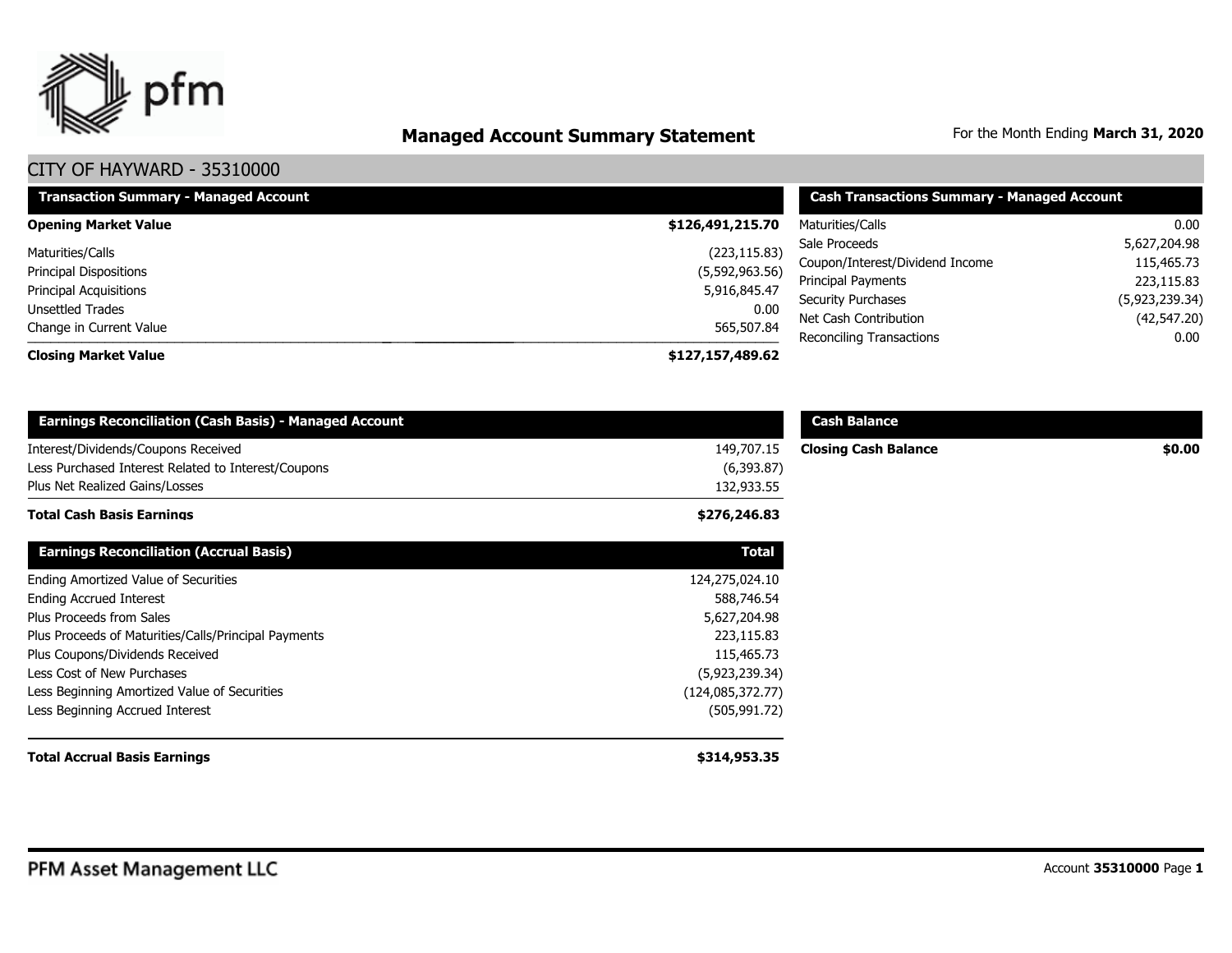# Managed Account Summary Statement

For the Month Ending **March 31, 2020**

## CITY OF HAYWARD - 35310000

| Transaction Summary - Managed Account | |
|---|---|
| **Opening Market Value** | **$126,491,215.70** |
| Maturities/Calls | (223,115.83) |
| Principal Dispositions | (5,592,963.56) |
| Principal Acquisitions | 5,916,845.47 |
| Unsettled Trades | 0.00 |
| Change in Current Value | 565,507.84 |
| **Closing Market Value** | **$127,157,489.62** |

| Cash Transactions Summary - Managed Account | |
|---|---|
| Maturities/Calls | 0.00 |
| Sale Proceeds | 5,627,204.98 |
| Coupon/Interest/Dividend Income | 115,465.73 |
| Principal Payments | 223,115.83 |
| Security Purchases | (5,923,239.34) |
| Net Cash Contribution | (42,547.20) |
| Reconciling Transactions | 0.00 |

| Earnings Reconciliation (Cash Basis) - Managed Account | |
|---|---|
| Interest/Dividends/Coupons Received | 149,707.15 |
| Less Purchased Interest Related to Interest/Coupons | (6,393.87) |
| Plus Net Realized Gains/Losses | 132,933.55 |
| **Total Cash Basis Earnings** | **$276,246.83** |

| Cash Balance | |
|---|---|
| **Closing Cash Balance** | **$0.00** |

| Earnings Reconciliation (Accrual Basis) | Total |
|---|---|
| Ending Amortized Value of Securities | 124,275,024.10 |
| Ending Accrued Interest | 588,746.54 |
| Plus Proceeds from Sales | 5,627,204.98 |
| Plus Proceeds of Maturities/Calls/Principal Payments | 223,115.83 |
| Plus Coupons/Dividends Received | 115,465.73 |
| Less Cost of New Purchases | (5,923,239.34) |
| Less Beginning Amortized Value of Securities | (124,085,372.77) |
| Less Beginning Accrued Interest | (505,991.72) |
| **Total Accrual Basis Earnings** | **$314,953.35** |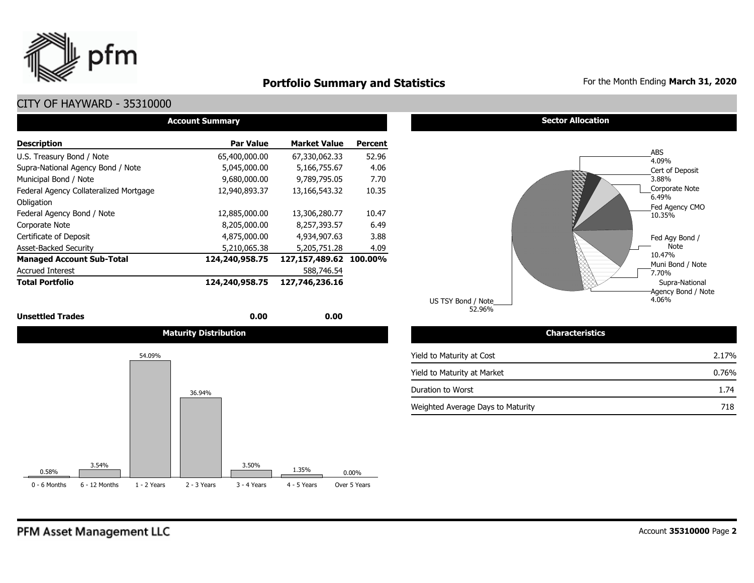# Portfolio Summary and Statistics

For the Month Ending **March 31, 2020**

## CITY OF HAYWARD - 35310000

### Account Summary

| Description | Par Value | Market Value | Percent |
|---|---|---|---|
| U.S. Treasury Bond / Note | 65,400,000.00 | 67,330,062.33 | 52.96 |
| Supra-National Agency Bond / Note | 5,045,000.00 | 5,166,755.67 | 4.06 |
| Municipal Bond / Note | 9,680,000.00 | 9,789,795.05 | 7.70 |
| Federal Agency Collateralized Mortgage Obligation | 12,940,893.37 | 13,166,543.32 | 10.35 |
| Federal Agency Bond / Note | 12,885,000.00 | 13,306,280.77 | 10.47 |
| Corporate Note | 8,205,000.00 | 8,257,393.57 | 6.49 |
| Certificate of Deposit | 4,875,000.00 | 4,934,907.63 | 3.88 |
| Asset-Backed Security | 5,210,065.38 | 5,205,751.28 | 4.09 |
| **Managed Account Sub-Total** | **124,240,958.75** | **127,157,489.62** | **100.00%** |
| Accrued Interest | | 588,746.54 | |
| **Total Portfolio** | **124,240,958.75** | **127,746,236.16** | |
| **Unsettled Trades** | **0.00** | **0.00** | |

### Sector Allocation

| Sector | Percent |
|---|---|
| ABS | 4.09% |
| Cert of Deposit | 3.88% |
| Corporate Note | 6.49% |
| Fed Agency CMO | 10.35% |
| Fed Agy Bond / Note | 10.47% |
| Muni Bond / Note | 7.70% |
| Supra-National Agency Bond / Note | 4.06% |
| US TSY Bond / Note | 52.96% |

### Maturity Distribution

| 0 - 6 Months | 6 - 12 Months | 1 - 2 Years | 2 - 3 Years | 3 - 4 Years | 4 - 5 Years | Over 5 Years |
|---|---|---|---|---|---|---|
| 0.58% | 3.54% | 54.09% | 36.94% | 3.50% | 1.35% | 0.00% |

### Characteristics

| Characteristic | Value |
|---|---|
| Yield to Maturity at Cost | 2.17% |
| Yield to Maturity at Market | 0.76% |
| Duration to Worst | 1.74 |
| Weighted Average Days to Maturity | 718 |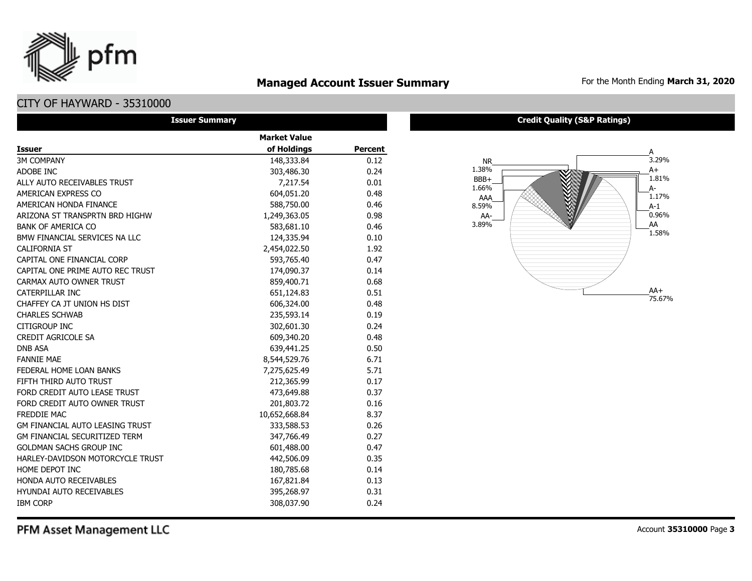# Managed Account Issuer Summary

For the Month Ending **March 31, 2020**

## CITY OF HAYWARD - 35310000

### Issuer Summary

| Issuer | Market Value of Holdings | Percent |
|---|---|---|
| 3M COMPANY | 148,333.84 | 0.12 |
| ADOBE INC | 303,486.30 | 0.24 |
| ALLY AUTO RECEIVABLES TRUST | 7,217.54 | 0.01 |
| AMERICAN EXPRESS CO | 604,051.20 | 0.48 |
| AMERICAN HONDA FINANCE | 588,750.00 | 0.46 |
| ARIZONA ST TRANSPRTN BRD HIGHW | 1,249,363.05 | 0.98 |
| BANK OF AMERICA CO | 583,681.10 | 0.46 |
| BMW FINANCIAL SERVICES NA LLC | 124,335.94 | 0.10 |
| CALIFORNIA ST | 2,454,022.50 | 1.92 |
| CAPITAL ONE FINANCIAL CORP | 593,765.40 | 0.47 |
| CAPITAL ONE PRIME AUTO REC TRUST | 174,090.37 | 0.14 |
| CARMAX AUTO OWNER TRUST | 859,400.71 | 0.68 |
| CATERPILLAR INC | 651,124.83 | 0.51 |
| CHAFFEY CA JT UNION HS DIST | 606,324.00 | 0.48 |
| CHARLES SCHWAB | 235,593.14 | 0.19 |
| CITIGROUP INC | 302,601.30 | 0.24 |
| CREDIT AGRICOLE SA | 609,340.20 | 0.48 |
| DNB ASA | 639,441.25 | 0.50 |
| FANNIE MAE | 8,544,529.76 | 6.71 |
| FEDERAL HOME LOAN BANKS | 7,275,625.49 | 5.71 |
| FIFTH THIRD AUTO TRUST | 212,365.99 | 0.17 |
| FORD CREDIT AUTO LEASE TRUST | 473,649.88 | 0.37 |
| FORD CREDIT AUTO OWNER TRUST | 201,803.72 | 0.16 |
| FREDDIE MAC | 10,652,668.84 | 8.37 |
| GM FINANCIAL AUTO LEASING TRUST | 333,588.53 | 0.26 |
| GM FINANCIAL SECURITIZED TERM | 347,766.49 | 0.27 |
| GOLDMAN SACHS GROUP INC | 601,488.00 | 0.47 |
| HARLEY-DAVIDSON MOTORCYCLE TRUST | 442,506.09 | 0.35 |
| HOME DEPOT INC | 180,785.68 | 0.14 |
| HONDA AUTO RECEIVABLES | 167,821.84 | 0.13 |
| HYUNDAI AUTO RECEIVABLES | 395,268.97 | 0.31 |
| IBM CORP | 308,037.90 | 0.24 |

### Credit Quality (S&P Ratings)

| Rating | Percent |
|---|---|
| NR | 1.38% |
| BBB+ | 1.66% |
| AAA | 8.59% |
| AA- | 3.89% |
| A | 3.29% |
| A+ | 1.81% |
| A- | 1.17% |
| A-1 | 0.96% |
| AA | 1.58% |
| AA+ | 75.67% |

PFM Asset Management LLC

Account **35310000** Page **3**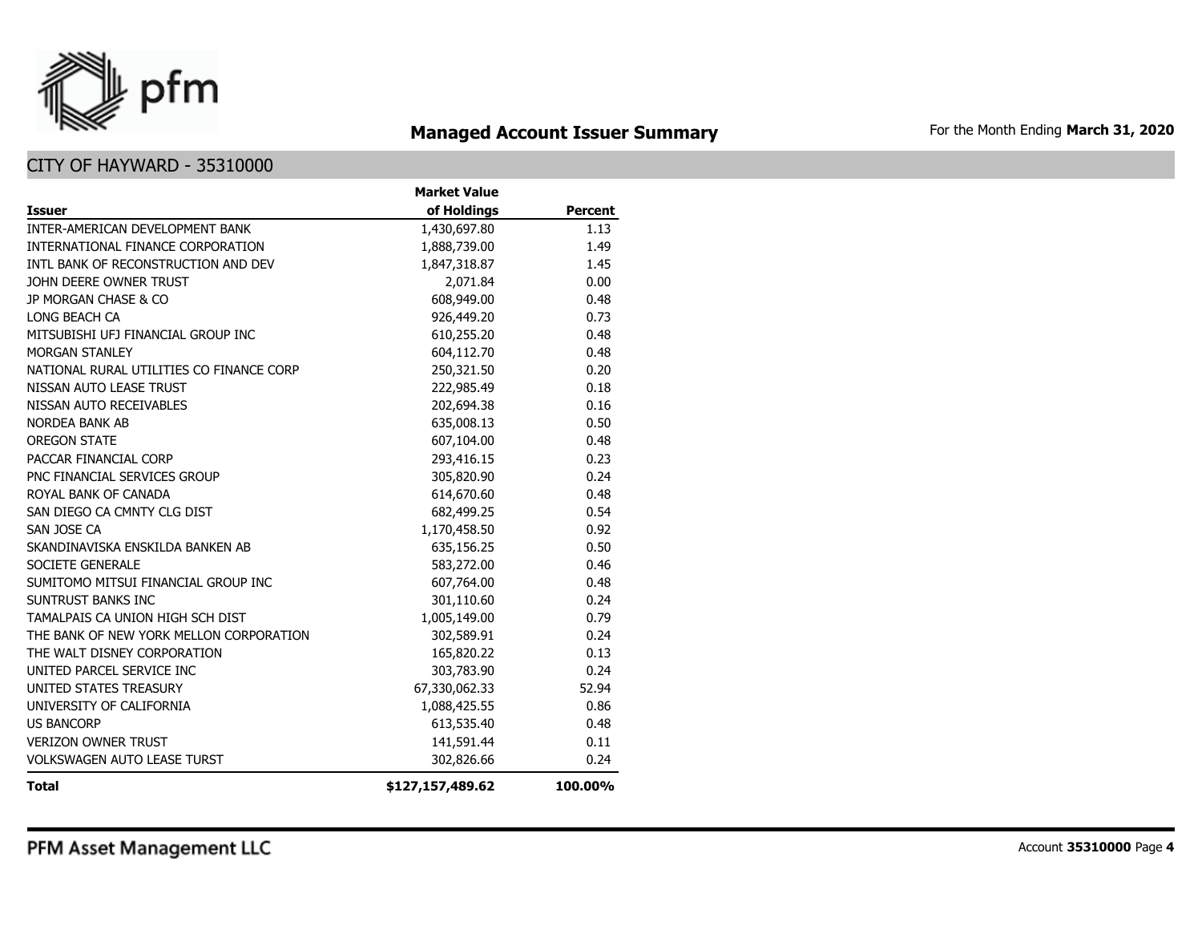# Managed Account Issuer Summary

For the Month Ending **March 31, 2020**

## CITY OF HAYWARD - 35310000

| Issuer | Market Value of Holdings | Percent |
|---|---|---|
| INTER-AMERICAN DEVELOPMENT BANK | 1,430,697.80 | 1.13 |
| INTERNATIONAL FINANCE CORPORATION | 1,888,739.00 | 1.49 |
| INTL BANK OF RECONSTRUCTION AND DEV | 1,847,318.87 | 1.45 |
| JOHN DEERE OWNER TRUST | 2,071.84 | 0.00 |
| JP MORGAN CHASE & CO | 608,949.00 | 0.48 |
| LONG BEACH CA | 926,449.20 | 0.73 |
| MITSUBISHI UFJ FINANCIAL GROUP INC | 610,255.20 | 0.48 |
| MORGAN STANLEY | 604,112.70 | 0.48 |
| NATIONAL RURAL UTILITIES CO FINANCE CORP | 250,321.50 | 0.20 |
| NISSAN AUTO LEASE TRUST | 222,985.49 | 0.18 |
| NISSAN AUTO RECEIVABLES | 202,694.38 | 0.16 |
| NORDEA BANK AB | 635,008.13 | 0.50 |
| OREGON STATE | 607,104.00 | 0.48 |
| PACCAR FINANCIAL CORP | 293,416.15 | 0.23 |
| PNC FINANCIAL SERVICES GROUP | 305,820.90 | 0.24 |
| ROYAL BANK OF CANADA | 614,670.60 | 0.48 |
| SAN DIEGO CA CMNTY CLG DIST | 682,499.25 | 0.54 |
| SAN JOSE CA | 1,170,458.50 | 0.92 |
| SKANDINAVISKA ENSKILDA BANKEN AB | 635,156.25 | 0.50 |
| SOCIETE GENERALE | 583,272.00 | 0.46 |
| SUMITOMO MITSUI FINANCIAL GROUP INC | 607,764.00 | 0.48 |
| SUNTRUST BANKS INC | 301,110.60 | 0.24 |
| TAMALPAIS CA UNION HIGH SCH DIST | 1,005,149.00 | 0.79 |
| THE BANK OF NEW YORK MELLON CORPORATION | 302,589.91 | 0.24 |
| THE WALT DISNEY CORPORATION | 165,820.22 | 0.13 |
| UNITED PARCEL SERVICE INC | 303,783.90 | 0.24 |
| UNITED STATES TREASURY | 67,330,062.33 | 52.94 |
| UNIVERSITY OF CALIFORNIA | 1,088,425.55 | 0.86 |
| US BANCORP | 613,535.40 | 0.48 |
| VERIZON OWNER TRUST | 141,591.44 | 0.11 |
| VOLKSWAGEN AUTO LEASE TURST | 302,826.66 | 0.24 |
| **Total** | **$127,157,489.62** | **100.00%** |

PFM Asset Management LLC

Account **35310000**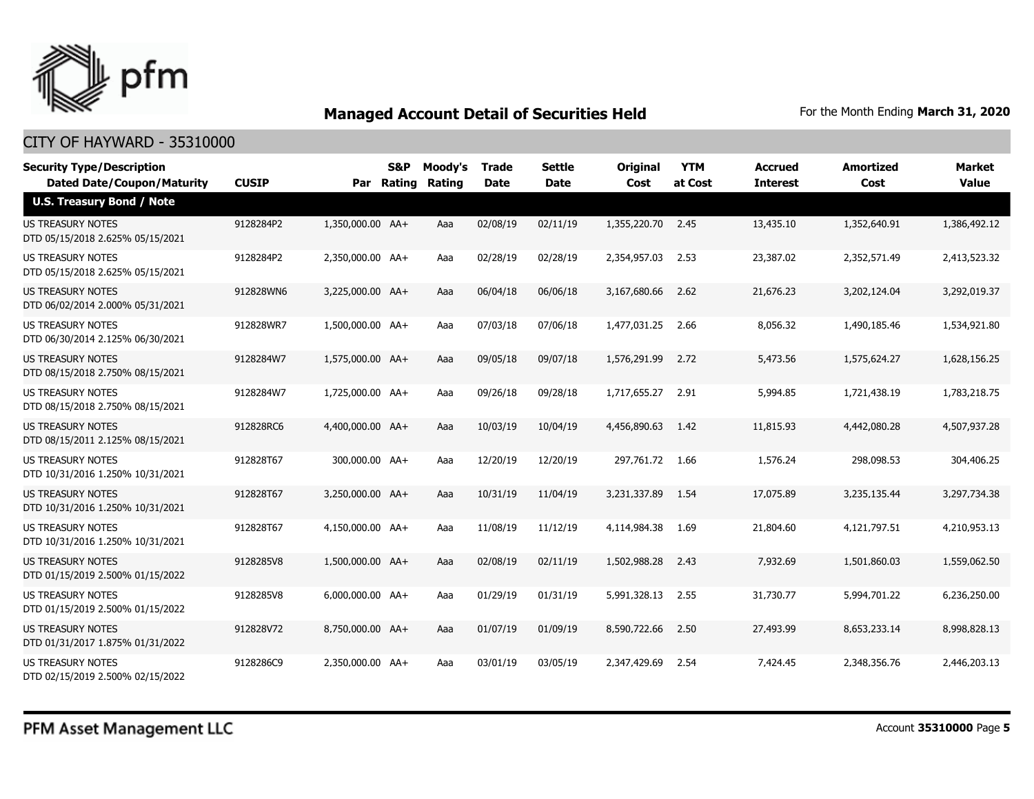## Managed Account Detail of Securities Held

For the Month Ending **March 31, 2020**

CITY OF HAYWARD - 35310000

| Security Type/Description Dated Date/Coupon/Maturity | CUSIP | Par | S&P Rating | Moody's Rating | Trade Date | Settle Date | Original Cost | YTM at Cost | Accrued Interest | Amortized Cost | Market Value |
|---|---|---|---|---|---|---|---|---|---|---|---|
| **U.S. Treasury Bond / Note** | | | | | | | | | | | |
| US TREASURY NOTES DTD 05/15/2018 2.625% 05/15/2021 | 9128284P2 | 1,350,000.00 | AA+ | Aaa | 02/08/19 | 02/11/19 | 1,355,220.70 | 2.45 | 13,435.10 | 1,352,640.91 | 1,386,492.12 |
| US TREASURY NOTES DTD 05/15/2018 2.625% 05/15/2021 | 9128284P2 | 2,350,000.00 | AA+ | Aaa | 02/28/19 | 02/28/19 | 2,354,957.03 | 2.53 | 23,387.02 | 2,352,571.49 | 2,413,523.32 |
| US TREASURY NOTES DTD 06/02/2014 2.000% 05/31/2021 | 912828WN6 | 3,225,000.00 | AA+ | Aaa | 06/04/18 | 06/06/18 | 3,167,680.66 | 2.62 | 21,676.23 | 3,202,124.04 | 3,292,019.37 |
| US TREASURY NOTES DTD 06/30/2014 2.125% 06/30/2021 | 912828WR7 | 1,500,000.00 | AA+ | Aaa | 07/03/18 | 07/06/18 | 1,477,031.25 | 2.66 | 8,056.32 | 1,490,185.46 | 1,534,921.80 |
| US TREASURY NOTES DTD 08/15/2018 2.750% 08/15/2021 | 9128284W7 | 1,575,000.00 | AA+ | Aaa | 09/05/18 | 09/07/18 | 1,576,291.99 | 2.72 | 5,473.56 | 1,575,624.27 | 1,628,156.25 |
| US TREASURY NOTES DTD 08/15/2018 2.750% 08/15/2021 | 9128284W7 | 1,725,000.00 | AA+ | Aaa | 09/26/18 | 09/28/18 | 1,717,655.27 | 2.91 | 5,994.85 | 1,721,438.19 | 1,783,218.75 |
| US TREASURY NOTES DTD 08/15/2011 2.125% 08/15/2021 | 912828RC6 | 4,400,000.00 | AA+ | Aaa | 10/03/19 | 10/04/19 | 4,456,890.63 | 1.42 | 11,815.93 | 4,442,080.28 | 4,507,937.28 |
| US TREASURY NOTES DTD 10/31/2016 1.250% 10/31/2021 | 912828T67 | 300,000.00 | AA+ | Aaa | 12/20/19 | 12/20/19 | 297,761.72 | 1.66 | 1,576.24 | 298,098.53 | 304,406.25 |
| US TREASURY NOTES DTD 10/31/2016 1.250% 10/31/2021 | 912828T67 | 3,250,000.00 | AA+ | Aaa | 10/31/19 | 11/04/19 | 3,231,337.89 | 1.54 | 17,075.89 | 3,235,135.44 | 3,297,734.38 |
| US TREASURY NOTES DTD 10/31/2016 1.250% 10/31/2021 | 912828T67 | 4,150,000.00 | AA+ | Aaa | 11/08/19 | 11/12/19 | 4,114,984.38 | 1.69 | 21,804.60 | 4,121,797.51 | 4,210,953.13 |
| US TREASURY NOTES DTD 01/15/2019 2.500% 01/15/2022 | 9128285V8 | 1,500,000.00 | AA+ | Aaa | 02/08/19 | 02/11/19 | 1,502,988.28 | 2.43 | 7,932.69 | 1,501,860.03 | 1,559,062.50 |
| US TREASURY NOTES DTD 01/15/2019 2.500% 01/15/2022 | 9128285V8 | 6,000,000.00 | AA+ | Aaa | 01/29/19 | 01/31/19 | 5,991,328.13 | 2.55 | 31,730.77 | 5,994,701.22 | 6,236,250.00 |
| US TREASURY NOTES DTD 01/31/2017 1.875% 01/31/2022 | 912828V72 | 8,750,000.00 | AA+ | Aaa | 01/07/19 | 01/09/19 | 8,590,722.66 | 2.50 | 27,493.99 | 8,653,233.14 | 8,998,828.13 |
| US TREASURY NOTES DTD 02/15/2019 2.500% 02/15/2022 | 9128286C9 | 2,350,000.00 | AA+ | Aaa | 03/01/19 | 03/05/19 | 2,347,429.69 | 2.54 | 7,424.45 | 2,348,356.76 | 2,446,203.13 |

PFM Asset Management LLC

Account **35310000** Page **5**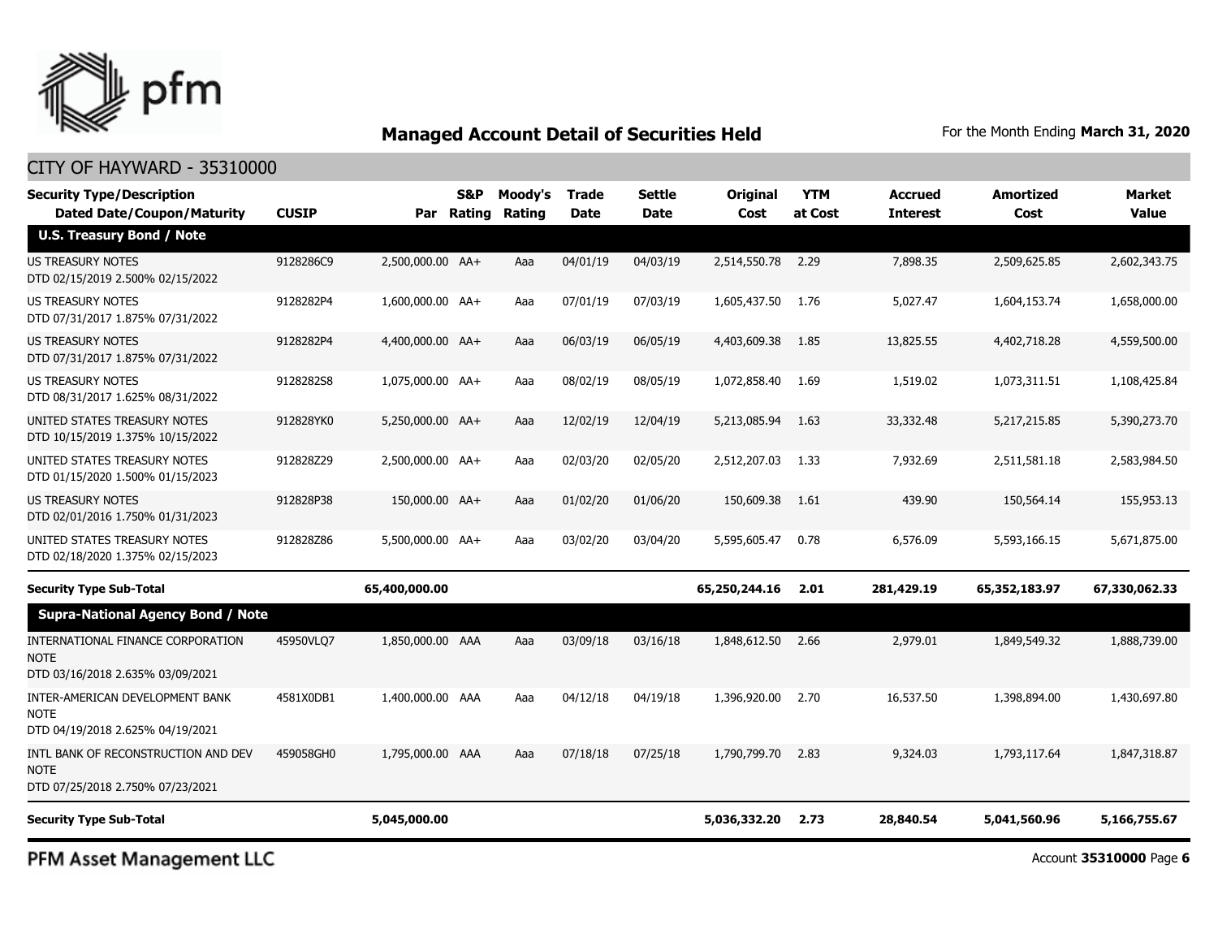## Managed Account Detail of Securities Held

For the Month Ending **March 31, 2020**

CITY OF HAYWARD - 35310000

| Security Type/Description Dated Date/Coupon/Maturity | CUSIP | Par | S&P Rating | Moody's Rating | Trade Date | Settle Date | Original Cost | YTM at Cost | Accrued Interest | Amortized Cost | Market Value |
|---|---|---|---|---|---|---|---|---|---|---|---|
| **U.S. Treasury Bond / Note** | | | | | | | | | | | |
| US TREASURY NOTES DTD 02/15/2019 2.500% 02/15/2022 | 9128286C9 | 2,500,000.00 | AA+ | Aaa | 04/01/19 | 04/03/19 | 2,514,550.78 | 2.29 | 7,898.35 | 2,509,625.85 | 2,602,343.75 |
| US TREASURY NOTES DTD 07/31/2017 1.875% 07/31/2022 | 9128282P4 | 1,600,000.00 | AA+ | Aaa | 07/01/19 | 07/03/19 | 1,605,437.50 | 1.76 | 5,027.47 | 1,604,153.74 | 1,658,000.00 |
| US TREASURY NOTES DTD 07/31/2017 1.875% 07/31/2022 | 9128282P4 | 4,400,000.00 | AA+ | Aaa | 06/03/19 | 06/05/19 | 4,403,609.38 | 1.85 | 13,825.55 | 4,402,718.28 | 4,559,500.00 |
| US TREASURY NOTES DTD 08/31/2017 1.625% 08/31/2022 | 9128282S8 | 1,075,000.00 | AA+ | Aaa | 08/02/19 | 08/05/19 | 1,072,858.40 | 1.69 | 1,519.02 | 1,073,311.51 | 1,108,425.84 |
| UNITED STATES TREASURY NOTES DTD 10/15/2019 1.375% 10/15/2022 | 912828YK0 | 5,250,000.00 | AA+ | Aaa | 12/02/19 | 12/04/19 | 5,213,085.94 | 1.63 | 33,332.48 | 5,217,215.85 | 5,390,273.70 |
| UNITED STATES TREASURY NOTES DTD 01/15/2020 1.500% 01/15/2023 | 912828Z29 | 2,500,000.00 | AA+ | Aaa | 02/03/20 | 02/05/20 | 2,512,207.03 | 1.33 | 7,932.69 | 2,511,581.18 | 2,583,984.50 |
| US TREASURY NOTES DTD 02/01/2016 1.750% 01/31/2023 | 912828P38 | 150,000.00 | AA+ | Aaa | 01/02/20 | 01/06/20 | 150,609.38 | 1.61 | 439.90 | 150,564.14 | 155,953.13 |
| UNITED STATES TREASURY NOTES DTD 02/18/2020 1.375% 02/15/2023 | 912828Z86 | 5,500,000.00 | AA+ | Aaa | 03/02/20 | 03/04/20 | 5,595,605.47 | 0.78 | 6,576.09 | 5,593,166.15 | 5,671,875.00 |
| **Security Type Sub-Total** | | **65,400,000.00** | | | | | **65,250,244.16** | **2.01** | **281,429.19** | **65,352,183.97** | **67,330,062.33** |
| **Supra-National Agency Bond / Note** | | | | | | | | | | | |
| INTERNATIONAL FINANCE CORPORATION NOTE DTD 03/16/2018 2.635% 03/09/2021 | 45950VLQ7 | 1,850,000.00 | AAA | Aaa | 03/09/18 | 03/16/18 | 1,848,612.50 | 2.66 | 2,979.01 | 1,849,549.32 | 1,888,739.00 |
| INTER-AMERICAN DEVELOPMENT BANK NOTE DTD 04/19/2018 2.625% 04/19/2021 | 4581X0DB1 | 1,400,000.00 | AAA | Aaa | 04/12/18 | 04/19/18 | 1,396,920.00 | 2.70 | 16,537.50 | 1,398,894.00 | 1,430,697.80 |
| INTL BANK OF RECONSTRUCTION AND DEV NOTE DTD 07/25/2018 2.750% 07/23/2021 | 459058GH0 | 1,795,000.00 | AAA | Aaa | 07/18/18 | 07/25/18 | 1,790,799.70 | 2.83 | 9,324.03 | 1,793,117.64 | 1,847,318.87 |
| **Security Type Sub-Total** | | **5,045,000.00** | | | | | **5,036,332.20** | **2.73** | **28,840.54** | **5,041,560.96** | **5,166,755.67** |

PFM Asset Management LLC

Account **35310000** Page **6**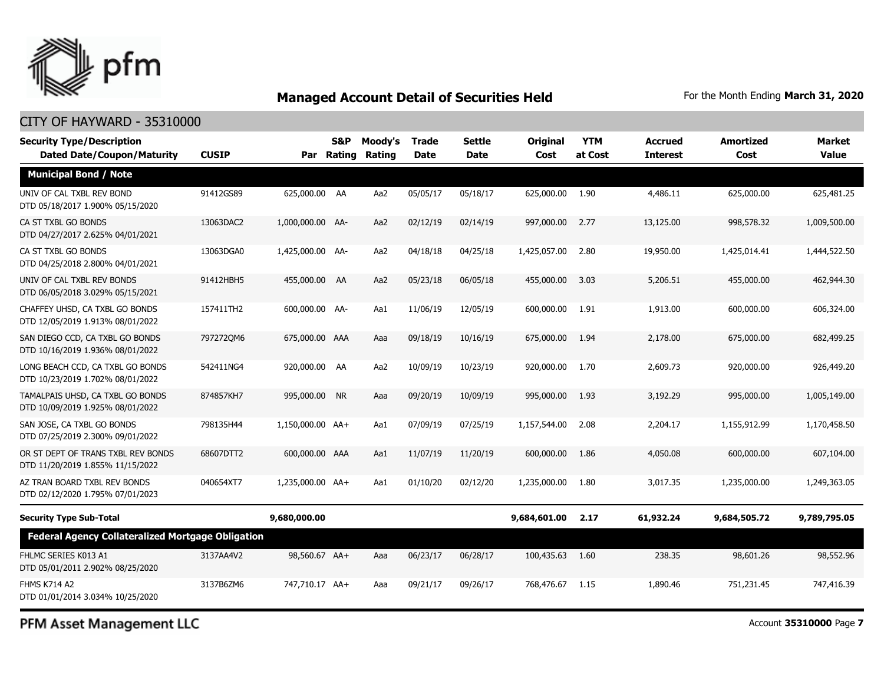## Managed Account Detail of Securities Held

For the Month Ending **March 31, 2020**

CITY OF HAYWARD - 35310000

| Security Type/Description Dated Date/Coupon/Maturity | CUSIP | Par | S&P Rating | Moody's Rating | Trade Date | Settle Date | Original Cost | YTM at Cost | Accrued Interest | Amortized Cost | Market Value |
|---|---|---|---|---|---|---|---|---|---|---|---|
| **Municipal Bond / Note** | | | | | | | | | | | |
| UNIV OF CAL TXBL REV BOND DTD 05/18/2017 1.900% 05/15/2020 | 91412GS89 | 625,000.00 | AA | Aa2 | 05/05/17 | 05/18/17 | 625,000.00 | 1.90 | 4,486.11 | 625,000.00 | 625,481.25 |
| CA ST TXBL GO BONDS DTD 04/27/2017 2.625% 04/01/2021 | 13063DAC2 | 1,000,000.00 | AA- | Aa2 | 02/12/19 | 02/14/19 | 997,000.00 | 2.77 | 13,125.00 | 998,578.32 | 1,009,500.00 |
| CA ST TXBL GO BONDS DTD 04/25/2018 2.800% 04/01/2021 | 13063DGA0 | 1,425,000.00 | AA- | Aa2 | 04/18/18 | 04/25/18 | 1,425,057.00 | 2.80 | 19,950.00 | 1,425,014.41 | 1,444,522.50 |
| UNIV OF CAL TXBL REV BONDS DTD 06/05/2018 3.029% 05/15/2021 | 91412HBH5 | 455,000.00 | AA | Aa2 | 05/23/18 | 06/05/18 | 455,000.00 | 3.03 | 5,206.51 | 455,000.00 | 462,944.30 |
| CHAFFEY UHSD, CA TXBL GO BONDS DTD 12/05/2019 1.913% 08/01/2022 | 157411TH2 | 600,000.00 | AA- | Aa1 | 11/06/19 | 12/05/19 | 600,000.00 | 1.91 | 1,913.00 | 600,000.00 | 606,324.00 |
| SAN DIEGO CCD, CA TXBL GO BONDS DTD 10/16/2019 1.936% 08/01/2022 | 797272QM6 | 675,000.00 | AAA | Aaa | 09/18/19 | 10/16/19 | 675,000.00 | 1.94 | 2,178.00 | 675,000.00 | 682,499.25 |
| LONG BEACH CCD, CA TXBL GO BONDS DTD 10/23/2019 1.702% 08/01/2022 | 542411NG4 | 920,000.00 | AA | Aa2 | 10/09/19 | 10/23/19 | 920,000.00 | 1.70 | 2,609.73 | 920,000.00 | 926,449.20 |
| TAMALPAIS UHSD, CA TXBL GO BONDS DTD 10/09/2019 1.925% 08/01/2022 | 874857KH7 | 995,000.00 | NR | Aaa | 09/20/19 | 10/09/19 | 995,000.00 | 1.93 | 3,192.29 | 995,000.00 | 1,005,149.00 |
| SAN JOSE, CA TXBL GO BONDS DTD 07/25/2019 2.300% 09/01/2022 | 798135H44 | 1,150,000.00 | AA+ | Aa1 | 07/09/19 | 07/25/19 | 1,157,544.00 | 2.08 | 2,204.17 | 1,155,912.99 | 1,170,458.50 |
| OR ST DEPT OF TRANS TXBL REV BONDS DTD 11/20/2019 1.855% 11/15/2022 | 68607DTT2 | 600,000.00 | AAA | Aa1 | 11/07/19 | 11/20/19 | 600,000.00 | 1.86 | 4,050.08 | 600,000.00 | 607,104.00 |
| AZ TRAN BOARD TXBL REV BONDS DTD 02/12/2020 1.795% 07/01/2023 | 040654XT7 | 1,235,000.00 | AA+ | Aa1 | 01/10/20 | 02/12/20 | 1,235,000.00 | 1.80 | 3,017.35 | 1,235,000.00 | 1,249,363.05 |
| **Security Type Sub-Total** | | **9,680,000.00** | | | | | **9,684,601.00** | **2.17** | **61,932.24** | **9,684,505.72** | **9,789,795.05** |
| **Federal Agency Collateralized Mortgage Obligation** | | | | | | | | | | | |
| FHLMC SERIES K013 A1 DTD 05/01/2011 2.902% 08/25/2020 | 3137AA4V2 | 98,560.67 | AA+ | Aaa | 06/23/17 | 06/28/17 | 100,435.63 | 1.60 | 238.35 | 98,601.26 | 98,552.96 |
| FHMS K714 A2 DTD 01/01/2014 3.034% 10/25/2020 | 3137B6ZM6 | 747,710.17 | AA+ | Aaa | 09/21/17 | 09/26/17 | 768,476.67 | 1.15 | 1,890.46 | 751,231.45 | 747,416.39 |

PFM Asset Management LLC

Account **35310000**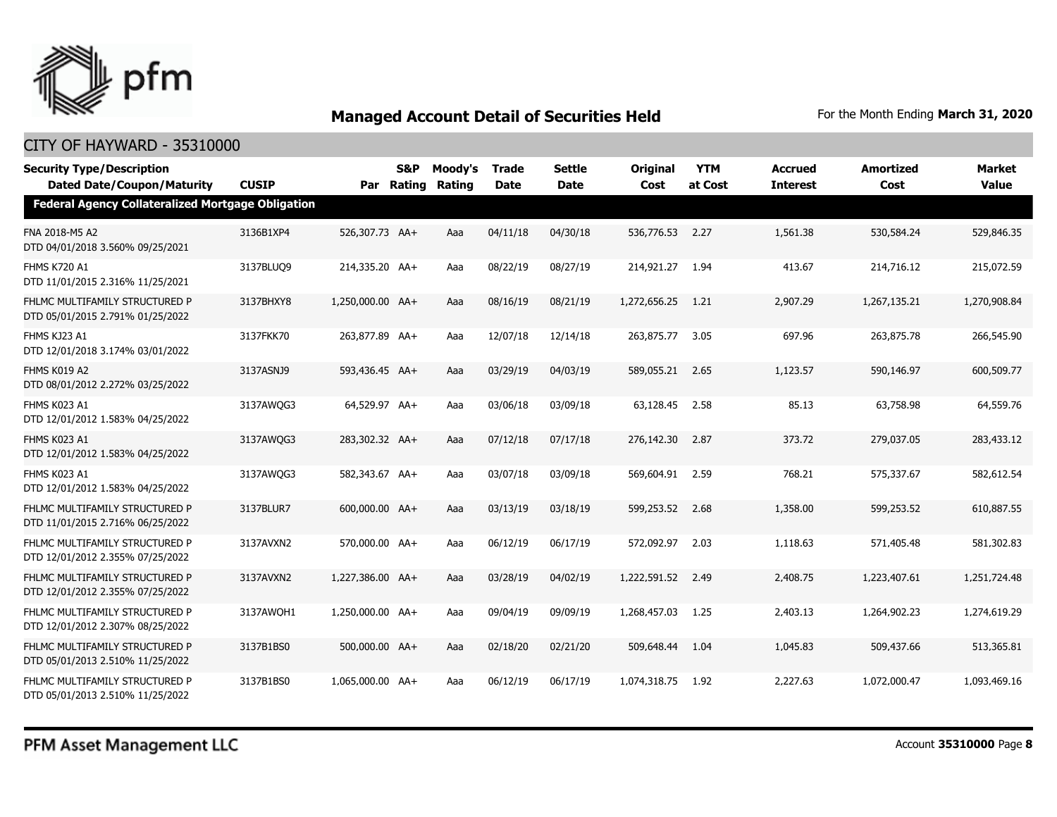## Managed Account Detail of Securities Held

For the Month Ending **March 31, 2020**

CITY OF HAYWARD - 35310000

| Security Type/Description Dated Date/Coupon/Maturity | CUSIP | Par | S&P Rating | Moody's Rating | Trade Date | Settle Date | Original Cost | YTM at Cost | Accrued Interest | Amortized Cost | Market Value |
|---|---|---|---|---|---|---|---|---|---|---|---|
| **Federal Agency Collateralized Mortgage Obligation** | | | | | | | | | | | |
| FNA 2018-M5 A2 DTD 04/01/2018 3.560% 09/25/2021 | 3136B1XP4 | 526,307.73 | AA+ | Aaa | 04/11/18 | 04/30/18 | 536,776.53 | 2.27 | 1,561.38 | 530,584.24 | 529,846.35 |
| FHMS K720 A1 DTD 11/01/2015 2.316% 11/25/2021 | 3137BLUQ9 | 214,335.20 | AA+ | Aaa | 08/22/19 | 08/27/19 | 214,921.27 | 1.94 | 413.67 | 214,716.12 | 215,072.59 |
| FHLMC MULTIFAMILY STRUCTURED P DTD 05/01/2015 2.791% 01/25/2022 | 3137BHXY8 | 1,250,000.00 | AA+ | Aaa | 08/16/19 | 08/21/19 | 1,272,656.25 | 1.21 | 2,907.29 | 1,267,135.21 | 1,270,908.84 |
| FHMS KJ23 A1 DTD 12/01/2018 3.174% 03/01/2022 | 3137FKK70 | 263,877.89 | AA+ | Aaa | 12/07/18 | 12/14/18 | 263,875.77 | 3.05 | 697.96 | 263,875.78 | 266,545.90 |
| FHMS K019 A2 DTD 08/01/2012 2.272% 03/25/2022 | 3137ASNJ9 | 593,436.45 | AA+ | Aaa | 03/29/19 | 04/03/19 | 589,055.21 | 2.65 | 1,123.57 | 590,146.97 | 600,509.77 |
| FHMS K023 A1 DTD 12/01/2012 1.583% 04/25/2022 | 3137AWQG3 | 64,529.97 | AA+ | Aaa | 03/06/18 | 03/09/18 | 63,128.45 | 2.58 | 85.13 | 63,758.98 | 64,559.76 |
| FHMS K023 A1 DTD 12/01/2012 1.583% 04/25/2022 | 3137AWQG3 | 283,302.32 | AA+ | Aaa | 07/12/18 | 07/17/18 | 276,142.30 | 2.87 | 373.72 | 279,037.05 | 283,433.12 |
| FHMS K023 A1 DTD 12/01/2012 1.583% 04/25/2022 | 3137AWQG3 | 582,343.67 | AA+ | Aaa | 03/07/18 | 03/09/18 | 569,604.91 | 2.59 | 768.21 | 575,337.67 | 582,612.54 |
| FHLMC MULTIFAMILY STRUCTURED P DTD 11/01/2015 2.716% 06/25/2022 | 3137BLUR7 | 600,000.00 | AA+ | Aaa | 03/13/19 | 03/18/19 | 599,253.52 | 2.68 | 1,358.00 | 599,253.52 | 610,887.55 |
| FHLMC MULTIFAMILY STRUCTURED P DTD 12/01/2012 2.355% 07/25/2022 | 3137AVXN2 | 570,000.00 | AA+ | Aaa | 06/12/19 | 06/17/19 | 572,092.97 | 2.03 | 1,118.63 | 571,405.48 | 581,302.83 |
| FHLMC MULTIFAMILY STRUCTURED P DTD 12/01/2012 2.355% 07/25/2022 | 3137AVXN2 | 1,227,386.00 | AA+ | Aaa | 03/28/19 | 04/02/19 | 1,222,591.52 | 2.49 | 2,408.75 | 1,223,407.61 | 1,251,724.48 |
| FHLMC MULTIFAMILY STRUCTURED P DTD 12/01/2012 2.307% 08/25/2022 | 3137AWQH1 | 1,250,000.00 | AA+ | Aaa | 09/04/19 | 09/09/19 | 1,268,457.03 | 1.25 | 2,403.13 | 1,264,902.23 | 1,274,619.29 |
| FHLMC MULTIFAMILY STRUCTURED P DTD 05/01/2013 2.510% 11/25/2022 | 3137B1BS0 | 500,000.00 | AA+ | Aaa | 02/18/20 | 02/21/20 | 509,648.44 | 1.04 | 1,045.83 | 509,437.66 | 513,365.81 |
| FHLMC MULTIFAMILY STRUCTURED P DTD 05/01/2013 2.510% 11/25/2022 | 3137B1BS0 | 1,065,000.00 | AA+ | Aaa | 06/12/19 | 06/17/19 | 1,074,318.75 | 1.92 | 2,227.63 | 1,072,000.47 | 1,093,469.16 |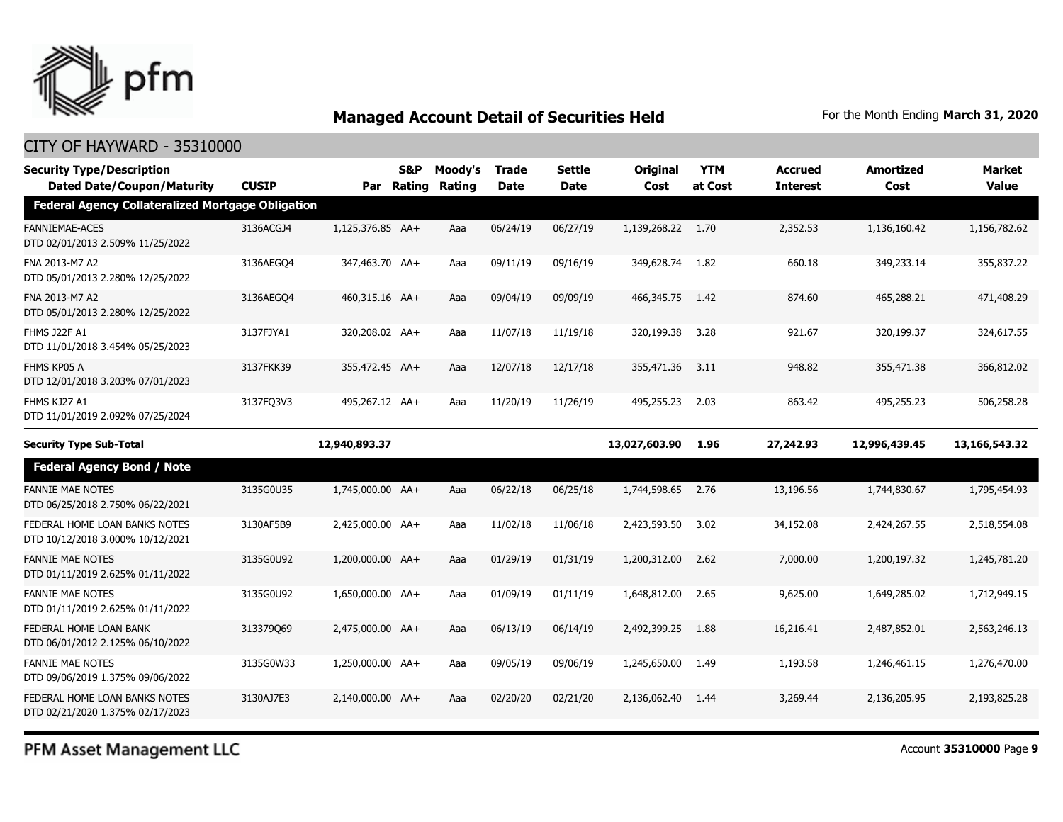# Managed Account Detail of Securities Held

For the Month Ending **March 31, 2020**

## CITY OF HAYWARD - 35310000

| Security Type/Description Dated Date/Coupon/Maturity | CUSIP | Par | S&P Rating | Moody's Rating | Trade Date | Settle Date | Original Cost | YTM at Cost | Accrued Interest | Amortized Cost | Market Value |
|---|---|---|---|---|---|---|---|---|---|---|---|
| **Federal Agency Collateralized Mortgage Obligation** | | | | | | | | | | | |
| FANNIEMAE-ACES DTD 02/01/2013 2.509% 11/25/2022 | 3136ACGJ4 | 1,125,376.85 | AA+ | Aaa | 06/24/19 | 06/27/19 | 1,139,268.22 | 1.70 | 2,352.53 | 1,136,160.42 | 1,156,782.62 |
| FNA 2013-M7 A2 DTD 05/01/2013 2.280% 12/25/2022 | 3136AEGQ4 | 347,463.70 | AA+ | Aaa | 09/11/19 | 09/16/19 | 349,628.74 | 1.82 | 660.18 | 349,233.14 | 355,837.22 |
| FNA 2013-M7 A2 DTD 05/01/2013 2.280% 12/25/2022 | 3136AEGQ4 | 460,315.16 | AA+ | Aaa | 09/04/19 | 09/09/19 | 466,345.75 | 1.42 | 874.60 | 465,288.21 | 471,408.29 |
| FHMS J22F A1 DTD 11/01/2018 3.454% 05/25/2023 | 3137FJYA1 | 320,208.02 | AA+ | Aaa | 11/07/18 | 11/19/18 | 320,199.38 | 3.28 | 921.67 | 320,199.37 | 324,617.55 |
| FHMS KP05 A DTD 12/01/2018 3.203% 07/01/2023 | 3137FKK39 | 355,472.45 | AA+ | Aaa | 12/07/18 | 12/17/18 | 355,471.36 | 3.11 | 948.82 | 355,471.38 | 366,812.02 |
| FHMS KJ27 A1 DTD 11/01/2019 2.092% 07/25/2024 | 3137FQ3V3 | 495,267.12 | AA+ | Aaa | 11/20/19 | 11/26/19 | 495,255.23 | 2.03 | 863.42 | 495,255.23 | 506,258.28 |
| **Security Type Sub-Total** | | **12,940,893.37** | | | | | **13,027,603.90** | **1.96** | **27,242.93** | **12,996,439.45** | **13,166,543.32** |
| **Federal Agency Bond / Note** | | | | | | | | | | | |
| FANNIE MAE NOTES DTD 06/25/2018 2.750% 06/22/2021 | 3135G0U35 | 1,745,000.00 | AA+ | Aaa | 06/22/18 | 06/25/18 | 1,744,598.65 | 2.76 | 13,196.56 | 1,744,830.67 | 1,795,454.93 |
| FEDERAL HOME LOAN BANKS NOTES DTD 10/12/2018 3.000% 10/12/2021 | 3130AF5B9 | 2,425,000.00 | AA+ | Aaa | 11/02/18 | 11/06/18 | 2,423,593.50 | 3.02 | 34,152.08 | 2,424,267.55 | 2,518,554.08 |
| FANNIE MAE NOTES DTD 01/11/2019 2.625% 01/11/2022 | 3135G0U92 | 1,200,000.00 | AA+ | Aaa | 01/29/19 | 01/31/19 | 1,200,312.00 | 2.62 | 7,000.00 | 1,200,197.32 | 1,245,781.20 |
| FANNIE MAE NOTES DTD 01/11/2019 2.625% 01/11/2022 | 3135G0U92 | 1,650,000.00 | AA+ | Aaa | 01/09/19 | 01/11/19 | 1,648,812.00 | 2.65 | 9,625.00 | 1,649,285.02 | 1,712,949.15 |
| FEDERAL HOME LOAN BANK DTD 06/01/2012 2.125% 06/10/2022 | 313379Q69 | 2,475,000.00 | AA+ | Aaa | 06/13/19 | 06/14/19 | 2,492,399.25 | 1.88 | 16,216.41 | 2,487,852.01 | 2,563,246.13 |
| FANNIE MAE NOTES DTD 09/06/2019 1.375% 09/06/2022 | 3135G0W33 | 1,250,000.00 | AA+ | Aaa | 09/05/19 | 09/06/19 | 1,245,650.00 | 1.49 | 1,193.58 | 1,246,461.15 | 1,276,470.00 |
| FEDERAL HOME LOAN BANKS NOTES DTD 02/21/2020 1.375% 02/17/2023 | 3130AJ7E3 | 2,140,000.00 | AA+ | Aaa | 02/20/20 | 02/21/20 | 2,136,062.40 | 1.44 | 3,269.44 | 2,136,205.95 | 2,193,825.28 |

PFM Asset Management LLC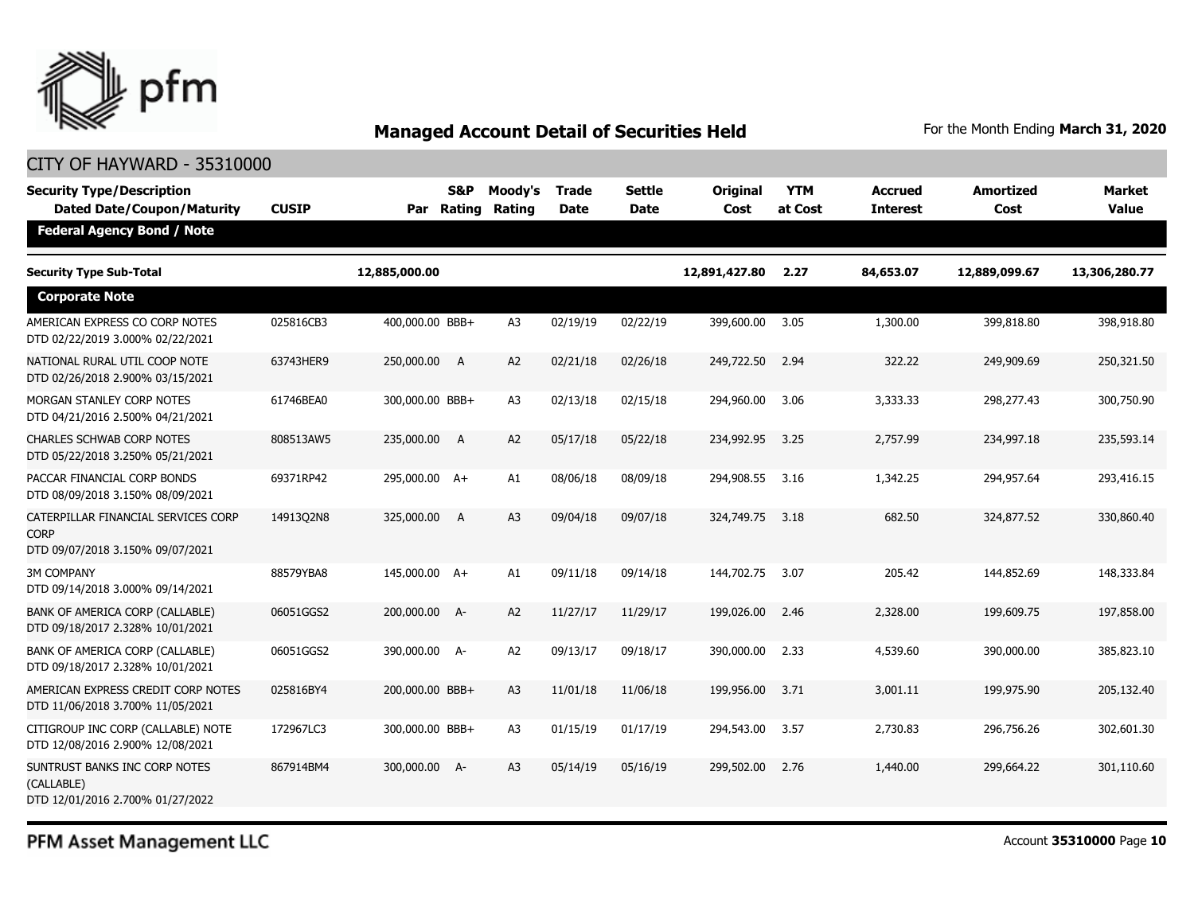## Managed Account Detail of Securities Held

For the Month Ending **March 31, 2020**

CITY OF HAYWARD - 35310000

| Security Type/Description Dated Date/Coupon/Maturity | CUSIP | Par | S&P Rating | Moody's Rating | Trade Date | Settle Date | Original Cost | YTM at Cost | Accrued Interest | Amortized Cost | Market Value |
|---|---|---|---|---|---|---|---|---|---|---|---|
| **Federal Agency Bond / Note** | | | | | | | | | | | |
| **Security Type Sub-Total** | | **12,885,000.00** | | | | | **12,891,427.80** | **2.27** | **84,653.07** | **12,889,099.67** | **13,306,280.77** |
| **Corporate Note** | | | | | | | | | | | |
| AMERICAN EXPRESS CO CORP NOTES DTD 02/22/2019 3.000% 02/22/2021 | 025816CB3 | 400,000.00 | BBB+ | A3 | 02/19/19 | 02/22/19 | 399,600.00 | 3.05 | 1,300.00 | 399,818.80 | 398,918.80 |
| NATIONAL RURAL UTIL COOP NOTE DTD 02/26/2018 2.900% 03/15/2021 | 63743HER9 | 250,000.00 | A | A2 | 02/21/18 | 02/26/18 | 249,722.50 | 2.94 | 322.22 | 249,909.69 | 250,321.50 |
| MORGAN STANLEY CORP NOTES DTD 04/21/2016 2.500% 04/21/2021 | 61746BEA0 | 300,000.00 | BBB+ | A3 | 02/13/18 | 02/15/18 | 294,960.00 | 3.06 | 3,333.33 | 298,277.43 | 300,750.90 |
| CHARLES SCHWAB CORP NOTES DTD 05/22/2018 3.250% 05/21/2021 | 808513AW5 | 235,000.00 | A | A2 | 05/17/18 | 05/22/18 | 234,992.95 | 3.25 | 2,757.99 | 234,997.18 | 235,593.14 |
| PACCAR FINANCIAL CORP BONDS DTD 08/09/2018 3.150% 08/09/2021 | 69371RP42 | 295,000.00 | A+ | A1 | 08/06/18 | 08/09/18 | 294,908.55 | 3.16 | 1,342.25 | 294,957.64 | 293,416.15 |
| CATERPILLAR FINANCIAL SERVICES CORP CORP DTD 09/07/2018 3.150% 09/07/2021 | 14913Q2N8 | 325,000.00 | A | A3 | 09/04/18 | 09/07/18 | 324,749.75 | 3.18 | 682.50 | 324,877.52 | 330,860.40 |
| 3M COMPANY DTD 09/14/2018 3.000% 09/14/2021 | 88579YBA8 | 145,000.00 | A+ | A1 | 09/11/18 | 09/14/18 | 144,702.75 | 3.07 | 205.42 | 144,852.69 | 148,333.84 |
| BANK OF AMERICA CORP (CALLABLE) DTD 09/18/2017 2.328% 10/01/2021 | 06051GGS2 | 200,000.00 | A- | A2 | 11/27/17 | 11/29/17 | 199,026.00 | 2.46 | 2,328.00 | 199,609.75 | 197,858.00 |
| BANK OF AMERICA CORP (CALLABLE) DTD 09/18/2017 2.328% 10/01/2021 | 06051GGS2 | 390,000.00 | A- | A2 | 09/13/17 | 09/18/17 | 390,000.00 | 2.33 | 4,539.60 | 390,000.00 | 385,823.10 |
| AMERICAN EXPRESS CREDIT CORP NOTES DTD 11/06/2018 3.700% 11/05/2021 | 025816BY4 | 200,000.00 | BBB+ | A3 | 11/01/18 | 11/06/18 | 199,956.00 | 3.71 | 3,001.11 | 199,975.90 | 205,132.40 |
| CITIGROUP INC CORP (CALLABLE) NOTE DTD 12/08/2016 2.900% 12/08/2021 | 172967LC3 | 300,000.00 | BBB+ | A3 | 01/15/19 | 01/17/19 | 294,543.00 | 3.57 | 2,730.83 | 296,756.26 | 302,601.30 |
| SUNTRUST BANKS INC CORP NOTES (CALLABLE) DTD 12/01/2016 2.700% 01/27/2022 | 867914BM4 | 300,000.00 | A- | A3 | 05/14/19 | 05/16/19 | 299,502.00 | 2.76 | 1,440.00 | 299,664.22 | 301,110.60 |

PFM Asset Management LLC

Account **35310000** Page **10**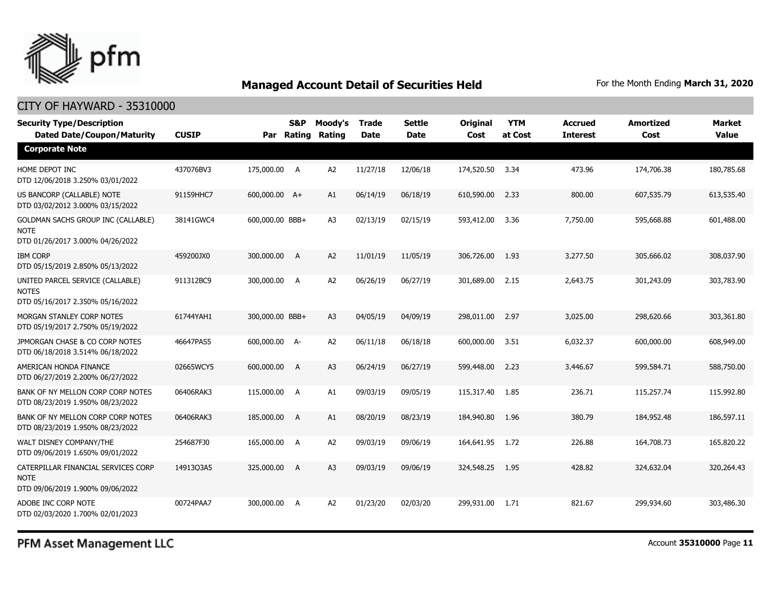## Managed Account Detail of Securities Held

For the Month Ending **March 31, 2020**

### CITY OF HAYWARD - 35310000

| Security Type/Description Dated Date/Coupon/Maturity | CUSIP | Par | S&P Rating | Moody's Rating | Trade Date | Settle Date | Original Cost | YTM at Cost | Accrued Interest | Amortized Cost | Market Value |
|---|---|---|---|---|---|---|---|---|---|---|---|
| **Corporate Note** | | | | | | | | | | | |
| HOME DEPOT INC DTD 12/06/2018 3.250% 03/01/2022 | 437076BV3 | 175,000.00 | A | A2 | 11/27/18 | 12/06/18 | 174,520.50 | 3.34 | 473.96 | 174,706.38 | 180,785.68 |
| US BANCORP (CALLABLE) NOTE DTD 03/02/2012 3.000% 03/15/2022 | 91159HHC7 | 600,000.00 | A+ | A1 | 06/14/19 | 06/18/19 | 610,590.00 | 2.33 | 800.00 | 607,535.79 | 613,535.40 |
| GOLDMAN SACHS GROUP INC (CALLABLE) NOTE DTD 01/26/2017 3.000% 04/26/2022 | 38141GWC4 | 600,000.00 | BBB+ | A3 | 02/13/19 | 02/15/19 | 593,412.00 | 3.36 | 7,750.00 | 595,668.88 | 601,488.00 |
| IBM CORP DTD 05/15/2019 2.850% 05/13/2022 | 459200JX0 | 300,000.00 | A | A2 | 11/01/19 | 11/05/19 | 306,726.00 | 1.93 | 3,277.50 | 305,666.02 | 308,037.90 |
| UNITED PARCEL SERVICE (CALLABLE) NOTES DTD 05/16/2017 2.350% 05/16/2022 | 911312BC9 | 300,000.00 | A | A2 | 06/26/19 | 06/27/19 | 301,689.00 | 2.15 | 2,643.75 | 301,243.09 | 303,783.90 |
| MORGAN STANLEY CORP NOTES DTD 05/19/2017 2.750% 05/19/2022 | 61744YAH1 | 300,000.00 | BBB+ | A3 | 04/05/19 | 04/09/19 | 298,011.00 | 2.97 | 3,025.00 | 298,620.66 | 303,361.80 |
| JPMORGAN CHASE & CO CORP NOTES DTD 06/18/2018 3.514% 06/18/2022 | 46647PAS5 | 600,000.00 | A- | A2 | 06/11/18 | 06/18/18 | 600,000.00 | 3.51 | 6,032.37 | 600,000.00 | 608,949.00 |
| AMERICAN HONDA FINANCE DTD 06/27/2019 2.200% 06/27/2022 | 02665WCY5 | 600,000.00 | A | A3 | 06/24/19 | 06/27/19 | 599,448.00 | 2.23 | 3,446.67 | 599,584.71 | 588,750.00 |
| BANK OF NY MELLON CORP CORP NOTES DTD 08/23/2019 1.950% 08/23/2022 | 06406RAK3 | 115,000.00 | A | A1 | 09/03/19 | 09/05/19 | 115,317.40 | 1.85 | 236.71 | 115,257.74 | 115,992.80 |
| BANK OF NY MELLON CORP CORP NOTES DTD 08/23/2019 1.950% 08/23/2022 | 06406RAK3 | 185,000.00 | A | A1 | 08/20/19 | 08/23/19 | 184,940.80 | 1.96 | 380.79 | 184,952.48 | 186,597.11 |
| WALT DISNEY COMPANY/THE DTD 09/06/2019 1.650% 09/01/2022 | 254687FJ0 | 165,000.00 | A | A2 | 09/03/19 | 09/06/19 | 164,641.95 | 1.72 | 226.88 | 164,708.73 | 165,820.22 |
| CATERPILLAR FINANCIAL SERVICES CORP NOTE DTD 09/06/2019 1.900% 09/06/2022 | 14913Q3A5 | 325,000.00 | A | A3 | 09/03/19 | 09/06/19 | 324,548.25 | 1.95 | 428.82 | 324,632.04 | 320,264.43 |
| ADOBE INC CORP NOTE DTD 02/03/2020 1.700% 02/01/2023 | 00724PAA7 | 300,000.00 | A | A2 | 01/23/20 | 02/03/20 | 299,931.00 | 1.71 | 821.67 | 299,934.60 | 303,486.30 |

PFM Asset Management LLC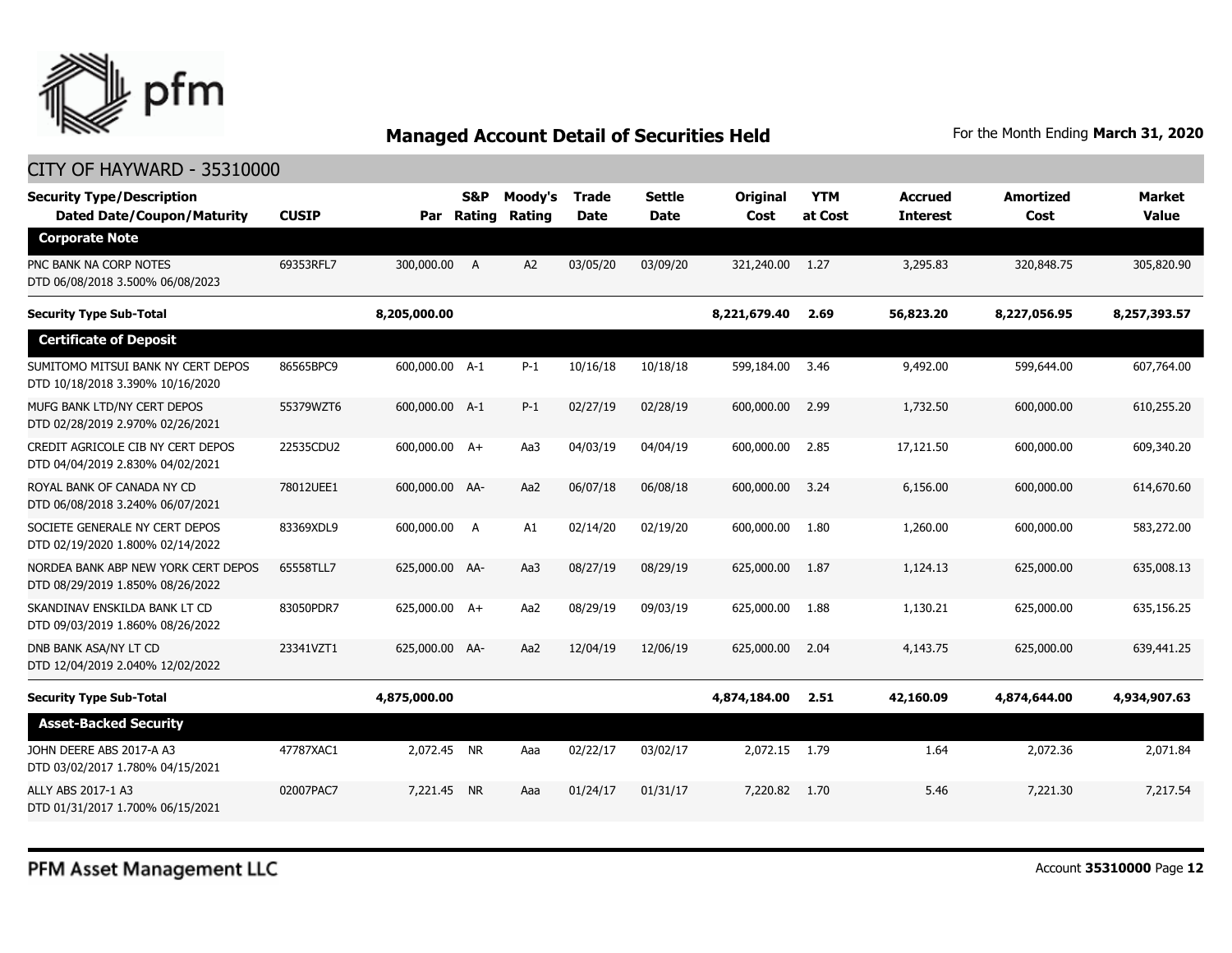## Managed Account Detail of Securities Held

For the Month Ending **March 31, 2020**

CITY OF HAYWARD - 35310000

| Security Type/Description Dated Date/Coupon/Maturity | CUSIP | Par | S&P Rating | Moody's Rating | Trade Date | Settle Date | Original Cost | YTM at Cost | Accrued Interest | Amortized Cost | Market Value |
|---|---|---|---|---|---|---|---|---|---|---|---|
| **Corporate Note** | | | | | | | | | | | |
| PNC BANK NA CORP NOTES DTD 06/08/2018 3.500% 06/08/2023 | 69353RFL7 | 300,000.00 | A | A2 | 03/05/20 | 03/09/20 | 321,240.00 | 1.27 | 3,295.83 | 320,848.75 | 305,820.90 |
| **Security Type Sub-Total** | | **8,205,000.00** | | | | | **8,221,679.40** | **2.69** | **56,823.20** | **8,227,056.95** | **8,257,393.57** |
| **Certificate of Deposit** | | | | | | | | | | | |
| SUMITOMO MITSUI BANK NY CERT DEPOS DTD 10/18/2018 3.390% 10/16/2020 | 86565BPC9 | 600,000.00 | A-1 | P-1 | 10/16/18 | 10/18/18 | 599,184.00 | 3.46 | 9,492.00 | 599,644.00 | 607,764.00 |
| MUFG BANK LTD/NY CERT DEPOS DTD 02/28/2019 2.970% 02/26/2021 | 55379WZT6 | 600,000.00 | A-1 | P-1 | 02/27/19 | 02/28/19 | 600,000.00 | 2.99 | 1,732.50 | 600,000.00 | 610,255.20 |
| CREDIT AGRICOLE CIB NY CERT DEPOS DTD 04/04/2019 2.830% 04/02/2021 | 22535CDU2 | 600,000.00 | A+ | Aa3 | 04/03/19 | 04/04/19 | 600,000.00 | 2.85 | 17,121.50 | 600,000.00 | 609,340.20 |
| ROYAL BANK OF CANADA NY CD DTD 06/08/2018 3.240% 06/07/2021 | 78012UEE1 | 600,000.00 | AA- | Aa2 | 06/07/18 | 06/08/18 | 600,000.00 | 3.24 | 6,156.00 | 600,000.00 | 614,670.60 |
| SOCIETE GENERALE NY CERT DEPOS DTD 02/19/2020 1.800% 02/14/2022 | 83369XDL9 | 600,000.00 | A | A1 | 02/14/20 | 02/19/20 | 600,000.00 | 1.80 | 1,260.00 | 600,000.00 | 583,272.00 |
| NORDEA BANK ABP NEW YORK CERT DEPOS DTD 08/29/2019 1.850% 08/26/2022 | 65558TLL7 | 625,000.00 | AA- | Aa3 | 08/27/19 | 08/29/19 | 625,000.00 | 1.87 | 1,124.13 | 625,000.00 | 635,008.13 |
| SKANDINAV ENSKILDA BANK LT CD DTD 09/03/2019 1.860% 08/26/2022 | 83050PDR7 | 625,000.00 | A+ | Aa2 | 08/29/19 | 09/03/19 | 625,000.00 | 1.88 | 1,130.21 | 625,000.00 | 635,156.25 |
| DNB BANK ASA/NY LT CD DTD 12/04/2019 2.040% 12/02/2022 | 23341VZT1 | 625,000.00 | AA- | Aa2 | 12/04/19 | 12/06/19 | 625,000.00 | 2.04 | 4,143.75 | 625,000.00 | 639,441.25 |
| **Security Type Sub-Total** | | **4,875,000.00** | | | | | **4,874,184.00** | **2.51** | **42,160.09** | **4,874,644.00** | **4,934,907.63** |
| **Asset-Backed Security** | | | | | | | | | | | |
| JOHN DEERE ABS 2017-A A3 DTD 03/02/2017 1.780% 04/15/2021 | 47787XAC1 | 2,072.45 | NR | Aaa | 02/22/17 | 03/02/17 | 2,072.15 | 1.79 | 1.64 | 2,072.36 | 2,071.84 |
| ALLY ABS 2017-1 A3 DTD 01/31/2017 1.700% 06/15/2021 | 02007PAC7 | 7,221.45 | NR | Aaa | 01/24/17 | 01/31/17 | 7,220.82 | 1.70 | 5.46 | 7,221.30 | 7,217.54 |

PFM Asset Management LLC

Account **35310000**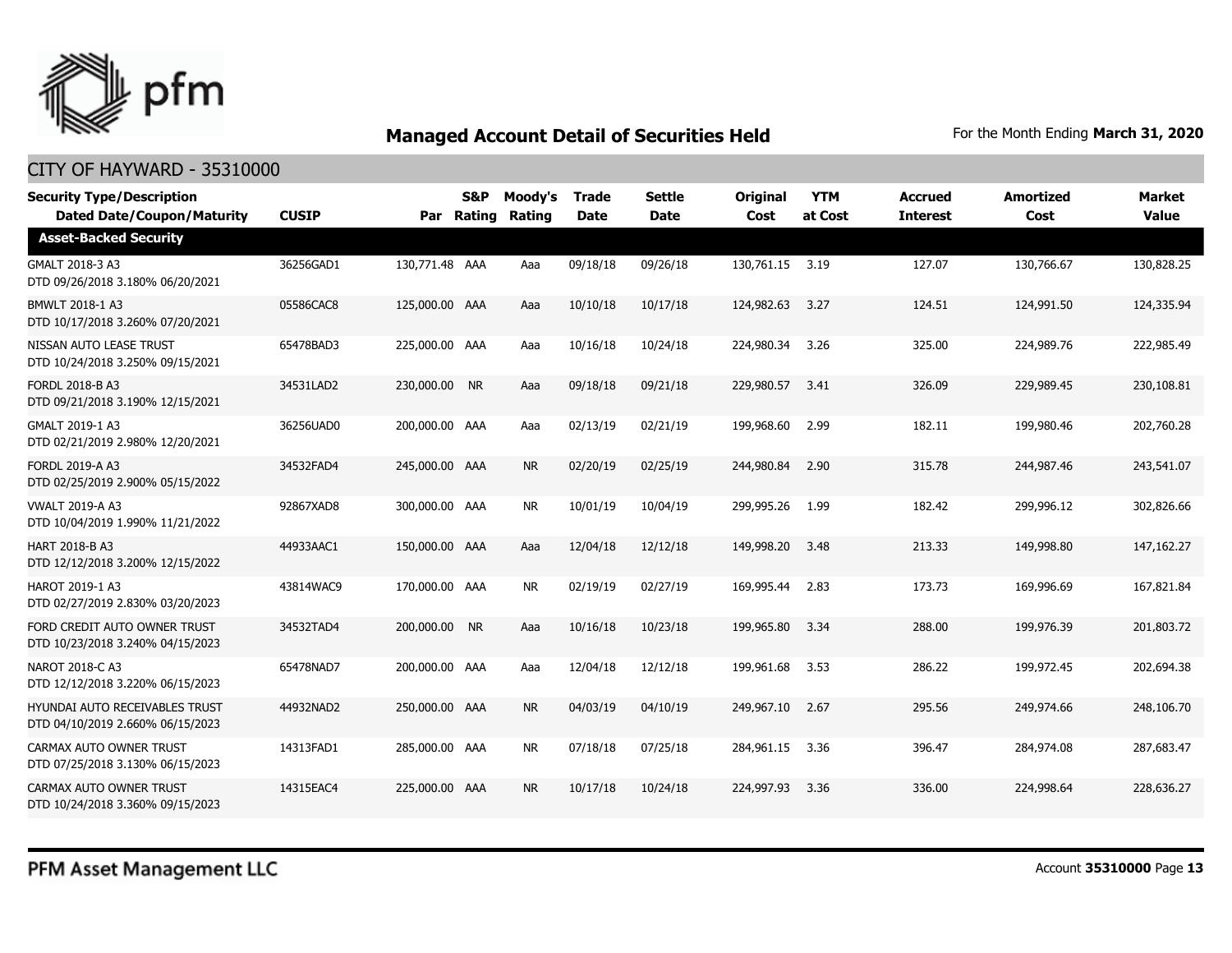## Managed Account Detail of Securities Held

For the Month Ending **March 31, 2020**

CITY OF HAYWARD - 35310000

| Security Type/Description Dated Date/Coupon/Maturity | CUSIP | Par | S&P Rating | Moody's Rating | Trade Date | Settle Date | Original Cost | YTM at Cost | Accrued Interest | Amortized Cost | Market Value |
|---|---|---|---|---|---|---|---|---|---|---|---|
| **Asset-Backed Security** | | | | | | | | | | | |
| GMALT 2018-3 A3<br>DTD 09/26/2018 3.180% 06/20/2021 | 36256GAD1 | 130,771.48 | AAA | Aaa | 09/18/18 | 09/26/18 | 130,761.15 | 3.19 | 127.07 | 130,766.67 | 130,828.25 |
| BMWLT 2018-1 A3<br>DTD 10/17/2018 3.260% 07/20/2021 | 05586CAC8 | 125,000.00 | AAA | Aaa | 10/10/18 | 10/17/18 | 124,982.63 | 3.27 | 124.51 | 124,991.50 | 124,335.94 |
| NISSAN AUTO LEASE TRUST<br>DTD 10/24/2018 3.250% 09/15/2021 | 65478BAD3 | 225,000.00 | AAA | Aaa | 10/16/18 | 10/24/18 | 224,980.34 | 3.26 | 325.00 | 224,989.76 | 222,985.49 |
| FORDL 2018-B A3<br>DTD 09/21/2018 3.190% 12/15/2021 | 34531LAD2 | 230,000.00 | NR | Aaa | 09/18/18 | 09/21/18 | 229,980.57 | 3.41 | 326.09 | 229,989.45 | 230,108.81 |
| GMALT 2019-1 A3<br>DTD 02/21/2019 2.980% 12/20/2021 | 36256UAD0 | 200,000.00 | AAA | Aaa | 02/13/19 | 02/21/19 | 199,968.60 | 2.99 | 182.11 | 199,980.46 | 202,760.28 |
| FORDL 2019-A A3<br>DTD 02/25/2019 2.900% 05/15/2022 | 34532FAD4 | 245,000.00 | AAA | NR | 02/20/19 | 02/25/19 | 244,980.84 | 2.90 | 315.78 | 244,987.46 | 243,541.07 |
| VWALT 2019-A A3<br>DTD 10/04/2019 1.990% 11/21/2022 | 92867XAD8 | 300,000.00 | AAA | NR | 10/01/19 | 10/04/19 | 299,995.26 | 1.99 | 182.42 | 299,996.12 | 302,826.66 |
| HART 2018-B A3<br>DTD 12/12/2018 3.200% 12/15/2022 | 44933AAC1 | 150,000.00 | AAA | Aaa | 12/04/18 | 12/12/18 | 149,998.20 | 3.48 | 213.33 | 149,998.80 | 147,162.27 |
| HAROT 2019-1 A3<br>DTD 02/27/2019 2.830% 03/20/2023 | 43814WAC9 | 170,000.00 | AAA | NR | 02/19/19 | 02/27/19 | 169,995.44 | 2.83 | 173.73 | 169,996.69 | 167,821.84 |
| FORD CREDIT AUTO OWNER TRUST<br>DTD 10/23/2018 3.240% 04/15/2023 | 34532TAD4 | 200,000.00 | NR | Aaa | 10/16/18 | 10/23/18 | 199,965.80 | 3.34 | 288.00 | 199,976.39 | 201,803.72 |
| NAROT 2018-C A3<br>DTD 12/12/2018 3.220% 06/15/2023 | 65478NAD7 | 200,000.00 | AAA | Aaa | 12/04/18 | 12/12/18 | 199,961.68 | 3.53 | 286.22 | 199,972.45 | 202,694.38 |
| HYUNDAI AUTO RECEIVABLES TRUST<br>DTD 04/10/2019 2.660% 06/15/2023 | 44932NAD2 | 250,000.00 | AAA | NR | 04/03/19 | 04/10/19 | 249,967.10 | 2.67 | 295.56 | 249,974.66 | 248,106.70 |
| CARMAX AUTO OWNER TRUST<br>DTD 07/25/2018 3.130% 06/15/2023 | 14313FAD1 | 285,000.00 | AAA | NR | 07/18/18 | 07/25/18 | 284,961.15 | 3.36 | 396.47 | 284,974.08 | 287,683.47 |
| CARMAX AUTO OWNER TRUST<br>DTD 10/24/2018 3.360% 09/15/2023 | 14315EAC4 | 225,000.00 | AAA | NR | 10/17/18 | 10/24/18 | 224,997.93 | 3.36 | 336.00 | 224,998.64 | 228,636.27 |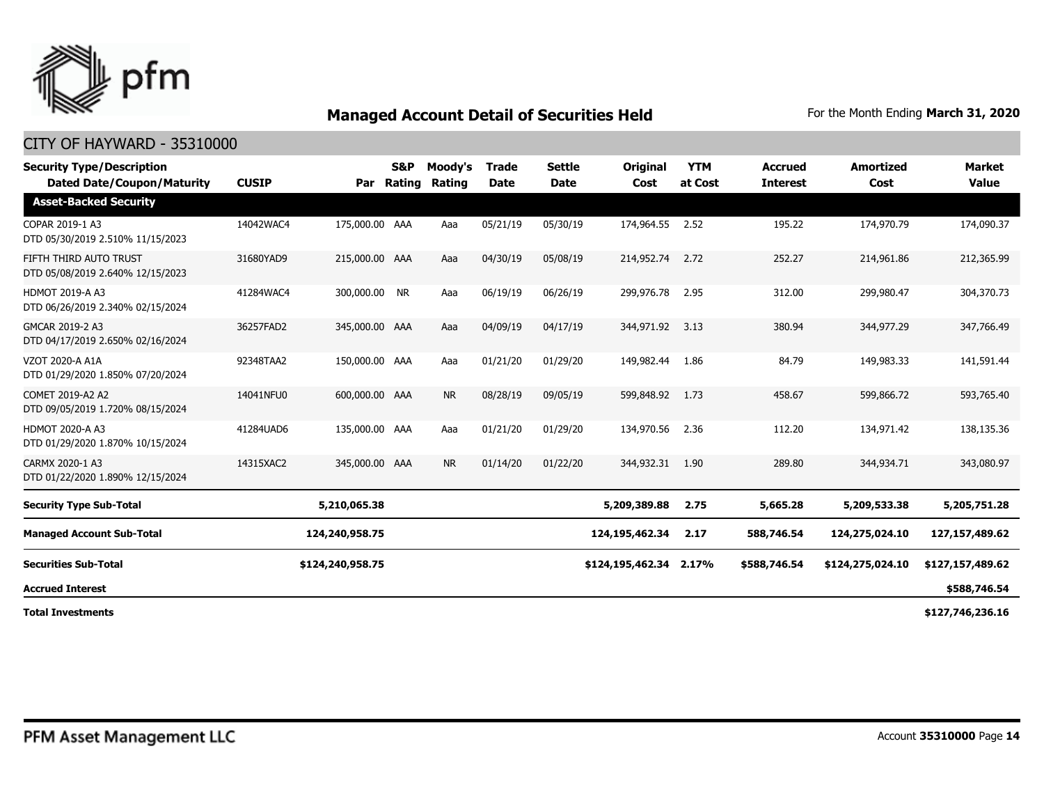## Managed Account Detail of Securities Held

For the Month Ending **March 31, 2020**

### CITY OF HAYWARD - 35310000

| Security Type/Description Dated Date/Coupon/Maturity | CUSIP | Par | S&P Rating | Moody's Rating | Trade Date | Settle Date | Original Cost | YTM at Cost | Accrued Interest | Amortized Cost | Market Value |
|---|---|---|---|---|---|---|---|---|---|---|---|
| **Asset-Backed Security** | | | | | | | | | | | |
| COPAR 2019-1 A3 DTD 05/30/2019 2.510% 11/15/2023 | 14042WAC4 | 175,000.00 | AAA | Aaa | 05/21/19 | 05/30/19 | 174,964.55 | 2.52 | 195.22 | 174,970.79 | 174,090.37 |
| FIFTH THIRD AUTO TRUST DTD 05/08/2019 2.640% 12/15/2023 | 31680YAD9 | 215,000.00 | AAA | Aaa | 04/30/19 | 05/08/19 | 214,952.74 | 2.72 | 252.27 | 214,961.86 | 212,365.99 |
| HDMOT 2019-A A3 DTD 06/26/2019 2.340% 02/15/2024 | 41284WAC4 | 300,000.00 | NR | Aaa | 06/19/19 | 06/26/19 | 299,976.78 | 2.95 | 312.00 | 299,980.47 | 304,370.73 |
| GMCAR 2019-2 A3 DTD 04/17/2019 2.650% 02/16/2024 | 36257FAD2 | 345,000.00 | AAA | Aaa | 04/09/19 | 04/17/19 | 344,971.92 | 3.13 | 380.94 | 344,977.29 | 347,766.49 |
| VZOT 2020-A A1A DTD 01/29/2020 1.850% 07/20/2024 | 92348TAA2 | 150,000.00 | AAA | Aaa | 01/21/20 | 01/29/20 | 149,982.44 | 1.86 | 84.79 | 149,983.33 | 141,591.44 |
| COMET 2019-A2 A2 DTD 09/05/2019 1.720% 08/15/2024 | 14041NFU0 | 600,000.00 | AAA | NR | 08/28/19 | 09/05/19 | 599,848.92 | 1.73 | 458.67 | 599,866.72 | 593,765.40 |
| HDMOT 2020-A A3 DTD 01/29/2020 1.870% 10/15/2024 | 41284UAD6 | 135,000.00 | AAA | Aaa | 01/21/20 | 01/29/20 | 134,970.56 | 2.36 | 112.20 | 134,971.42 | 138,135.36 |
| CARMX 2020-1 A3 DTD 01/22/2020 1.890% 12/15/2024 | 14315XAC2 | 345,000.00 | AAA | NR | 01/14/20 | 01/22/20 | 344,932.31 | 1.90 | 289.80 | 344,934.71 | 343,080.97 |
| **Security Type Sub-Total** | | **5,210,065.38** | | | | | **5,209,389.88** | **2.75** | **5,665.28** | **5,209,533.38** | **5,205,751.28** |
| **Managed Account Sub-Total** | | **124,240,958.75** | | | | | **124,195,462.34** | **2.17** | **588,746.54** | **124,275,024.10** | **127,157,489.62** |
| **Securities Sub-Total** | | **$124,240,958.75** | | | | | **$124,195,462.34** | **2.17%** | **$588,746.54** | **$124,275,024.10** | **$127,157,489.62** |
| **Accrued Interest** | | | | | | | | | | | **$588,746.54** |
| **Total Investments** | | | | | | | | | | | **$127,746,236.16** |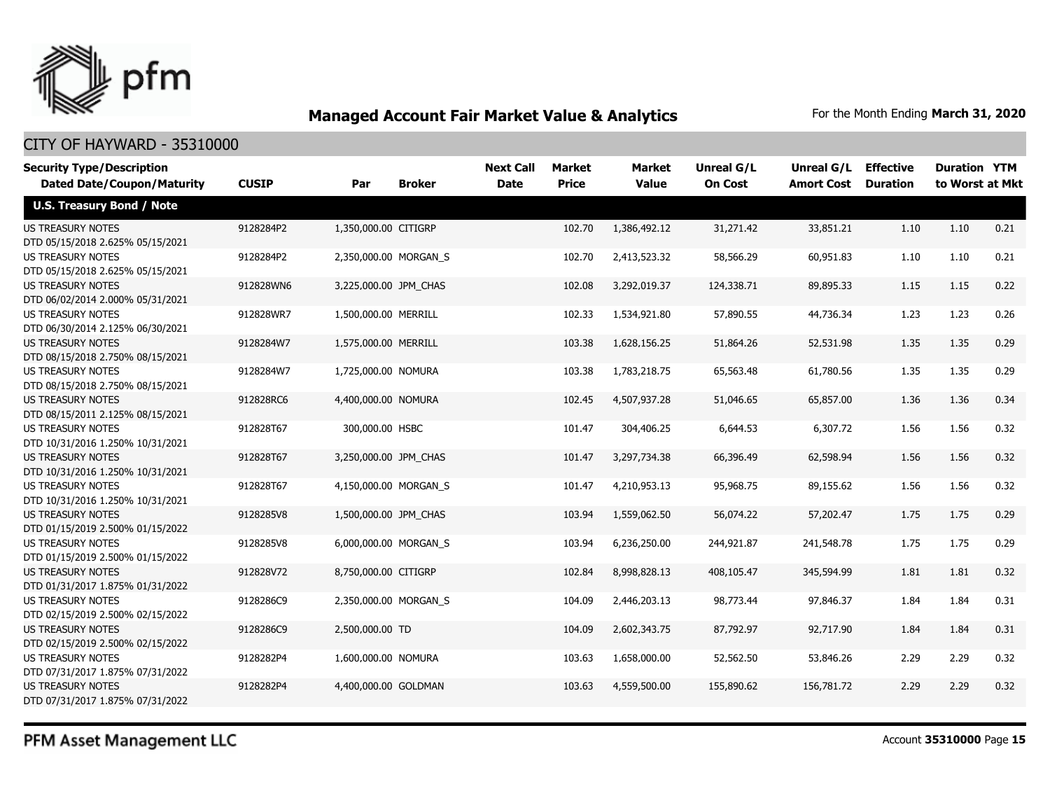## Managed Account Fair Market Value & Analytics

For the Month Ending **March 31, 2020**

CITY OF HAYWARD - 35310000

| Security Type/Description Dated Date/Coupon/Maturity | CUSIP | Par | Broker | Next Call Date | Market Price | Market Value | Unreal G/L On Cost | Unreal G/L Amort Cost | Effective Duration | Duration to Worst | YTM at Mkt |
|---|---|---|---|---|---|---|---|---|---|---|---|
| **U.S. Treasury Bond / Note** | | | | | | | | | | | |
| US TREASURY NOTES DTD 05/15/2018 2.625% 05/15/2021 | 9128284P2 | 1,350,000.00 | CITIGRP | | 102.70 | 1,386,492.12 | 31,271.42 | 33,851.21 | 1.10 | 1.10 | 0.21 |
| US TREASURY NOTES DTD 05/15/2018 2.625% 05/15/2021 | 9128284P2 | 2,350,000.00 | MORGAN_S | | 102.70 | 2,413,523.32 | 58,566.29 | 60,951.83 | 1.10 | 1.10 | 0.21 |
| US TREASURY NOTES DTD 06/02/2014 2.000% 05/31/2021 | 912828WN6 | 3,225,000.00 | JPM_CHAS | | 102.08 | 3,292,019.37 | 124,338.71 | 89,895.33 | 1.15 | 1.15 | 0.22 |
| US TREASURY NOTES DTD 06/30/2014 2.125% 06/30/2021 | 912828WR7 | 1,500,000.00 | MERRILL | | 102.33 | 1,534,921.80 | 57,890.55 | 44,736.34 | 1.23 | 1.23 | 0.26 |
| US TREASURY NOTES DTD 08/15/2018 2.750% 08/15/2021 | 9128284W7 | 1,575,000.00 | MERRILL | | 103.38 | 1,628,156.25 | 51,864.26 | 52,531.98 | 1.35 | 1.35 | 0.29 |
| US TREASURY NOTES DTD 08/15/2018 2.750% 08/15/2021 | 9128284W7 | 1,725,000.00 | NOMURA | | 103.38 | 1,783,218.75 | 65,563.48 | 61,780.56 | 1.35 | 1.35 | 0.29 |
| US TREASURY NOTES DTD 08/15/2011 2.125% 08/15/2021 | 912828RC6 | 4,400,000.00 | NOMURA | | 102.45 | 4,507,937.28 | 51,046.65 | 65,857.00 | 1.36 | 1.36 | 0.34 |
| US TREASURY NOTES DTD 10/31/2016 1.250% 10/31/2021 | 912828T67 | 300,000.00 | HSBC | | 101.47 | 304,406.25 | 6,644.53 | 6,307.72 | 1.56 | 1.56 | 0.32 |
| US TREASURY NOTES DTD 10/31/2016 1.250% 10/31/2021 | 912828T67 | 3,250,000.00 | JPM_CHAS | | 101.47 | 3,297,734.38 | 66,396.49 | 62,598.94 | 1.56 | 1.56 | 0.32 |
| US TREASURY NOTES DTD 10/31/2016 1.250% 10/31/2021 | 912828T67 | 4,150,000.00 | MORGAN_S | | 101.47 | 4,210,953.13 | 95,968.75 | 89,155.62 | 1.56 | 1.56 | 0.32 |
| US TREASURY NOTES DTD 01/15/2019 2.500% 01/15/2022 | 9128285V8 | 1,500,000.00 | JPM_CHAS | | 103.94 | 1,559,062.50 | 56,074.22 | 57,202.47 | 1.75 | 1.75 | 0.29 |
| US TREASURY NOTES DTD 01/15/2019 2.500% 01/15/2022 | 9128285V8 | 6,000,000.00 | MORGAN_S | | 103.94 | 6,236,250.00 | 244,921.87 | 241,548.78 | 1.75 | 1.75 | 0.29 |
| US TREASURY NOTES DTD 01/31/2017 1.875% 01/31/2022 | 912828V72 | 8,750,000.00 | CITIGRP | | 102.84 | 8,998,828.13 | 408,105.47 | 345,594.99 | 1.81 | 1.81 | 0.32 |
| US TREASURY NOTES DTD 02/15/2019 2.500% 02/15/2022 | 9128286C9 | 2,350,000.00 | MORGAN_S | | 104.09 | 2,446,203.13 | 98,773.44 | 97,846.37 | 1.84 | 1.84 | 0.31 |
| US TREASURY NOTES DTD 02/15/2019 2.500% 02/15/2022 | 9128286C9 | 2,500,000.00 | TD | | 104.09 | 2,602,343.75 | 87,792.97 | 92,717.90 | 1.84 | 1.84 | 0.31 |
| US TREASURY NOTES DTD 07/31/2017 1.875% 07/31/2022 | 9128282P4 | 1,600,000.00 | NOMURA | | 103.63 | 1,658,000.00 | 52,562.50 | 53,846.26 | 2.29 | 2.29 | 0.32 |
| US TREASURY NOTES DTD 07/31/2017 1.875% 07/31/2022 | 9128282P4 | 4,400,000.00 | GOLDMAN | | 103.63 | 4,559,500.00 | 155,890.62 | 156,781.72 | 2.29 | 2.29 | 0.32 |

PFM Asset Management LLC

Account **35310000**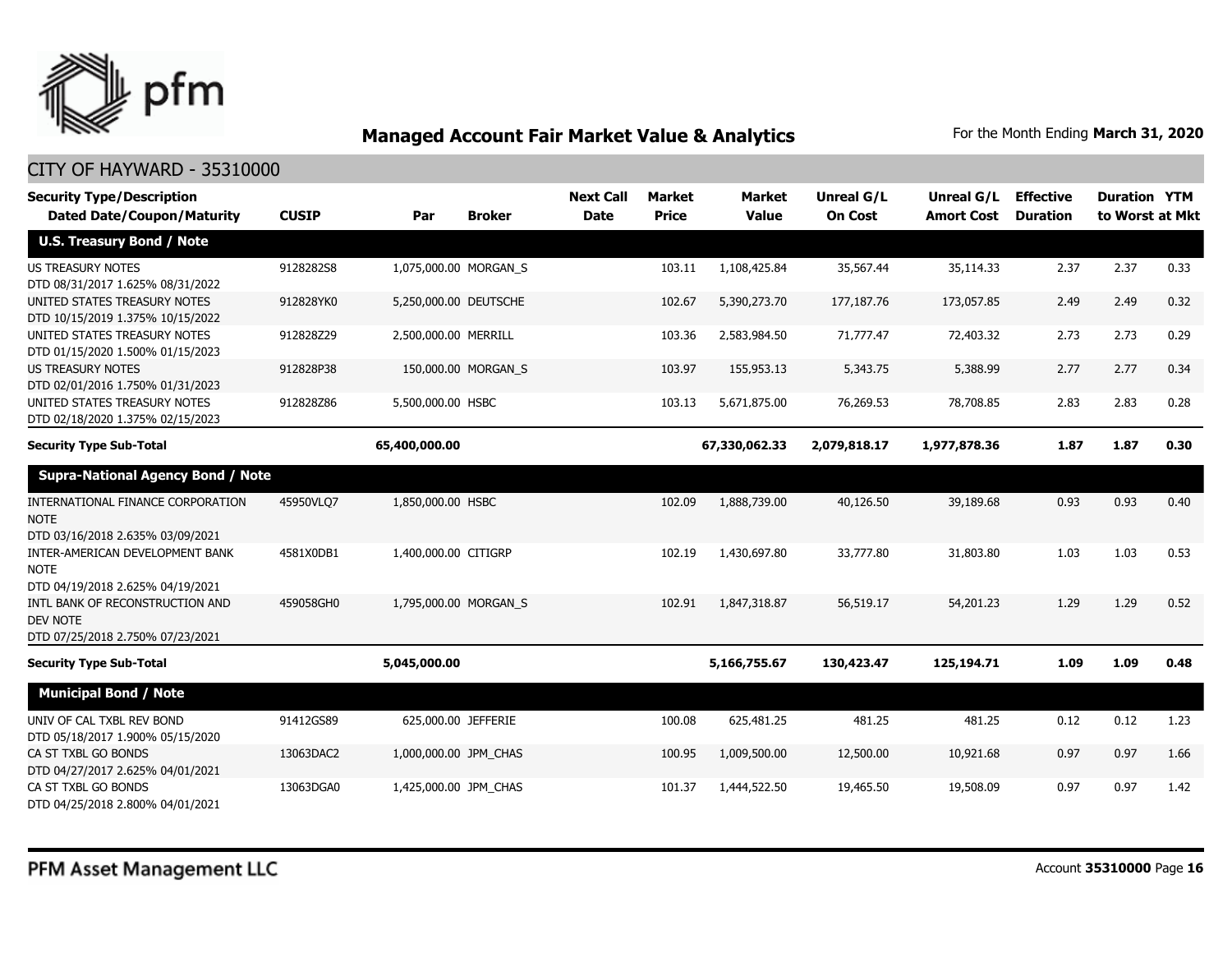## Managed Account Fair Market Value & Analytics

For the Month Ending **March 31, 2020**

CITY OF HAYWARD - 35310000

| Security Type/Description Dated Date/Coupon/Maturity | CUSIP | Par | Broker | Next Call Date | Market Price | Market Value | Unreal G/L On Cost | Unreal G/L Amort Cost | Effective Duration | Duration to Worst | YTM at Mkt |
|---|---|---|---|---|---|---|---|---|---|---|---|
| **U.S. Treasury Bond / Note** | | | | | | | | | | | |
| US TREASURY NOTES DTD 08/31/2017 1.625% 08/31/2022 | 9128282S8 | 1,075,000.00 | MORGAN_S | | 103.11 | 1,108,425.84 | 35,567.44 | 35,114.33 | 2.37 | 2.37 | 0.33 |
| UNITED STATES TREASURY NOTES DTD 10/15/2019 1.375% 10/15/2022 | 912828YK0 | 5,250,000.00 | DEUTSCHE | | 102.67 | 5,390,273.70 | 177,187.76 | 173,057.85 | 2.49 | 2.49 | 0.32 |
| UNITED STATES TREASURY NOTES DTD 01/15/2020 1.500% 01/15/2023 | 912828Z29 | 2,500,000.00 | MERRILL | | 103.36 | 2,583,984.50 | 71,777.47 | 72,403.32 | 2.73 | 2.73 | 0.29 |
| US TREASURY NOTES DTD 02/01/2016 1.750% 01/31/2023 | 912828P38 | 150,000.00 | MORGAN_S | | 103.97 | 155,953.13 | 5,343.75 | 5,388.99 | 2.77 | 2.77 | 0.34 |
| UNITED STATES TREASURY NOTES DTD 02/18/2020 1.375% 02/15/2023 | 912828Z86 | 5,500,000.00 | HSBC | | 103.13 | 5,671,875.00 | 76,269.53 | 78,708.85 | 2.83 | 2.83 | 0.28 |
| **Security Type Sub-Total** | | **65,400,000.00** | | | | **67,330,062.33** | **2,079,818.17** | **1,977,878.36** | **1.87** | **1.87** | **0.30** |
| **Supra-National Agency Bond / Note** | | | | | | | | | | | |
| INTERNATIONAL FINANCE CORPORATION NOTE DTD 03/16/2018 2.635% 03/09/2021 | 45950VLQ7 | 1,850,000.00 | HSBC | | 102.09 | 1,888,739.00 | 40,126.50 | 39,189.68 | 0.93 | 0.93 | 0.40 |
| INTER-AMERICAN DEVELOPMENT BANK NOTE DTD 04/19/2018 2.625% 04/19/2021 | 4581X0DB1 | 1,400,000.00 | CITIGRP | | 102.19 | 1,430,697.80 | 33,777.80 | 31,803.80 | 1.03 | 1.03 | 0.53 |
| INTL BANK OF RECONSTRUCTION AND DEV NOTE DTD 07/25/2018 2.750% 07/23/2021 | 459058GH0 | 1,795,000.00 | MORGAN_S | | 102.91 | 1,847,318.87 | 56,519.17 | 54,201.23 | 1.29 | 1.29 | 0.52 |
| **Security Type Sub-Total** | | **5,045,000.00** | | | | **5,166,755.67** | **130,423.47** | **125,194.71** | **1.09** | **1.09** | **0.48** |
| **Municipal Bond / Note** | | | | | | | | | | | |
| UNIV OF CAL TXBL REV BOND DTD 05/18/2017 1.900% 05/15/2020 | 91412GS89 | 625,000.00 | JEFFERIE | | 100.08 | 625,481.25 | 481.25 | 481.25 | 0.12 | 0.12 | 1.23 |
| CA ST TXBL GO BONDS DTD 04/27/2017 2.625% 04/01/2021 | 13063DAC2 | 1,000,000.00 | JPM_CHAS | | 100.95 | 1,009,500.00 | 12,500.00 | 10,921.68 | 0.97 | 0.97 | 1.66 |
| CA ST TXBL GO BONDS DTD 04/25/2018 2.800% 04/01/2021 | 13063DGA0 | 1,425,000.00 | JPM_CHAS | | 101.37 | 1,444,522.50 | 19,465.50 | 19,508.09 | 0.97 | 0.97 | 1.42 |

PFM Asset Management LLC

Account **35310000** Page **16**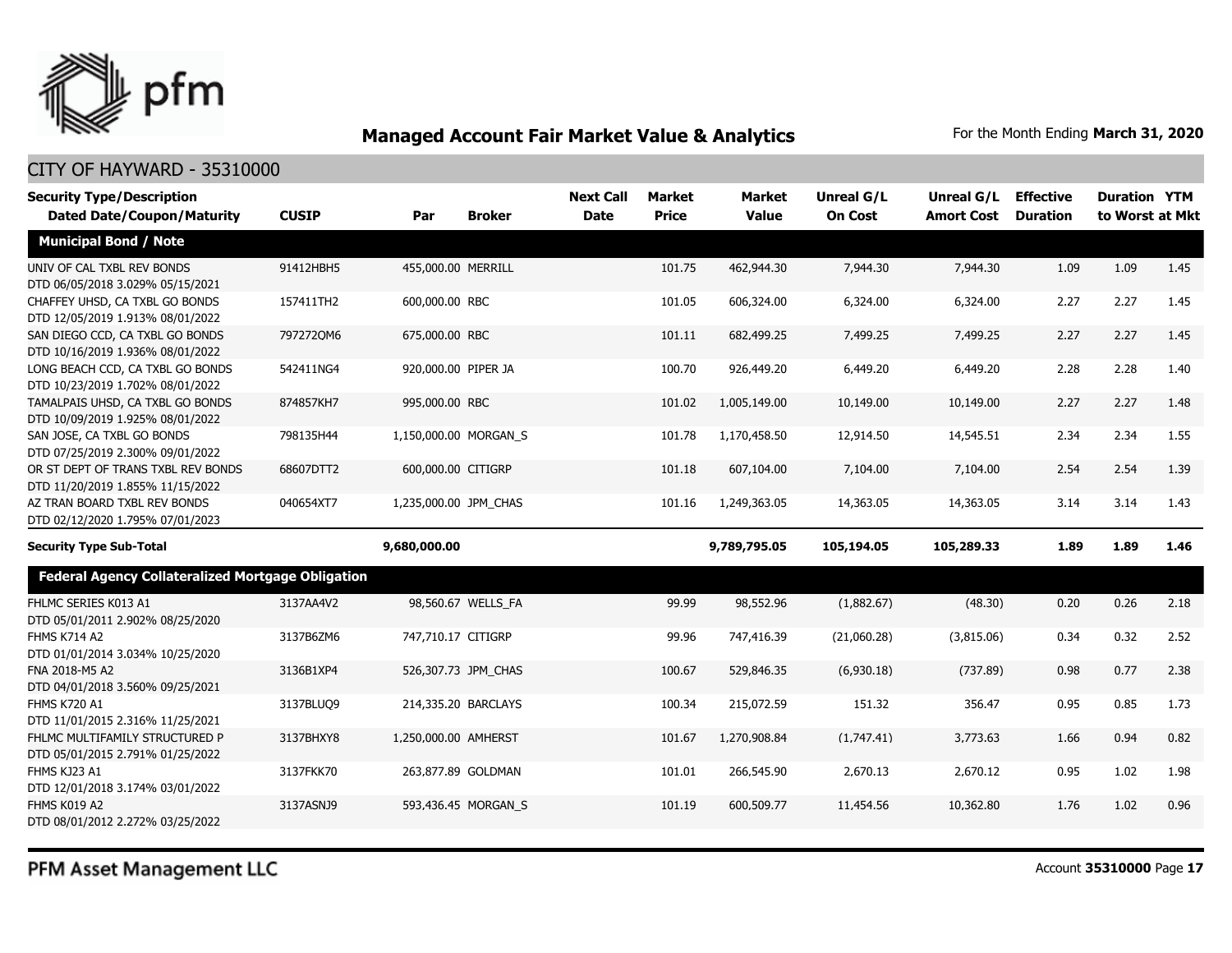## Managed Account Fair Market Value & Analytics

For the Month Ending **March 31, 2020**

CITY OF HAYWARD - 35310000

| Security Type/Description Dated Date/Coupon/Maturity | CUSIP | Par | Broker | Next Call Date | Market Price | Market Value | Unreal G/L On Cost | Unreal G/L Amort Cost | Effective Duration | Duration to Worst | YTM at Mkt |
|---|---|---|---|---|---|---|---|---|---|---|---|
| **Municipal Bond / Note** | | | | | | | | | | | |
| UNIV OF CAL TXBL REV BONDS DTD 06/05/2018 3.029% 05/15/2021 | 91412HBH5 | 455,000.00 | MERRILL | | 101.75 | 462,944.30 | 7,944.30 | 7,944.30 | 1.09 | 1.09 | 1.45 |
| CHAFFEY UHSD, CA TXBL GO BONDS DTD 12/05/2019 1.913% 08/01/2022 | 157411TH2 | 600,000.00 | RBC | | 101.05 | 606,324.00 | 6,324.00 | 6,324.00 | 2.27 | 2.27 | 1.45 |
| SAN DIEGO CCD, CA TXBL GO BONDS DTD 10/16/2019 1.936% 08/01/2022 | 797272QM6 | 675,000.00 | RBC | | 101.11 | 682,499.25 | 7,499.25 | 7,499.25 | 2.27 | 2.27 | 1.45 |
| LONG BEACH CCD, CA TXBL GO BONDS DTD 10/23/2019 1.702% 08/01/2022 | 542411NG4 | 920,000.00 | PIPER JA | | 100.70 | 926,449.20 | 6,449.20 | 6,449.20 | 2.28 | 2.28 | 1.40 |
| TAMALPAIS UHSD, CA TXBL GO BONDS DTD 10/09/2019 1.925% 08/01/2022 | 874857KH7 | 995,000.00 | RBC | | 101.02 | 1,005,149.00 | 10,149.00 | 10,149.00 | 2.27 | 2.27 | 1.48 |
| SAN JOSE, CA TXBL GO BONDS DTD 07/25/2019 2.300% 09/01/2022 | 798135H44 | 1,150,000.00 | MORGAN_S | | 101.78 | 1,170,458.50 | 12,914.50 | 14,545.51 | 2.34 | 2.34 | 1.55 |
| OR ST DEPT OF TRANS TXBL REV BONDS DTD 11/20/2019 1.855% 11/15/2022 | 68607DTT2 | 600,000.00 | CITIGRP | | 101.18 | 607,104.00 | 7,104.00 | 7,104.00 | 2.54 | 2.54 | 1.39 |
| AZ TRAN BOARD TXBL REV BONDS DTD 02/12/2020 1.795% 07/01/2023 | 040654XT7 | 1,235,000.00 | JPM_CHAS | | 101.16 | 1,249,363.05 | 14,363.05 | 14,363.05 | 3.14 | 3.14 | 1.43 |
| **Security Type Sub-Total** | | **9,680,000.00** | | | | **9,789,795.05** | **105,194.05** | **105,289.33** | **1.89** | **1.89** | **1.46** |
| **Federal Agency Collateralized Mortgage Obligation** | | | | | | | | | | | |
| FHLMC SERIES K013 A1 DTD 05/01/2011 2.902% 08/25/2020 | 3137AA4V2 | 98,560.67 | WELLS_FA | | 99.99 | 98,552.96 | (1,882.67) | (48.30) | 0.20 | 0.26 | 2.18 |
| FHMS K714 A2 DTD 01/01/2014 3.034% 10/25/2020 | 3137B6ZM6 | 747,710.17 | CITIGRP | | 99.96 | 747,416.39 | (21,060.28) | (3,815.06) | 0.34 | 0.32 | 2.52 |
| FNA 2018-M5 A2 DTD 04/01/2018 3.560% 09/25/2021 | 3136B1XP4 | 526,307.73 | JPM_CHAS | | 100.67 | 529,846.35 | (6,930.18) | (737.89) | 0.98 | 0.77 | 2.38 |
| FHMS K720 A1 DTD 11/01/2015 2.316% 11/25/2021 | 3137BLUQ9 | 214,335.20 | BARCLAYS | | 100.34 | 215,072.59 | 151.32 | 356.47 | 0.95 | 0.85 | 1.73 |
| FHLMC MULTIFAMILY STRUCTURED P DTD 05/01/2015 2.791% 01/25/2022 | 3137BHXY8 | 1,250,000.00 | AMHERST | | 101.67 | 1,270,908.84 | (1,747.41) | 3,773.63 | 1.66 | 0.94 | 0.82 |
| FHMS KJ23 A1 DTD 12/01/2018 3.174% 03/01/2022 | 3137FKK70 | 263,877.89 | GOLDMAN | | 101.01 | 266,545.90 | 2,670.13 | 2,670.12 | 0.95 | 1.02 | 1.98 |
| FHMS K019 A2 DTD 08/01/2012 2.272% 03/25/2022 | 3137ASNJ9 | 593,436.45 | MORGAN_S | | 101.19 | 600,509.77 | 11,454.56 | 10,362.80 | 1.76 | 1.02 | 0.96 |

PFM Asset Management LLC

Account **35310000** Page **17**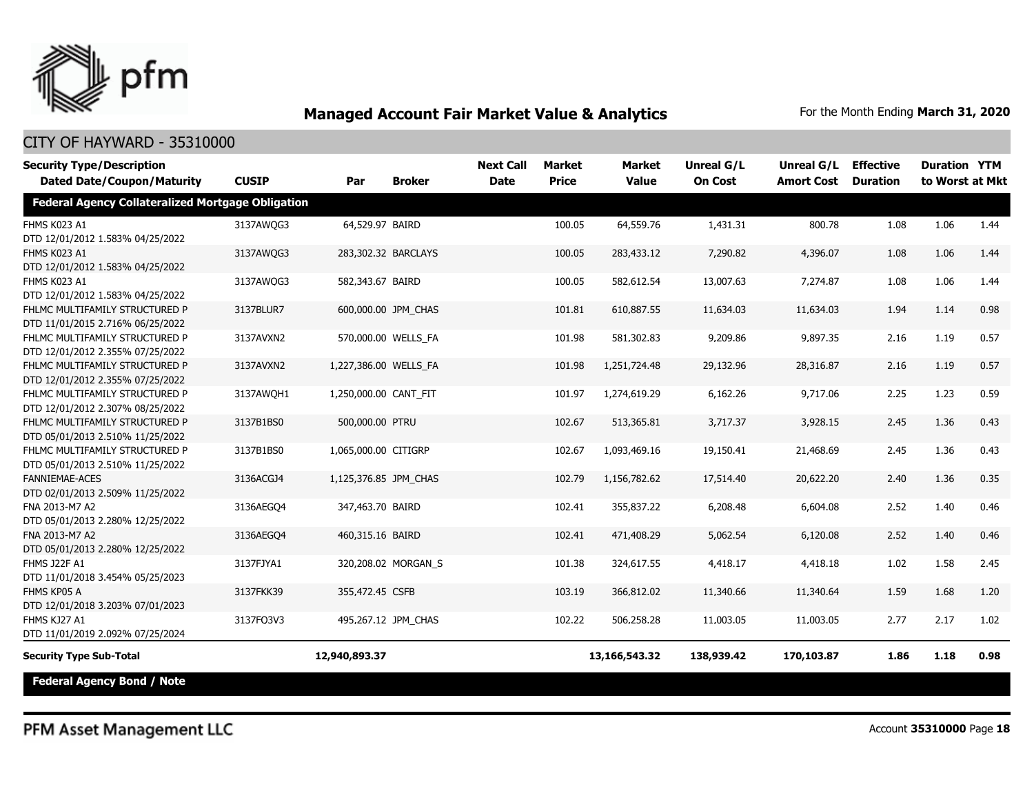## Managed Account Fair Market Value & Analytics

For the Month Ending **March 31, 2020**

CITY OF HAYWARD - 35310000

| Security Type/Description Dated Date/Coupon/Maturity | CUSIP | Par | Broker | Next Call Date | Market Price | Market Value | Unreal G/L On Cost | Unreal G/L Amort Cost | Effective Duration | Duration to Worst | YTM at Mkt |
|---|---|---|---|---|---|---|---|---|---|---|---|
| **Federal Agency Collateralized Mortgage Obligation** | | | | | | | | | | | |
| FHMS K023 A1 DTD 12/01/2012 1.583% 04/25/2022 | 3137AWQG3 | 64,529.97 | BAIRD | | 100.05 | 64,559.76 | 1,431.31 | 800.78 | 1.08 | 1.06 | 1.44 |
| FHMS K023 A1 DTD 12/01/2012 1.583% 04/25/2022 | 3137AWQG3 | 283,302.32 | BARCLAYS | | 100.05 | 283,433.12 | 7,290.82 | 4,396.07 | 1.08 | 1.06 | 1.44 |
| FHMS K023 A1 DTD 12/01/2012 1.583% 04/25/2022 | 3137AWQG3 | 582,343.67 | BAIRD | | 100.05 | 582,612.54 | 13,007.63 | 7,274.87 | 1.08 | 1.06 | 1.44 |
| FHLMC MULTIFAMILY STRUCTURED P DTD 11/01/2015 2.716% 06/25/2022 | 3137BLUR7 | 600,000.00 | JPM_CHAS | | 101.81 | 610,887.55 | 11,634.03 | 11,634.03 | 1.94 | 1.14 | 0.98 |
| FHLMC MULTIFAMILY STRUCTURED P DTD 12/01/2012 2.355% 07/25/2022 | 3137AVXN2 | 570,000.00 | WELLS_FA | | 101.98 | 581,302.83 | 9,209.86 | 9,897.35 | 2.16 | 1.19 | 0.57 |
| FHLMC MULTIFAMILY STRUCTURED P DTD 12/01/2012 2.355% 07/25/2022 | 3137AVXN2 | 1,227,386.00 | WELLS_FA | | 101.98 | 1,251,724.48 | 29,132.96 | 28,316.87 | 2.16 | 1.19 | 0.57 |
| FHLMC MULTIFAMILY STRUCTURED P DTD 12/01/2012 2.307% 08/25/2022 | 3137AWQH1 | 1,250,000.00 | CANT_FIT | | 101.97 | 1,274,619.29 | 6,162.26 | 9,717.06 | 2.25 | 1.23 | 0.59 |
| FHLMC MULTIFAMILY STRUCTURED P DTD 05/01/2013 2.510% 11/25/2022 | 3137B1BS0 | 500,000.00 | PTRU | | 102.67 | 513,365.81 | 3,717.37 | 3,928.15 | 2.45 | 1.36 | 0.43 |
| FHLMC MULTIFAMILY STRUCTURED P DTD 05/01/2013 2.510% 11/25/2022 | 3137B1BS0 | 1,065,000.00 | CITIGRP | | 102.67 | 1,093,469.16 | 19,150.41 | 21,468.69 | 2.45 | 1.36 | 0.43 |
| FANNIEMAE-ACES DTD 02/01/2013 2.509% 11/25/2022 | 3136ACGJ4 | 1,125,376.85 | JPM_CHAS | | 102.79 | 1,156,782.62 | 17,514.40 | 20,622.20 | 2.40 | 1.36 | 0.35 |
| FNA 2013-M7 A2 DTD 05/01/2013 2.280% 12/25/2022 | 3136AEGQ4 | 347,463.70 | BAIRD | | 102.41 | 355,837.22 | 6,208.48 | 6,604.08 | 2.52 | 1.40 | 0.46 |
| FNA 2013-M7 A2 DTD 05/01/2013 2.280% 12/25/2022 | 3136AEGQ4 | 460,315.16 | BAIRD | | 102.41 | 471,408.29 | 5,062.54 | 6,120.08 | 2.52 | 1.40 | 0.46 |
| FHMS J22F A1 DTD 11/01/2018 3.454% 05/25/2023 | 3137FJYA1 | 320,208.02 | MORGAN_S | | 101.38 | 324,617.55 | 4,418.17 | 4,418.18 | 1.02 | 1.58 | 2.45 |
| FHMS KP05 A DTD 12/01/2018 3.203% 07/01/2023 | 3137FKK39 | 355,472.45 | CSFB | | 103.19 | 366,812.02 | 11,340.66 | 11,340.64 | 1.59 | 1.68 | 1.20 |
| FHMS KJ27 A1 DTD 11/01/2019 2.092% 07/25/2024 | 3137FQ3V3 | 495,267.12 | JPM_CHAS | | 102.22 | 506,258.28 | 11,003.05 | 11,003.05 | 2.77 | 2.17 | 1.02 |
| **Security Type Sub-Total** | | **12,940,893.37** | | | | **13,166,543.32** | **138,939.42** | **170,103.87** | **1.86** | **1.18** | **0.98** |
| **Federal Agency Bond / Note** | | | | | | | | | | | |

PFM Asset Management LLC

Account **35310000**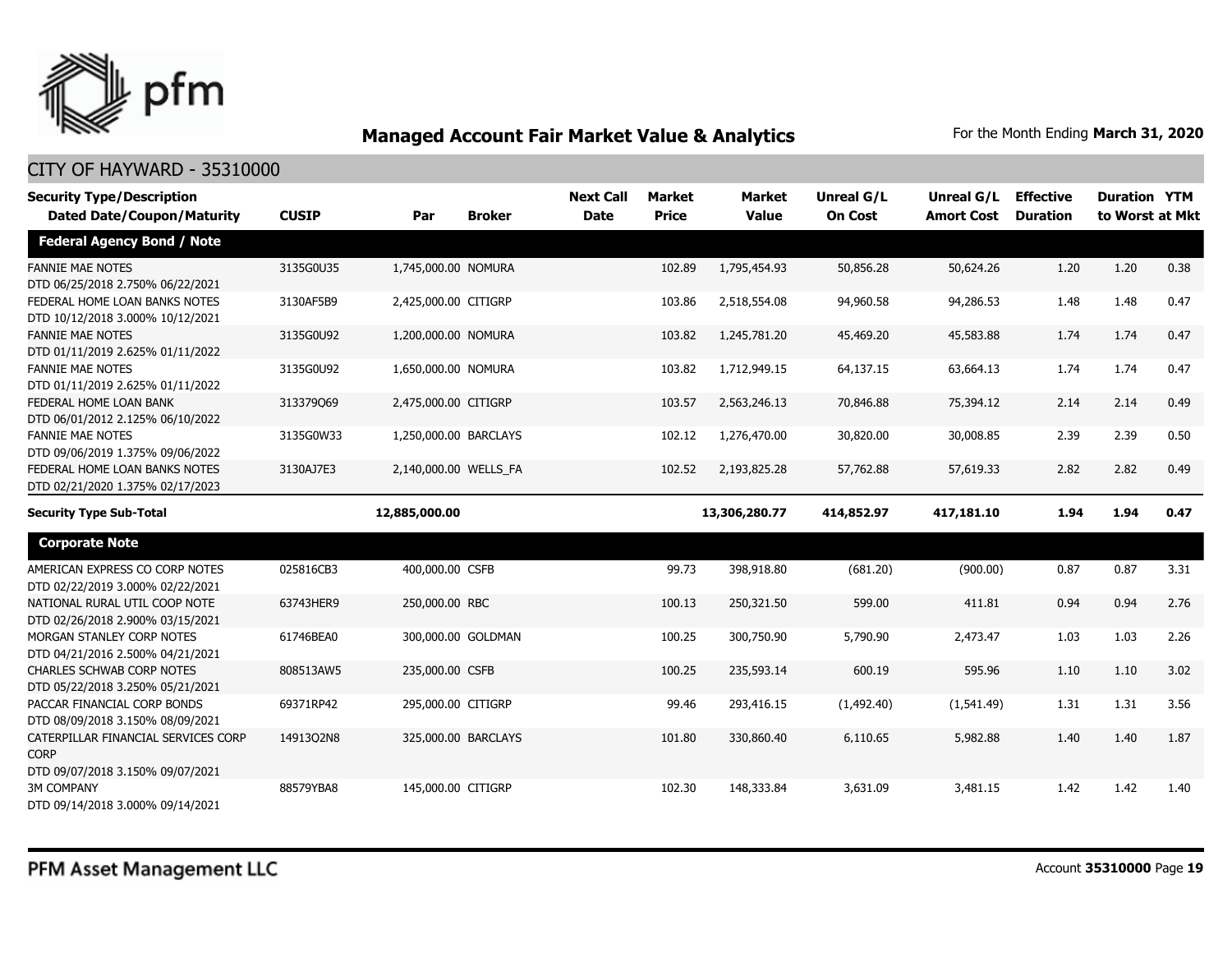# Managed Account Fair Market Value & Analytics

For the Month Ending **March 31, 2020**

CITY OF HAYWARD - 35310000

| Security Type/Description Dated Date/Coupon/Maturity | CUSIP | Par | Broker | Next Call Date | Market Price | Market Value | Unreal G/L On Cost | Unreal G/L Amort Cost | Effective Duration | Duration to Worst | YTM at Mkt |
|---|---|---|---|---|---|---|---|---|---|---|---|
| **Federal Agency Bond / Note** | | | | | | | | | | | |
| FANNIE MAE NOTES DTD 06/25/2018 2.750% 06/22/2021 | 3135G0U35 | 1,745,000.00 | NOMURA | | 102.89 | 1,795,454.93 | 50,856.28 | 50,624.26 | 1.20 | 1.20 | 0.38 |
| FEDERAL HOME LOAN BANKS NOTES DTD 10/12/2018 3.000% 10/12/2021 | 3130AF5B9 | 2,425,000.00 | CITIGRP | | 103.86 | 2,518,554.08 | 94,960.58 | 94,286.53 | 1.48 | 1.48 | 0.47 |
| FANNIE MAE NOTES DTD 01/11/2019 2.625% 01/11/2022 | 3135G0U92 | 1,200,000.00 | NOMURA | | 103.82 | 1,245,781.20 | 45,469.20 | 45,583.88 | 1.74 | 1.74 | 0.47 |
| FANNIE MAE NOTES DTD 01/11/2019 2.625% 01/11/2022 | 3135G0U92 | 1,650,000.00 | NOMURA | | 103.82 | 1,712,949.15 | 64,137.15 | 63,664.13 | 1.74 | 1.74 | 0.47 |
| FEDERAL HOME LOAN BANK DTD 06/01/2012 2.125% 06/10/2022 | 313379Q69 | 2,475,000.00 | CITIGRP | | 103.57 | 2,563,246.13 | 70,846.88 | 75,394.12 | 2.14 | 2.14 | 0.49 |
| FANNIE MAE NOTES DTD 09/06/2019 1.375% 09/06/2022 | 3135G0W33 | 1,250,000.00 | BARCLAYS | | 102.12 | 1,276,470.00 | 30,820.00 | 30,008.85 | 2.39 | 2.39 | 0.50 |
| FEDERAL HOME LOAN BANKS NOTES DTD 02/21/2020 1.375% 02/17/2023 | 3130AJ7E3 | 2,140,000.00 | WELLS_FA | | 102.52 | 2,193,825.28 | 57,762.88 | 57,619.33 | 2.82 | 2.82 | 0.49 |
| **Security Type Sub-Total** | | **12,885,000.00** | | | | **13,306,280.77** | **414,852.97** | **417,181.10** | **1.94** | **1.94** | **0.47** |
| **Corporate Note** | | | | | | | | | | | |
| AMERICAN EXPRESS CO CORP NOTES DTD 02/22/2019 3.000% 02/22/2021 | 025816CB3 | 400,000.00 | CSFB | | 99.73 | 398,918.80 | (681.20) | (900.00) | 0.87 | 0.87 | 3.31 |
| NATIONAL RURAL UTIL COOP NOTE DTD 02/26/2018 2.900% 03/15/2021 | 63743HER9 | 250,000.00 | RBC | | 100.13 | 250,321.50 | 599.00 | 411.81 | 0.94 | 0.94 | 2.76 |
| MORGAN STANLEY CORP NOTES DTD 04/21/2016 2.500% 04/21/2021 | 61746BEA0 | 300,000.00 | GOLDMAN | | 100.25 | 300,750.90 | 5,790.90 | 2,473.47 | 1.03 | 1.03 | 2.26 |
| CHARLES SCHWAB CORP NOTES DTD 05/22/2018 3.250% 05/21/2021 | 808513AW5 | 235,000.00 | CSFB | | 100.25 | 235,593.14 | 600.19 | 595.96 | 1.10 | 1.10 | 3.02 |
| PACCAR FINANCIAL CORP BONDS DTD 08/09/2018 3.150% 08/09/2021 | 69371RP42 | 295,000.00 | CITIGRP | | 99.46 | 293,416.15 | (1,492.40) | (1,541.49) | 1.31 | 1.31 | 3.56 |
| CATERPILLAR FINANCIAL SERVICES CORP CORP DTD 09/07/2018 3.150% 09/07/2021 | 14913Q2N8 | 325,000.00 | BARCLAYS | | 101.80 | 330,860.40 | 6,110.65 | 5,982.88 | 1.40 | 1.40 | 1.87 |
| 3M COMPANY DTD 09/14/2018 3.000% 09/14/2021 | 88579YBA8 | 145,000.00 | CITIGRP | | 102.30 | 148,333.84 | 3,631.09 | 3,481.15 | 1.42 | 1.42 | 1.40 |

PFM Asset Management LLC

Account **35310000** Page **19**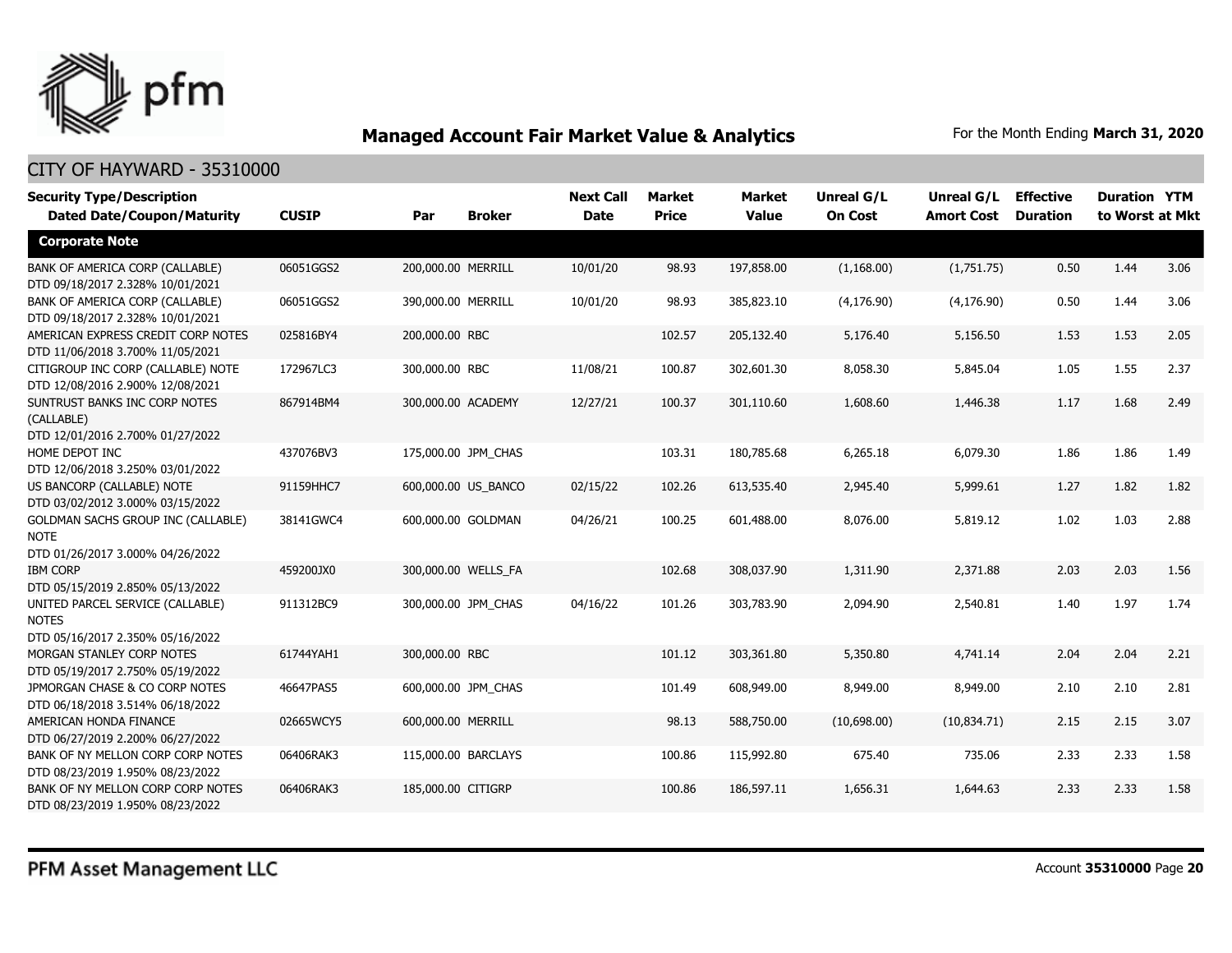## Managed Account Fair Market Value & Analytics

For the Month Ending **March 31, 2020**

CITY OF HAYWARD - 35310000

| Security Type/Description<br>Dated Date/Coupon/Maturity | CUSIP | Par | Broker | Next Call Date | Market Price | Market Value | Unreal G/L On Cost | Unreal G/L Amort Cost | Effective Duration | Duration to Worst | YTM at Mkt |
|---|---|---|---|---|---|---|---|---|---|---|---|
| **Corporate Note** | | | | | | | | | | | |
| BANK OF AMERICA CORP (CALLABLE)<br>DTD 09/18/2017 2.328% 10/01/2021 | 06051GGS2 | 200,000.00 | MERRILL | 10/01/20 | 98.93 | 197,858.00 | (1,168.00) | (1,751.75) | 0.50 | 1.44 | 3.06 |
| BANK OF AMERICA CORP (CALLABLE)<br>DTD 09/18/2017 2.328% 10/01/2021 | 06051GGS2 | 390,000.00 | MERRILL | 10/01/20 | 98.93 | 385,823.10 | (4,176.90) | (4,176.90) | 0.50 | 1.44 | 3.06 |
| AMERICAN EXPRESS CREDIT CORP NOTES<br>DTD 11/06/2018 3.700% 11/05/2021 | 025816BY4 | 200,000.00 | RBC | | 102.57 | 205,132.40 | 5,176.40 | 5,156.50 | 1.53 | 1.53 | 2.05 |
| CITIGROUP INC CORP (CALLABLE) NOTE<br>DTD 12/08/2016 2.900% 12/08/2021 | 172967LC3 | 300,000.00 | RBC | 11/08/21 | 100.87 | 302,601.30 | 8,058.30 | 5,845.04 | 1.05 | 1.55 | 2.37 |
| SUNTRUST BANKS INC CORP NOTES (CALLABLE)<br>DTD 12/01/2016 2.700% 01/27/2022 | 867914BM4 | 300,000.00 | ACADEMY | 12/27/21 | 100.37 | 301,110.60 | 1,608.60 | 1,446.38 | 1.17 | 1.68 | 2.49 |
| HOME DEPOT INC<br>DTD 12/06/2018 3.250% 03/01/2022 | 437076BV3 | 175,000.00 | JPM_CHAS | | 103.31 | 180,785.68 | 6,265.18 | 6,079.30 | 1.86 | 1.86 | 1.49 |
| US BANCORP (CALLABLE) NOTE<br>DTD 03/02/2012 3.000% 03/15/2022 | 91159HHC7 | 600,000.00 | US_BANCO | 02/15/22 | 102.26 | 613,535.40 | 2,945.40 | 5,999.61 | 1.27 | 1.82 | 1.82 |
| GOLDMAN SACHS GROUP INC (CALLABLE) NOTE<br>DTD 01/26/2017 3.000% 04/26/2022 | 38141GWC4 | 600,000.00 | GOLDMAN | 04/26/21 | 100.25 | 601,488.00 | 8,076.00 | 5,819.12 | 1.02 | 1.03 | 2.88 |
| IBM CORP<br>DTD 05/15/2019 2.850% 05/13/2022 | 459200JX0 | 300,000.00 | WELLS_FA | | 102.68 | 308,037.90 | 1,311.90 | 2,371.88 | 2.03 | 2.03 | 1.56 |
| UNITED PARCEL SERVICE (CALLABLE) NOTES<br>DTD 05/16/2017 2.350% 05/16/2022 | 911312BC9 | 300,000.00 | JPM_CHAS | 04/16/22 | 101.26 | 303,783.90 | 2,094.90 | 2,540.81 | 1.40 | 1.97 | 1.74 |
| MORGAN STANLEY CORP NOTES<br>DTD 05/19/2017 2.750% 05/19/2022 | 61744YAH1 | 300,000.00 | RBC | | 101.12 | 303,361.80 | 5,350.80 | 4,741.14 | 2.04 | 2.04 | 2.21 |
| JPMORGAN CHASE & CO CORP NOTES<br>DTD 06/18/2018 3.514% 06/18/2022 | 46647PAS5 | 600,000.00 | JPM_CHAS | | 101.49 | 608,949.00 | 8,949.00 | 8,949.00 | 2.10 | 2.10 | 2.81 |
| AMERICAN HONDA FINANCE<br>DTD 06/27/2019 2.200% 06/27/2022 | 02665WCY5 | 600,000.00 | MERRILL | | 98.13 | 588,750.00 | (10,698.00) | (10,834.71) | 2.15 | 2.15 | 3.07 |
| BANK OF NY MELLON CORP CORP NOTES<br>DTD 08/23/2019 1.950% 08/23/2022 | 06406RAK3 | 115,000.00 | BARCLAYS | | 100.86 | 115,992.80 | 675.40 | 735.06 | 2.33 | 2.33 | 1.58 |
| BANK OF NY MELLON CORP CORP NOTES<br>DTD 08/23/2019 1.950% 08/23/2022 | 06406RAK3 | 185,000.00 | CITIGRP | | 100.86 | 186,597.11 | 1,656.31 | 1,644.63 | 2.33 | 2.33 | 1.58 |

PFM Asset Management LLC

Account **35310000**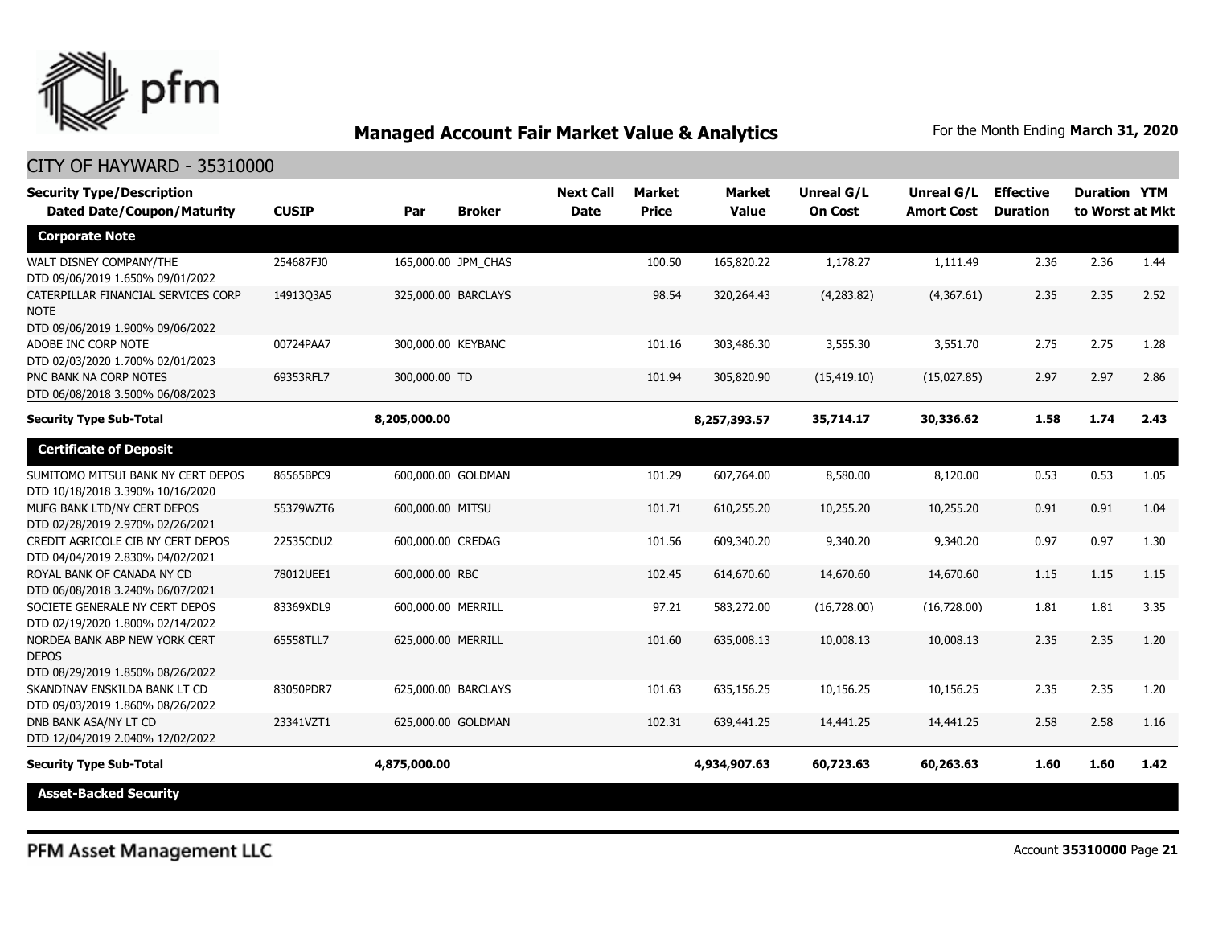## Managed Account Fair Market Value & Analytics

For the Month Ending **March 31, 2020**

CITY OF HAYWARD - 35310000

| Security Type/Description Dated Date/Coupon/Maturity | CUSIP | Par | Broker | Next Call Date | Market Price | Market Value | Unreal G/L On Cost | Unreal G/L Amort Cost | Effective Duration | Duration to Worst | YTM at Mkt |
|---|---|---|---|---|---|---|---|---|---|---|---|
| **Corporate Note** | | | | | | | | | | | |
| WALT DISNEY COMPANY/THE DTD 09/06/2019 1.650% 09/01/2022 | 254687FJ0 | 165,000.00 | JPM_CHAS | | 100.50 | 165,820.22 | 1,178.27 | 1,111.49 | 2.36 | 2.36 | 1.44 |
| CATERPILLAR FINANCIAL SERVICES CORP NOTE DTD 09/06/2019 1.900% 09/06/2022 | 14913Q3A5 | 325,000.00 | BARCLAYS | | 98.54 | 320,264.43 | (4,283.82) | (4,367.61) | 2.35 | 2.35 | 2.52 |
| ADOBE INC CORP NOTE DTD 02/03/2020 1.700% 02/01/2023 | 00724PAA7 | 300,000.00 | KEYBANC | | 101.16 | 303,486.30 | 3,555.30 | 3,551.70 | 2.75 | 2.75 | 1.28 |
| PNC BANK NA CORP NOTES DTD 06/08/2018 3.500% 06/08/2023 | 69353RFL7 | 300,000.00 | TD | | 101.94 | 305,820.90 | (15,419.10) | (15,027.85) | 2.97 | 2.97 | 2.86 |
| **Security Type Sub-Total** | | **8,205,000.00** | | | | **8,257,393.57** | **35,714.17** | **30,336.62** | **1.58** | **1.74** | **2.43** |
| **Certificate of Deposit** | | | | | | | | | | | |
| SUMITOMO MITSUI BANK NY CERT DEPOS DTD 10/18/2018 3.390% 10/16/2020 | 86565BPC9 | 600,000.00 | GOLDMAN | | 101.29 | 607,764.00 | 8,580.00 | 8,120.00 | 0.53 | 0.53 | 1.05 |
| MUFG BANK LTD/NY CERT DEPOS DTD 02/28/2019 2.970% 02/26/2021 | 55379WZT6 | 600,000.00 | MITSU | | 101.71 | 610,255.20 | 10,255.20 | 10,255.20 | 0.91 | 0.91 | 1.04 |
| CREDIT AGRICOLE CIB NY CERT DEPOS DTD 04/04/2019 2.830% 04/02/2021 | 22535CDU2 | 600,000.00 | CREDAG | | 101.56 | 609,340.20 | 9,340.20 | 9,340.20 | 0.97 | 0.97 | 1.30 |
| ROYAL BANK OF CANADA NY CD DTD 06/08/2018 3.240% 06/07/2021 | 78012UEE1 | 600,000.00 | RBC | | 102.45 | 614,670.60 | 14,670.60 | 14,670.60 | 1.15 | 1.15 | 1.15 |
| SOCIETE GENERALE NY CERT DEPOS DTD 02/19/2020 1.800% 02/14/2022 | 83369XDL9 | 600,000.00 | MERRILL | | 97.21 | 583,272.00 | (16,728.00) | (16,728.00) | 1.81 | 1.81 | 3.35 |
| NORDEA BANK ABP NEW YORK CERT DEPOS DTD 08/29/2019 1.850% 08/26/2022 | 65558TLL7 | 625,000.00 | MERRILL | | 101.60 | 635,008.13 | 10,008.13 | 10,008.13 | 2.35 | 2.35 | 1.20 |
| SKANDINAV ENSKILDA BANK LT CD DTD 09/03/2019 1.860% 08/26/2022 | 83050PDR7 | 625,000.00 | BARCLAYS | | 101.63 | 635,156.25 | 10,156.25 | 10,156.25 | 2.35 | 2.35 | 1.20 |
| DNB BANK ASA/NY LT CD DTD 12/04/2019 2.040% 12/02/2022 | 23341VZT1 | 625,000.00 | GOLDMAN | | 102.31 | 639,441.25 | 14,441.25 | 14,441.25 | 2.58 | 2.58 | 1.16 |
| **Security Type Sub-Total** | | **4,875,000.00** | | | | **4,934,907.63** | **60,723.63** | **60,263.63** | **1.60** | **1.60** | **1.42** |
| **Asset-Backed Security** | | | | | | | | | | | |

PFM Asset Management LLC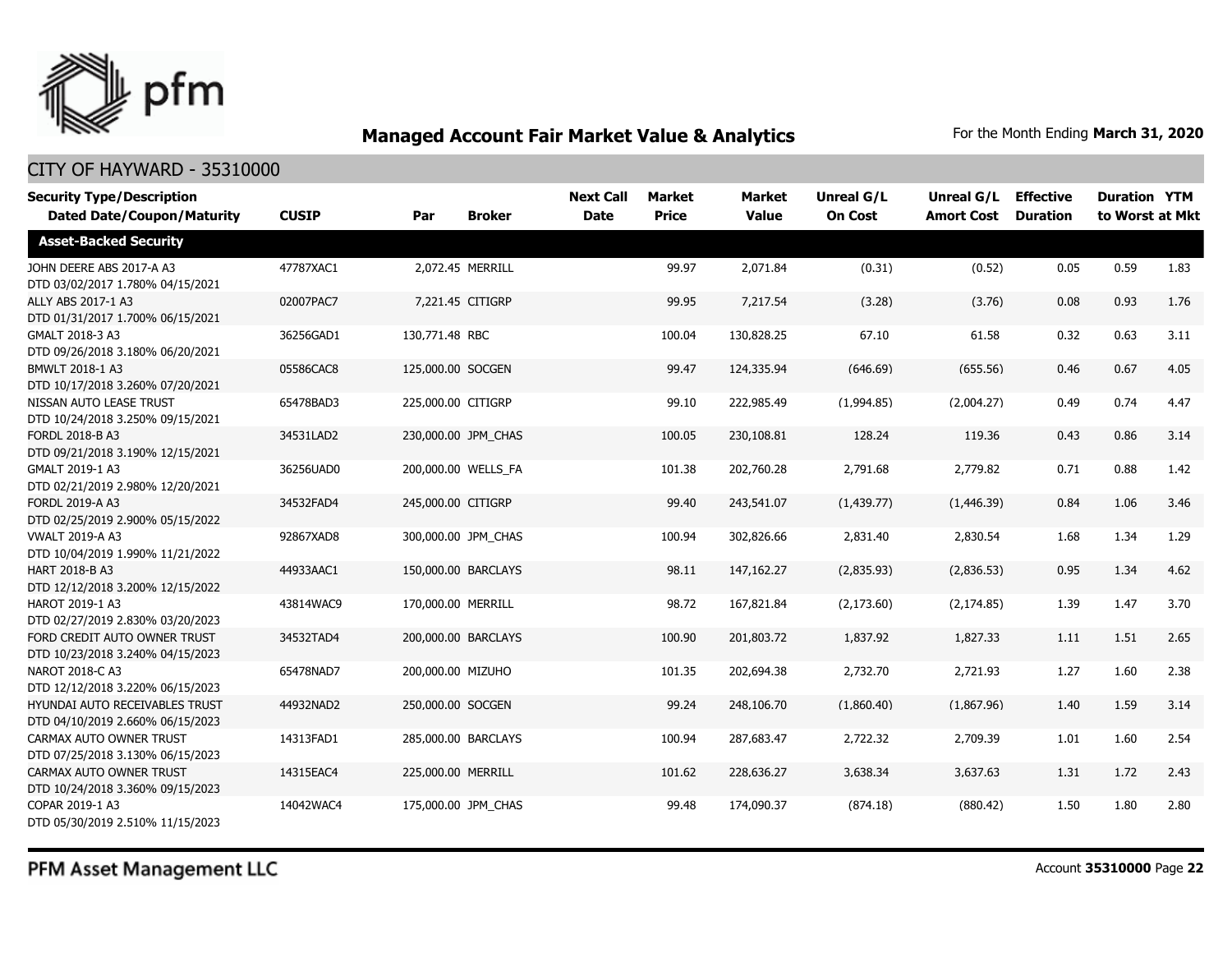# Managed Account Fair Market Value & Analytics

For the Month Ending **March 31, 2020**

## CITY OF HAYWARD - 35310000

| Security Type/Description Dated Date/Coupon/Maturity | CUSIP | Par | Broker | Next Call Date | Market Price | Market Value | Unreal G/L On Cost | Unreal G/L Amort Cost | Effective Duration | Duration to Worst | YTM at Mkt |
|---|---|---|---|---|---|---|---|---|---|---|---|
| **Asset-Backed Security** | | | | | | | | | | | |
| JOHN DEERE ABS 2017-A A3 DTD 03/02/2017 1.780% 04/15/2021 | 47787XAC1 | 2,072.45 | MERRILL | | 99.97 | 2,071.84 | (0.31) | (0.52) | 0.05 | 0.59 | 1.83 |
| ALLY ABS 2017-1 A3 DTD 01/31/2017 1.700% 06/15/2021 | 02007PAC7 | 7,221.45 | CITIGRP | | 99.95 | 7,217.54 | (3.28) | (3.76) | 0.08 | 0.93 | 1.76 |
| GMALT 2018-3 A3 DTD 09/26/2018 3.180% 06/20/2021 | 36256GAD1 | 130,771.48 | RBC | | 100.04 | 130,828.25 | 67.10 | 61.58 | 0.32 | 0.63 | 3.11 |
| BMWLT 2018-1 A3 DTD 10/17/2018 3.260% 07/20/2021 | 05586CAC8 | 125,000.00 | SOCGEN | | 99.47 | 124,335.94 | (646.69) | (655.56) | 0.46 | 0.67 | 4.05 |
| NISSAN AUTO LEASE TRUST DTD 10/24/2018 3.250% 09/15/2021 | 65478BAD3 | 225,000.00 | CITIGRP | | 99.10 | 222,985.49 | (1,994.85) | (2,004.27) | 0.49 | 0.74 | 4.47 |
| FORDL 2018-B A3 DTD 09/21/2018 3.190% 12/15/2021 | 34531LAD2 | 230,000.00 | JPM_CHAS | | 100.05 | 230,108.81 | 128.24 | 119.36 | 0.43 | 0.86 | 3.14 |
| GMALT 2019-1 A3 DTD 02/21/2019 2.980% 12/20/2021 | 36256UAD0 | 200,000.00 | WELLS_FA | | 101.38 | 202,760.28 | 2,791.68 | 2,779.82 | 0.71 | 0.88 | 1.42 |
| FORDL 2019-A A3 DTD 02/25/2019 2.900% 05/15/2022 | 34532FAD4 | 245,000.00 | CITIGRP | | 99.40 | 243,541.07 | (1,439.77) | (1,446.39) | 0.84 | 1.06 | 3.46 |
| VWALT 2019-A A3 DTD 10/04/2019 1.990% 11/21/2022 | 92867XAD8 | 300,000.00 | JPM_CHAS | | 100.94 | 302,826.66 | 2,831.40 | 2,830.54 | 1.68 | 1.34 | 1.29 |
| HART 2018-B A3 DTD 12/12/2018 3.200% 12/15/2022 | 44933AAC1 | 150,000.00 | BARCLAYS | | 98.11 | 147,162.27 | (2,835.93) | (2,836.53) | 0.95 | 1.34 | 4.62 |
| HAROT 2019-1 A3 DTD 02/27/2019 2.830% 03/20/2023 | 43814WAC9 | 170,000.00 | MERRILL | | 98.72 | 167,821.84 | (2,173.60) | (2,174.85) | 1.39 | 1.47 | 3.70 |
| FORD CREDIT AUTO OWNER TRUST DTD 10/23/2018 3.240% 04/15/2023 | 34532TAD4 | 200,000.00 | BARCLAYS | | 100.90 | 201,803.72 | 1,837.92 | 1,827.33 | 1.11 | 1.51 | 2.65 |
| NAROT 2018-C A3 DTD 12/12/2018 3.220% 06/15/2023 | 65478NAD7 | 200,000.00 | MIZUHO | | 101.35 | 202,694.38 | 2,732.70 | 2,721.93 | 1.27 | 1.60 | 2.38 |
| HYUNDAI AUTO RECEIVABLES TRUST DTD 04/10/2019 2.660% 06/15/2023 | 44932NAD2 | 250,000.00 | SOCGEN | | 99.24 | 248,106.70 | (1,860.40) | (1,867.96) | 1.40 | 1.59 | 3.14 |
| CARMAX AUTO OWNER TRUST DTD 07/25/2018 3.130% 06/15/2023 | 14313FAD1 | 285,000.00 | BARCLAYS | | 100.94 | 287,683.47 | 2,722.32 | 2,709.39 | 1.01 | 1.60 | 2.54 |
| CARMAX AUTO OWNER TRUST DTD 10/24/2018 3.360% 09/15/2023 | 14315EAC4 | 225,000.00 | MERRILL | | 101.62 | 228,636.27 | 3,638.34 | 3,637.63 | 1.31 | 1.72 | 2.43 |
| COPAR 2019-1 A3 DTD 05/30/2019 2.510% 11/15/2023 | 14042WAC4 | 175,000.00 | JPM_CHAS | | 99.48 | 174,090.37 | (874.18) | (880.42) | 1.50 | 1.80 | 2.80 |

PFM Asset Management LLC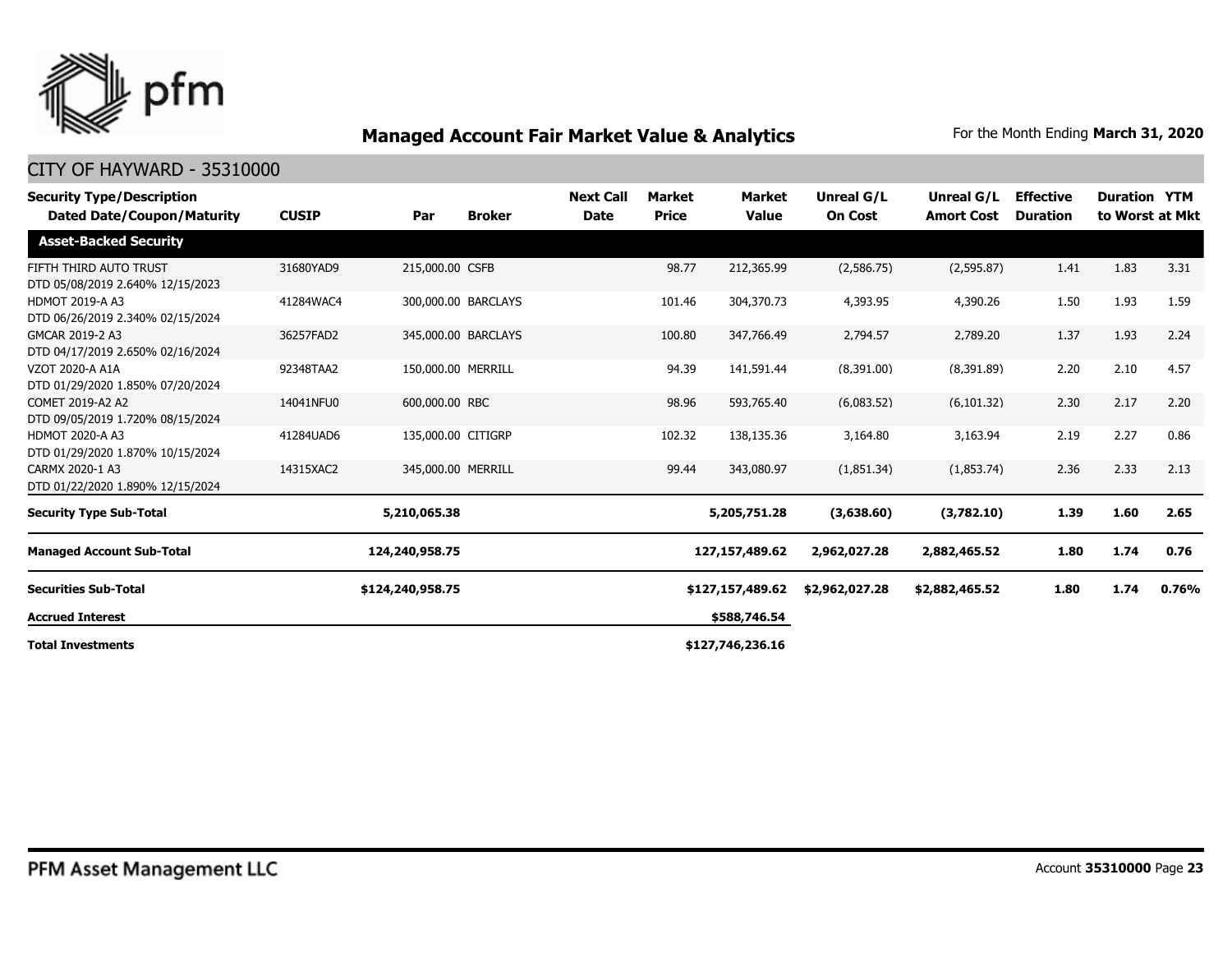## Managed Account Fair Market Value & Analytics

For the Month Ending **March 31, 2020**

### CITY OF HAYWARD - 35310000

| Security Type/Description Dated Date/Coupon/Maturity | CUSIP | Par | Broker | Next Call Date | Market Price | Market Value | Unreal G/L On Cost | Unreal G/L Amort Cost | Effective Duration | Duration to Worst | YTM at Mkt |
|---|---|---|---|---|---|---|---|---|---|---|---|
| **Asset-Backed Security** | | | | | | | | | | | |
| FIFTH THIRD AUTO TRUST DTD 05/08/2019 2.640% 12/15/2023 | 31680YAD9 | 215,000.00 | CSFB | | 98.77 | 212,365.99 | (2,586.75) | (2,595.87) | 1.41 | 1.83 | 3.31 |
| HDMOT 2019-A A3 DTD 06/26/2019 2.340% 02/15/2024 | 41284WAC4 | 300,000.00 | BARCLAYS | | 101.46 | 304,370.73 | 4,393.95 | 4,390.26 | 1.50 | 1.93 | 1.59 |
| GMCAR 2019-2 A3 DTD 04/17/2019 2.650% 02/16/2024 | 36257FAD2 | 345,000.00 | BARCLAYS | | 100.80 | 347,766.49 | 2,794.57 | 2,789.20 | 1.37 | 1.93 | 2.24 |
| VZOT 2020-A A1A DTD 01/29/2020 1.850% 07/20/2024 | 92348TAA2 | 150,000.00 | MERRILL | | 94.39 | 141,591.44 | (8,391.00) | (8,391.89) | 2.20 | 2.10 | 4.57 |
| COMET 2019-A2 A2 DTD 09/05/2019 1.720% 08/15/2024 | 14041NFU0 | 600,000.00 | RBC | | 98.96 | 593,765.40 | (6,083.52) | (6,101.32) | 2.30 | 2.17 | 2.20 |
| HDMOT 2020-A A3 DTD 01/29/2020 1.870% 10/15/2024 | 41284UAD6 | 135,000.00 | CITIGRP | | 102.32 | 138,135.36 | 3,164.80 | 3,163.94 | 2.19 | 2.27 | 0.86 |
| CARMX 2020-1 A3 DTD 01/22/2020 1.890% 12/15/2024 | 14315XAC2 | 345,000.00 | MERRILL | | 99.44 | 343,080.97 | (1,851.34) | (1,853.74) | 2.36 | 2.33 | 2.13 |
| **Security Type Sub-Total** | | **5,210,065.38** | | | | **5,205,751.28** | **(3,638.60)** | **(3,782.10)** | **1.39** | **1.60** | **2.65** |
| **Managed Account Sub-Total** | | **124,240,958.75** | | | | **127,157,489.62** | **2,962,027.28** | **2,882,465.52** | **1.80** | **1.74** | **0.76** |
| **Securities Sub-Total** | | **$124,240,958.75** | | | | **$127,157,489.62** | **$2,962,027.28** | **$2,882,465.52** | **1.80** | **1.74** | **0.76%** |
| **Accrued Interest** | | | | | | **$588,746.54** | | | | | |
| **Total Investments** | | | | | | **$127,746,236.16** | | | | | |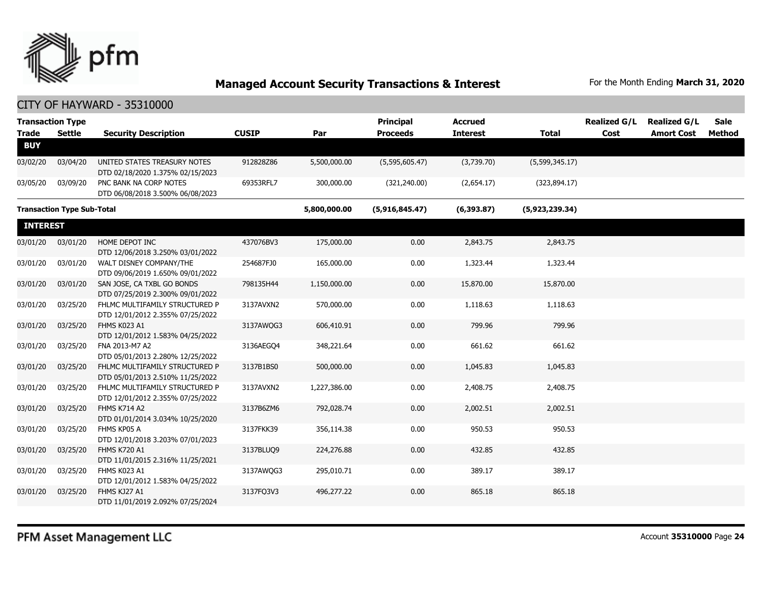# Managed Account Security Transactions & Interest

For the Month Ending **March 31, 2020**

## CITY OF HAYWARD - 35310000

| Transaction Type Trade | Settle | Security Description | CUSIP | Par | Principal Proceeds | Accrued Interest | Total | Realized G/L Cost | Realized G/L Amort Cost | Sale Method |
|---|---|---|---|---|---|---|---|---|---|---|
| **BUY** | | | | | | | | | | |
| 03/02/20 | 03/04/20 | UNITED STATES TREASURY NOTES DTD 02/18/2020 1.375% 02/15/2023 | 912828Z86 | 5,500,000.00 | (5,595,605.47) | (3,739.70) | (5,599,345.17) | | | |
| 03/05/20 | 03/09/20 | PNC BANK NA CORP NOTES DTD 06/08/2018 3.500% 06/08/2023 | 69353RFL7 | 300,000.00 | (321,240.00) | (2,654.17) | (323,894.17) | | | |
| **Transaction Type Sub-Total** | | | | **5,800,000.00** | **(5,916,845.47)** | **(6,393.87)** | **(5,923,239.34)** | | | |
| **INTEREST** | | | | | | | | | | |
| 03/01/20 | 03/01/20 | HOME DEPOT INC DTD 12/06/2018 3.250% 03/01/2022 | 437076BV3 | 175,000.00 | 0.00 | 2,843.75 | 2,843.75 | | | |
| 03/01/20 | 03/01/20 | WALT DISNEY COMPANY/THE DTD 09/06/2019 1.650% 09/01/2022 | 254687FJ0 | 165,000.00 | 0.00 | 1,323.44 | 1,323.44 | | | |
| 03/01/20 | 03/01/20 | SAN JOSE, CA TXBL GO BONDS DTD 07/25/2019 2.300% 09/01/2022 | 798135H44 | 1,150,000.00 | 0.00 | 15,870.00 | 15,870.00 | | | |
| 03/01/20 | 03/25/20 | FHLMC MULTIFAMILY STRUCTURED P DTD 12/01/2012 2.355% 07/25/2022 | 3137AVXN2 | 570,000.00 | 0.00 | 1,118.63 | 1,118.63 | | | |
| 03/01/20 | 03/25/20 | FHMS K023 A1 DTD 12/01/2012 1.583% 04/25/2022 | 3137AWQG3 | 606,410.91 | 0.00 | 799.96 | 799.96 | | | |
| 03/01/20 | 03/25/20 | FNA 2013-M7 A2 DTD 05/01/2013 2.280% 12/25/2022 | 3136AEGQ4 | 348,221.64 | 0.00 | 661.62 | 661.62 | | | |
| 03/01/20 | 03/25/20 | FHLMC MULTIFAMILY STRUCTURED P DTD 05/01/2013 2.510% 11/25/2022 | 3137B1BS0 | 500,000.00 | 0.00 | 1,045.83 | 1,045.83 | | | |
| 03/01/20 | 03/25/20 | FHLMC MULTIFAMILY STRUCTURED P DTD 12/01/2012 2.355% 07/25/2022 | 3137AVXN2 | 1,227,386.00 | 0.00 | 2,408.75 | 2,408.75 | | | |
| 03/01/20 | 03/25/20 | FHMS K714 A2 DTD 01/01/2014 3.034% 10/25/2020 | 3137B6ZM6 | 792,028.74 | 0.00 | 2,002.51 | 2,002.51 | | | |
| 03/01/20 | 03/25/20 | FHMS KP05 A DTD 12/01/2018 3.203% 07/01/2023 | 3137FKK39 | 356,114.38 | 0.00 | 950.53 | 950.53 | | | |
| 03/01/20 | 03/25/20 | FHMS K720 A1 DTD 11/01/2015 2.316% 11/25/2021 | 3137BLUQ9 | 224,276.88 | 0.00 | 432.85 | 432.85 | | | |
| 03/01/20 | 03/25/20 | FHMS K023 A1 DTD 12/01/2012 1.583% 04/25/2022 | 3137AWQG3 | 295,010.71 | 0.00 | 389.17 | 389.17 | | | |
| 03/01/20 | 03/25/20 | FHMS KJ27 A1 DTD 11/01/2019 2.092% 07/25/2024 | 3137FQ3V3 | 496,277.22 | 0.00 | 865.18 | 865.18 | | | |

PFM Asset Management LLC

Account **35310000**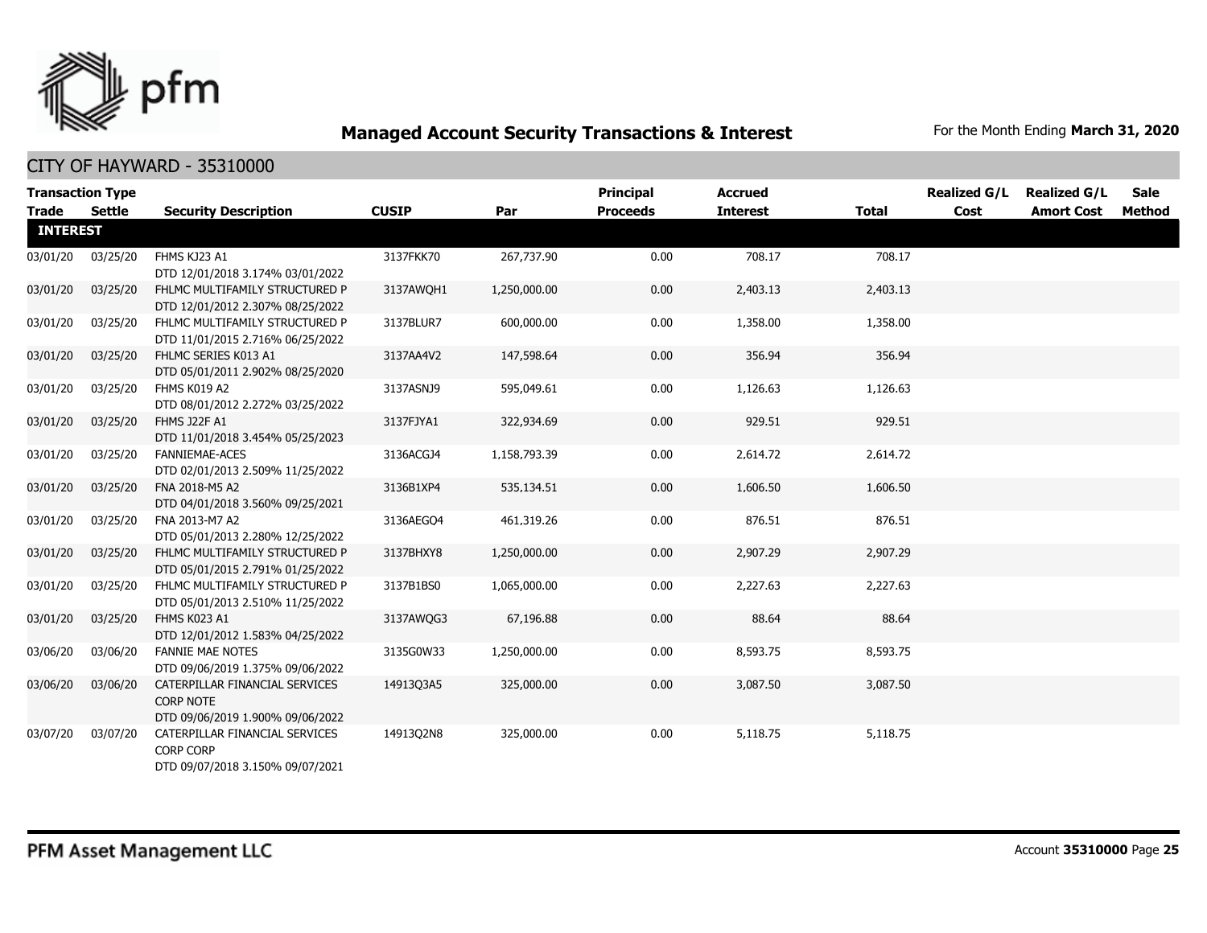## Managed Account Security Transactions & Interest

For the Month Ending **March 31, 2020**

### CITY OF HAYWARD - 35310000

| Transaction Type Trade | Settle | Security Description | CUSIP | Par | Principal Proceeds | Accrued Interest | Total | Realized G/L Cost | Realized G/L Amort Cost | Sale Method |
|---|---|---|---|---|---|---|---|---|---|---|
| **INTEREST** | | | | | | | | | | |
| 03/01/20 | 03/25/20 | FHMS KJ23 A1 DTD 12/01/2018 3.174% 03/01/2022 | 3137FKK70 | 267,737.90 | 0.00 | 708.17 | 708.17 | | | |
| 03/01/20 | 03/25/20 | FHLMC MULTIFAMILY STRUCTURED P DTD 12/01/2012 2.307% 08/25/2022 | 3137AWQH1 | 1,250,000.00 | 0.00 | 2,403.13 | 2,403.13 | | | |
| 03/01/20 | 03/25/20 | FHLMC MULTIFAMILY STRUCTURED P DTD 11/01/2015 2.716% 06/25/2022 | 3137BLUR7 | 600,000.00 | 0.00 | 1,358.00 | 1,358.00 | | | |
| 03/01/20 | 03/25/20 | FHLMC SERIES K013 A1 DTD 05/01/2011 2.902% 08/25/2020 | 3137AA4V2 | 147,598.64 | 0.00 | 356.94 | 356.94 | | | |
| 03/01/20 | 03/25/20 | FHMS K019 A2 DTD 08/01/2012 2.272% 03/25/2022 | 3137ASNJ9 | 595,049.61 | 0.00 | 1,126.63 | 1,126.63 | | | |
| 03/01/20 | 03/25/20 | FHMS J22F A1 DTD 11/01/2018 3.454% 05/25/2023 | 3137FJYA1 | 322,934.69 | 0.00 | 929.51 | 929.51 | | | |
| 03/01/20 | 03/25/20 | FANNIEMAE-ACES DTD 02/01/2013 2.509% 11/25/2022 | 3136ACGJ4 | 1,158,793.39 | 0.00 | 2,614.72 | 2,614.72 | | | |
| 03/01/20 | 03/25/20 | FNA 2018-M5 A2 DTD 04/01/2018 3.560% 09/25/2021 | 3136B1XP4 | 535,134.51 | 0.00 | 1,606.50 | 1,606.50 | | | |
| 03/01/20 | 03/25/20 | FNA 2013-M7 A2 DTD 05/01/2013 2.280% 12/25/2022 | 3136AEGQ4 | 461,319.26 | 0.00 | 876.51 | 876.51 | | | |
| 03/01/20 | 03/25/20 | FHLMC MULTIFAMILY STRUCTURED P DTD 05/01/2015 2.791% 01/25/2022 | 3137BHXY8 | 1,250,000.00 | 0.00 | 2,907.29 | 2,907.29 | | | |
| 03/01/20 | 03/25/20 | FHLMC MULTIFAMILY STRUCTURED P DTD 05/01/2013 2.510% 11/25/2022 | 3137B1BS0 | 1,065,000.00 | 0.00 | 2,227.63 | 2,227.63 | | | |
| 03/01/20 | 03/25/20 | FHMS K023 A1 DTD 12/01/2012 1.583% 04/25/2022 | 3137AWQG3 | 67,196.88 | 0.00 | 88.64 | 88.64 | | | |
| 03/06/20 | 03/06/20 | FANNIE MAE NOTES DTD 09/06/2019 1.375% 09/06/2022 | 3135G0W33 | 1,250,000.00 | 0.00 | 8,593.75 | 8,593.75 | | | |
| 03/06/20 | 03/06/20 | CATERPILLAR FINANCIAL SERVICES CORP NOTE DTD 09/06/2019 1.900% 09/06/2022 | 14913Q3A5 | 325,000.00 | 0.00 | 3,087.50 | 3,087.50 | | | |
| 03/07/20 | 03/07/20 | CATERPILLAR FINANCIAL SERVICES CORP CORP DTD 09/07/2018 3.150% 09/07/2021 | 14913Q2N8 | 325,000.00 | 0.00 | 5,118.75 | 5,118.75 | | | |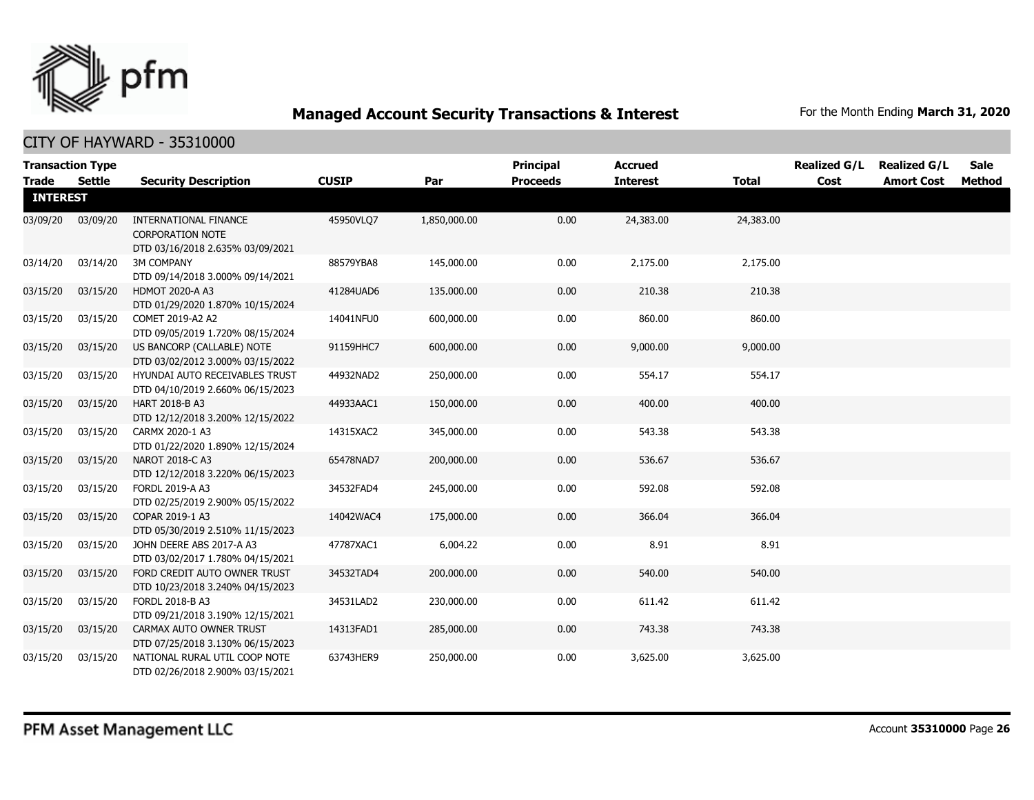## Managed Account Security Transactions & Interest

For the Month Ending **March 31, 2020**

### CITY OF HAYWARD - 35310000

| Transaction Type Trade | Settle | Security Description | CUSIP | Par | Principal Proceeds | Accrued Interest | Total | Realized G/L Cost | Realized G/L Amort Cost | Sale Method |
|---|---|---|---|---|---|---|---|---|---|---|
| **INTEREST** | | | | | | | | | | |
| 03/09/20 | 03/09/20 | INTERNATIONAL FINANCE CORPORATION NOTE DTD 03/16/2018 2.635% 03/09/2021 | 45950VLQ7 | 1,850,000.00 | 0.00 | 24,383.00 | 24,383.00 | | | |
| 03/14/20 | 03/14/20 | 3M COMPANY DTD 09/14/2018 3.000% 09/14/2021 | 88579YBA8 | 145,000.00 | 0.00 | 2,175.00 | 2,175.00 | | | |
| 03/15/20 | 03/15/20 | HDMOT 2020-A A3 DTD 01/29/2020 1.870% 10/15/2024 | 41284UAD6 | 135,000.00 | 0.00 | 210.38 | 210.38 | | | |
| 03/15/20 | 03/15/20 | COMET 2019-A2 A2 DTD 09/05/2019 1.720% 08/15/2024 | 14041NFU0 | 600,000.00 | 0.00 | 860.00 | 860.00 | | | |
| 03/15/20 | 03/15/20 | US BANCORP (CALLABLE) NOTE DTD 03/02/2012 3.000% 03/15/2022 | 91159HHC7 | 600,000.00 | 0.00 | 9,000.00 | 9,000.00 | | | |
| 03/15/20 | 03/15/20 | HYUNDAI AUTO RECEIVABLES TRUST DTD 04/10/2019 2.660% 06/15/2023 | 44932NAD2 | 250,000.00 | 0.00 | 554.17 | 554.17 | | | |
| 03/15/20 | 03/15/20 | HART 2018-B A3 DTD 12/12/2018 3.200% 12/15/2022 | 44933AAC1 | 150,000.00 | 0.00 | 400.00 | 400.00 | | | |
| 03/15/20 | 03/15/20 | CARMX 2020-1 A3 DTD 01/22/2020 1.890% 12/15/2024 | 14315XAC2 | 345,000.00 | 0.00 | 543.38 | 543.38 | | | |
| 03/15/20 | 03/15/20 | NAROT 2018-C A3 DTD 12/12/2018 3.220% 06/15/2023 | 65478NAD7 | 200,000.00 | 0.00 | 536.67 | 536.67 | | | |
| 03/15/20 | 03/15/20 | FORDL 2019-A A3 DTD 02/25/2019 2.900% 05/15/2022 | 34532FAD4 | 245,000.00 | 0.00 | 592.08 | 592.08 | | | |
| 03/15/20 | 03/15/20 | COPAR 2019-1 A3 DTD 05/30/2019 2.510% 11/15/2023 | 14042WAC4 | 175,000.00 | 0.00 | 366.04 | 366.04 | | | |
| 03/15/20 | 03/15/20 | JOHN DEERE ABS 2017-A A3 DTD 03/02/2017 1.780% 04/15/2021 | 47787XAC1 | 6,004.22 | 0.00 | 8.91 | 8.91 | | | |
| 03/15/20 | 03/15/20 | FORD CREDIT AUTO OWNER TRUST DTD 10/23/2018 3.240% 04/15/2023 | 34532TAD4 | 200,000.00 | 0.00 | 540.00 | 540.00 | | | |
| 03/15/20 | 03/15/20 | FORDL 2018-B A3 DTD 09/21/2018 3.190% 12/15/2021 | 34531LAD2 | 230,000.00 | 0.00 | 611.42 | 611.42 | | | |
| 03/15/20 | 03/15/20 | CARMAX AUTO OWNER TRUST DTD 07/25/2018 3.130% 06/15/2023 | 14313FAD1 | 285,000.00 | 0.00 | 743.38 | 743.38 | | | |
| 03/15/20 | 03/15/20 | NATIONAL RURAL UTIL COOP NOTE DTD 02/26/2018 2.900% 03/15/2021 | 63743HER9 | 250,000.00 | 0.00 | 3,625.00 | 3,625.00 | | | |

PFM Asset Management LLC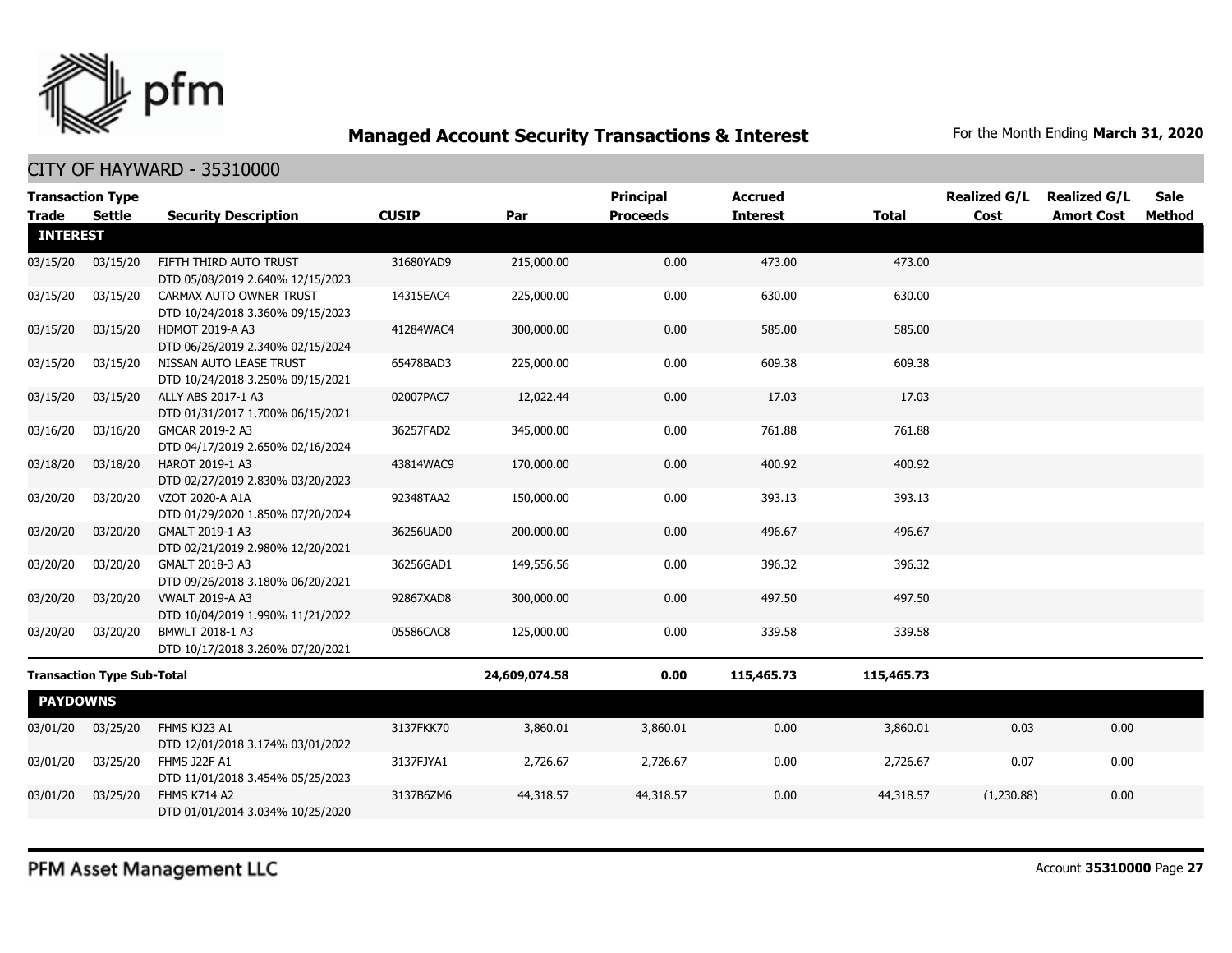## Managed Account Security Transactions & Interest

For the Month Ending **March 31, 2020**

### CITY OF HAYWARD - 35310000

| Transaction Type Trade | Settle | Security Description | CUSIP | Par | Principal Proceeds | Accrued Interest | Total | Realized G/L Cost | Realized G/L Amort Cost | Sale Method |
|---|---|---|---|---|---|---|---|---|---|---|
| **INTEREST** | | | | | | | | | | |
| 03/15/20 | 03/15/20 | FIFTH THIRD AUTO TRUST DTD 05/08/2019 2.640% 12/15/2023 | 31680YAD9 | 215,000.00 | 0.00 | 473.00 | 473.00 | | | |
| 03/15/20 | 03/15/20 | CARMAX AUTO OWNER TRUST DTD 10/24/2018 3.360% 09/15/2023 | 14315EAC4 | 225,000.00 | 0.00 | 630.00 | 630.00 | | | |
| 03/15/20 | 03/15/20 | HDMOT 2019-A A3 DTD 06/26/2019 2.340% 02/15/2024 | 41284WAC4 | 300,000.00 | 0.00 | 585.00 | 585.00 | | | |
| 03/15/20 | 03/15/20 | NISSAN AUTO LEASE TRUST DTD 10/24/2018 3.250% 09/15/2021 | 65478BAD3 | 225,000.00 | 0.00 | 609.38 | 609.38 | | | |
| 03/15/20 | 03/15/20 | ALLY ABS 2017-1 A3 DTD 01/31/2017 1.700% 06/15/2021 | 02007PAC7 | 12,022.44 | 0.00 | 17.03 | 17.03 | | | |
| 03/16/20 | 03/16/20 | GMCAR 2019-2 A3 DTD 04/17/2019 2.650% 02/16/2024 | 36257FAD2 | 345,000.00 | 0.00 | 761.88 | 761.88 | | | |
| 03/18/20 | 03/18/20 | HAROT 2019-1 A3 DTD 02/27/2019 2.830% 03/20/2023 | 43814WAC9 | 170,000.00 | 0.00 | 400.92 | 400.92 | | | |
| 03/20/20 | 03/20/20 | VZOT 2020-A A1A DTD 01/29/2020 1.850% 07/20/2024 | 92348TAA2 | 150,000.00 | 0.00 | 393.13 | 393.13 | | | |
| 03/20/20 | 03/20/20 | GMALT 2019-1 A3 DTD 02/21/2019 2.980% 12/20/2021 | 36256UAD0 | 200,000.00 | 0.00 | 496.67 | 496.67 | | | |
| 03/20/20 | 03/20/20 | GMALT 2018-3 A3 DTD 09/26/2018 3.180% 06/20/2021 | 36256GAD1 | 149,556.56 | 0.00 | 396.32 | 396.32 | | | |
| 03/20/20 | 03/20/20 | VWALT 2019-A A3 DTD 10/04/2019 1.990% 11/21/2022 | 92867XAD8 | 300,000.00 | 0.00 | 497.50 | 497.50 | | | |
| 03/20/20 | 03/20/20 | BMWLT 2018-1 A3 DTD 10/17/2018 3.260% 07/20/2021 | 05586CAC8 | 125,000.00 | 0.00 | 339.58 | 339.58 | | | |
| **Transaction Type Sub-Total** | | | | **24,609,074.58** | **0.00** | **115,465.73** | **115,465.73** | | | |
| **PAYDOWNS** | | | | | | | | | | |
| 03/01/20 | 03/25/20 | FHMS KJ23 A1 DTD 12/01/2018 3.174% 03/01/2022 | 3137FKK70 | 3,860.01 | 3,860.01 | 0.00 | 3,860.01 | 0.03 | 0.00 | |
| 03/01/20 | 03/25/20 | FHMS J22F A1 DTD 11/01/2018 3.454% 05/25/2023 | 3137FJYA1 | 2,726.67 | 2,726.67 | 0.00 | 2,726.67 | 0.07 | 0.00 | |
| 03/01/20 | 03/25/20 | FHMS K714 A2 DTD 01/01/2014 3.034% 10/25/2020 | 3137B6ZM6 | 44,318.57 | 44,318.57 | 0.00 | 44,318.57 | (1,230.88) | 0.00 | |

PFM Asset Management LLC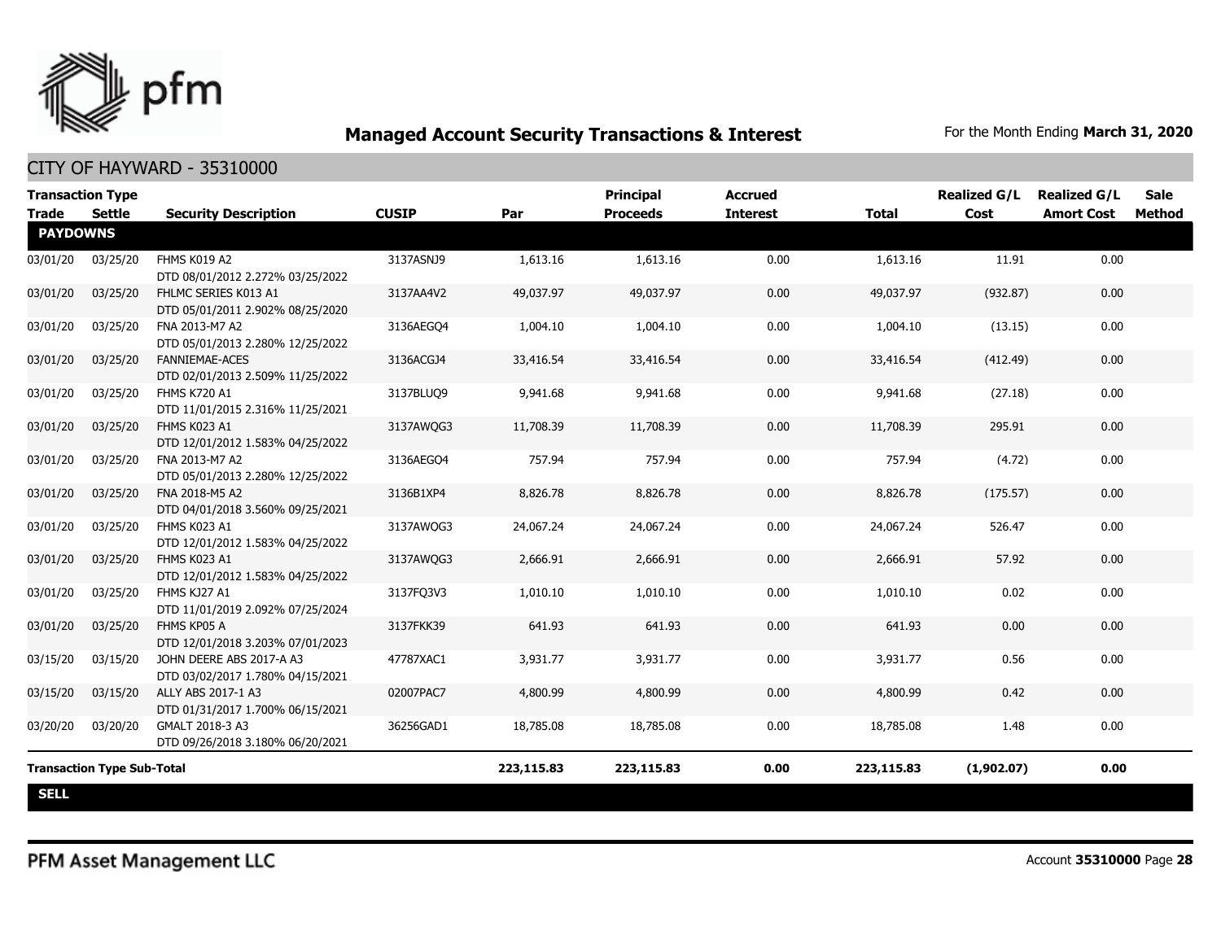## Managed Account Security Transactions & Interest

For the Month Ending **March 31, 2020**

CITY OF HAYWARD - 35310000

| Transaction Type Trade | Settle | Security Description | CUSIP | Par | Principal Proceeds | Accrued Interest | Total | Realized G/L Cost | Realized G/L Amort Cost | Sale Method |
|---|---|---|---|---|---|---|---|---|---|---|
| **PAYDOWNS** | | | | | | | | | | |
| 03/01/20 | 03/25/20 | FHMS K019 A2 DTD 08/01/2012 2.272% 03/25/2022 | 3137ASNJ9 | 1,613.16 | 1,613.16 | 0.00 | 1,613.16 | 11.91 | 0.00 | |
| 03/01/20 | 03/25/20 | FHLMC SERIES K013 A1 DTD 05/01/2011 2.902% 08/25/2020 | 3137AA4V2 | 49,037.97 | 49,037.97 | 0.00 | 49,037.97 | (932.87) | 0.00 | |
| 03/01/20 | 03/25/20 | FNA 2013-M7 A2 DTD 05/01/2013 2.280% 12/25/2022 | 3136AEGQ4 | 1,004.10 | 1,004.10 | 0.00 | 1,004.10 | (13.15) | 0.00 | |
| 03/01/20 | 03/25/20 | FANNIEMAE-ACES DTD 02/01/2013 2.509% 11/25/2022 | 3136ACGJ4 | 33,416.54 | 33,416.54 | 0.00 | 33,416.54 | (412.49) | 0.00 | |
| 03/01/20 | 03/25/20 | FHMS K720 A1 DTD 11/01/2015 2.316% 11/25/2021 | 3137BLUQ9 | 9,941.68 | 9,941.68 | 0.00 | 9,941.68 | (27.18) | 0.00 | |
| 03/01/20 | 03/25/20 | FHMS K023 A1 DTD 12/01/2012 1.583% 04/25/2022 | 3137AWQG3 | 11,708.39 | 11,708.39 | 0.00 | 11,708.39 | 295.91 | 0.00 | |
| 03/01/20 | 03/25/20 | FNA 2013-M7 A2 DTD 05/01/2013 2.280% 12/25/2022 | 3136AEGQ4 | 757.94 | 757.94 | 0.00 | 757.94 | (4.72) | 0.00 | |
| 03/01/20 | 03/25/20 | FNA 2018-M5 A2 DTD 04/01/2018 3.560% 09/25/2021 | 3136B1XP4 | 8,826.78 | 8,826.78 | 0.00 | 8,826.78 | (175.57) | 0.00 | |
| 03/01/20 | 03/25/20 | FHMS K023 A1 DTD 12/01/2012 1.583% 04/25/2022 | 3137AWQG3 | 24,067.24 | 24,067.24 | 0.00 | 24,067.24 | 526.47 | 0.00 | |
| 03/01/20 | 03/25/20 | FHMS K023 A1 DTD 12/01/2012 1.583% 04/25/2022 | 3137AWQG3 | 2,666.91 | 2,666.91 | 0.00 | 2,666.91 | 57.92 | 0.00 | |
| 03/01/20 | 03/25/20 | FHMS KJ27 A1 DTD 11/01/2019 2.092% 07/25/2024 | 3137FQ3V3 | 1,010.10 | 1,010.10 | 0.00 | 1,010.10 | 0.02 | 0.00 | |
| 03/01/20 | 03/25/20 | FHMS KP05 A DTD 12/01/2018 3.203% 07/01/2023 | 3137FKK39 | 641.93 | 641.93 | 0.00 | 641.93 | 0.00 | 0.00 | |
| 03/15/20 | 03/15/20 | JOHN DEERE ABS 2017-A A3 DTD 03/02/2017 1.780% 04/15/2021 | 47787XAC1 | 3,931.77 | 3,931.77 | 0.00 | 3,931.77 | 0.56 | 0.00 | |
| 03/15/20 | 03/15/20 | ALLY ABS 2017-1 A3 DTD 01/31/2017 1.700% 06/15/2021 | 02007PAC7 | 4,800.99 | 4,800.99 | 0.00 | 4,800.99 | 0.42 | 0.00 | |
| 03/20/20 | 03/20/20 | GMALT 2018-3 A3 DTD 09/26/2018 3.180% 06/20/2021 | 36256GAD1 | 18,785.08 | 18,785.08 | 0.00 | 18,785.08 | 1.48 | 0.00 | |
| **Transaction Type Sub-Total** | | | | **223,115.83** | **223,115.83** | **0.00** | **223,115.83** | **(1,902.07)** | **0.00** | |
| **SELL** | | | | | | | | | | |

PFM Asset Management LLC

Account **35310000** Page **28**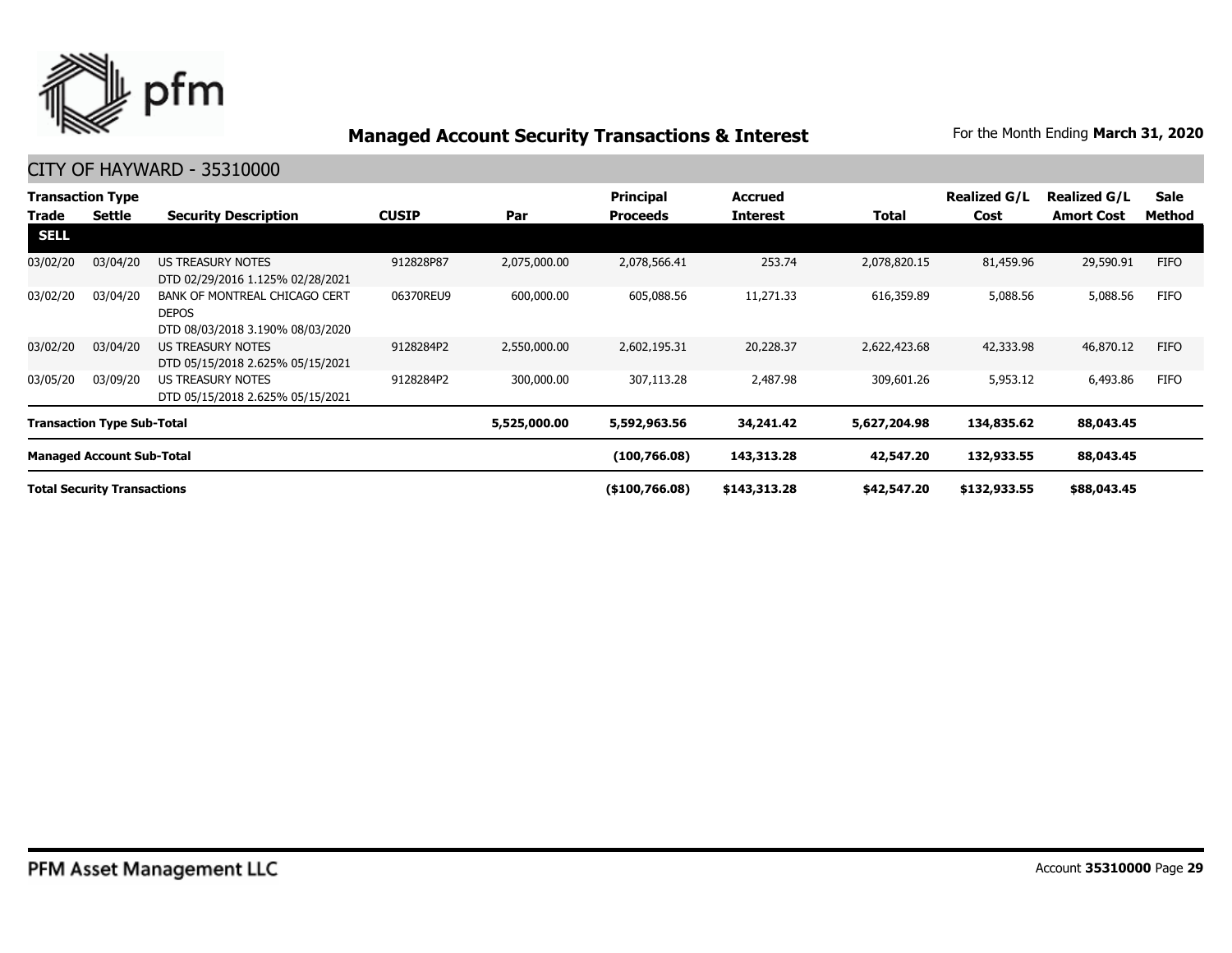## Managed Account Security Transactions & Interest

For the Month Ending **March 31, 2020**

### CITY OF HAYWARD - 35310000

| Transaction Type Trade | Settle | Security Description | CUSIP | Par | Principal Proceeds | Accrued Interest | Total | Realized G/L Cost | Realized G/L Amort Cost | Sale Method |
|---|---|---|---|---|---|---|---|---|---|---|
| **SELL** | | | | | | | | | | |
| 03/02/20 | 03/04/20 | US TREASURY NOTES DTD 02/29/2016 1.125% 02/28/2021 | 912828P87 | 2,075,000.00 | 2,078,566.41 | 253.74 | 2,078,820.15 | 81,459.96 | 29,590.91 | FIFO |
| 03/02/20 | 03/04/20 | BANK OF MONTREAL CHICAGO CERT DEPOS DTD 08/03/2018 3.190% 08/03/2020 | 06370REU9 | 600,000.00 | 605,088.56 | 11,271.33 | 616,359.89 | 5,088.56 | 5,088.56 | FIFO |
| 03/02/20 | 03/04/20 | US TREASURY NOTES DTD 05/15/2018 2.625% 05/15/2021 | 9128284P2 | 2,550,000.00 | 2,602,195.31 | 20,228.37 | 2,622,423.68 | 42,333.98 | 46,870.12 | FIFO |
| 03/05/20 | 03/09/20 | US TREASURY NOTES DTD 05/15/2018 2.625% 05/15/2021 | 9128284P2 | 300,000.00 | 307,113.28 | 2,487.98 | 309,601.26 | 5,953.12 | 6,493.86 | FIFO |
| **Transaction Type Sub-Total** | | | | **5,525,000.00** | **5,592,963.56** | **34,241.42** | **5,627,204.98** | **134,835.62** | **88,043.45** | |
| **Managed Account Sub-Total** | | | | | **(100,766.08)** | **143,313.28** | **42,547.20** | **132,933.55** | **88,043.45** | |
| **Total Security Transactions** | | | | | **($100,766.08)** | **$143,313.28** | **$42,547.20** | **$132,933.55** | **$88,043.45** | |

PFM Asset Management LLC